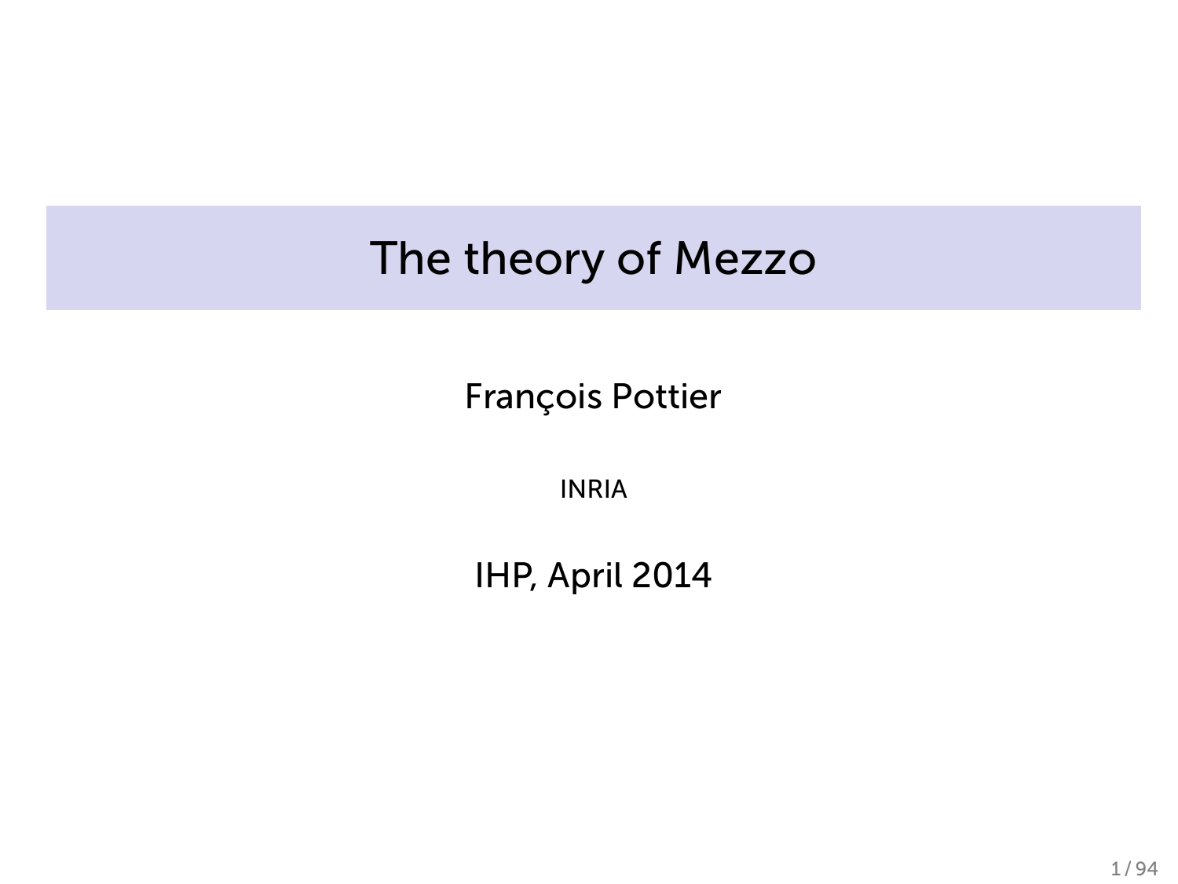# The theory of Mezzo

François Pottier

INRIA

IHP, April 2014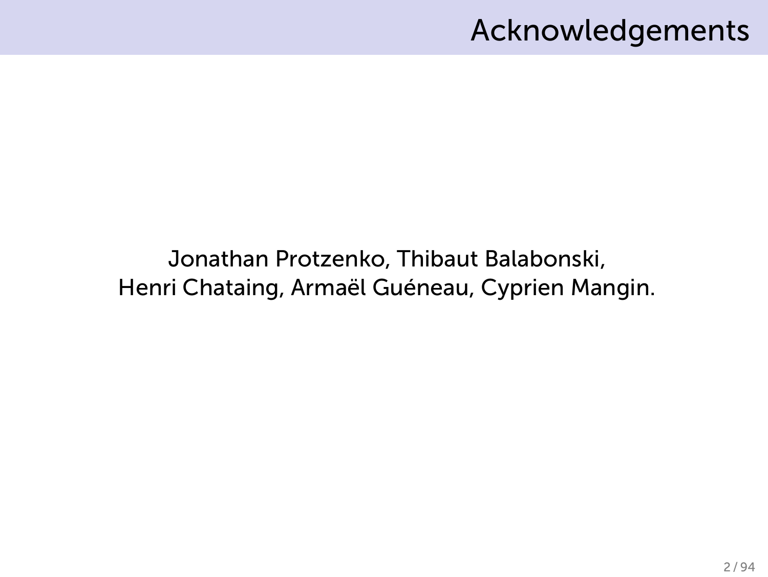# Acknowledgements

Jonathan Protzenko, Thibaut Balabonski,
Henri Chataing, Armaël Guéneau, Cyprien Mangin.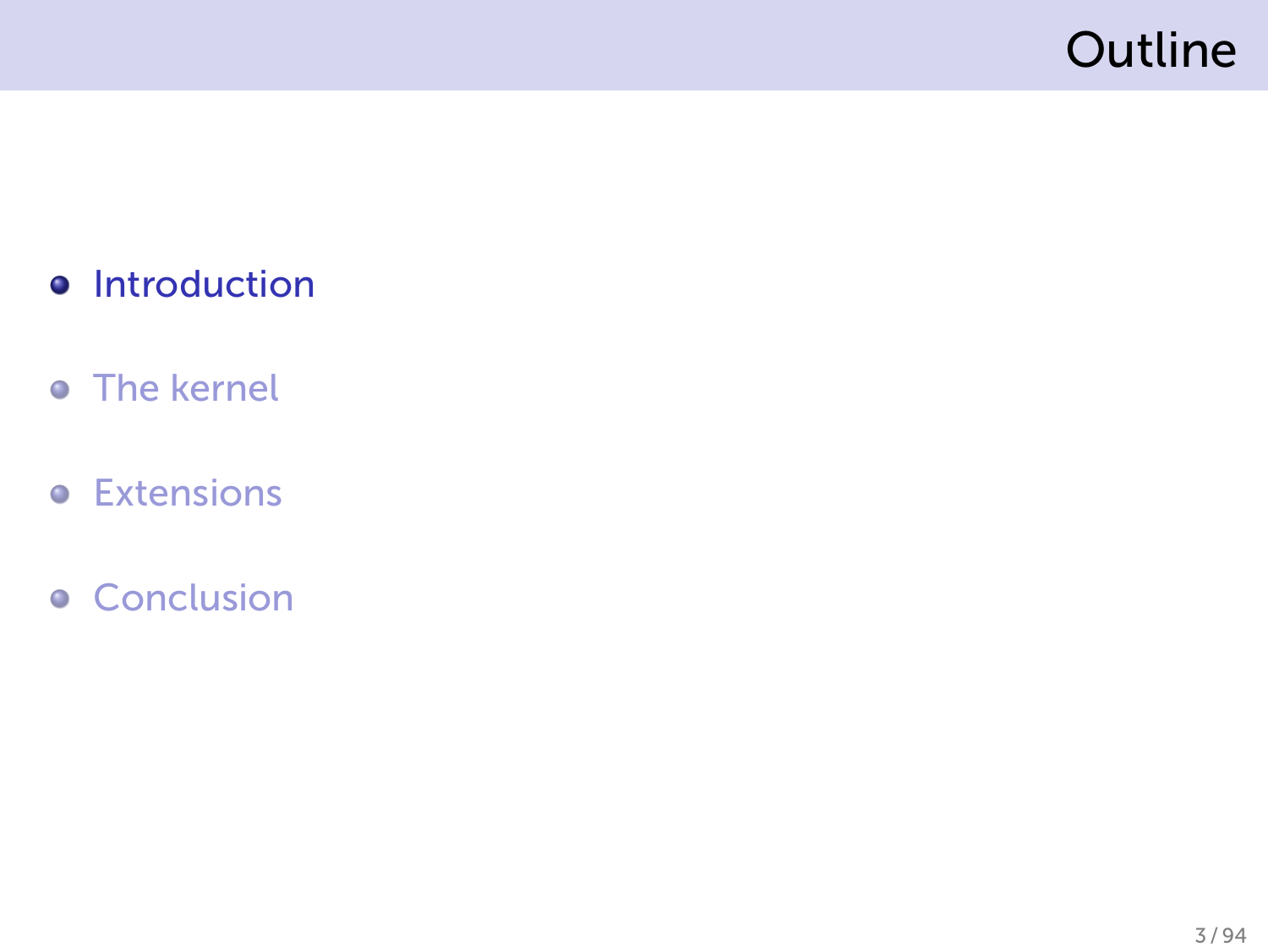# Outline

- Introduction
- The kernel
- Extensions
- Conclusion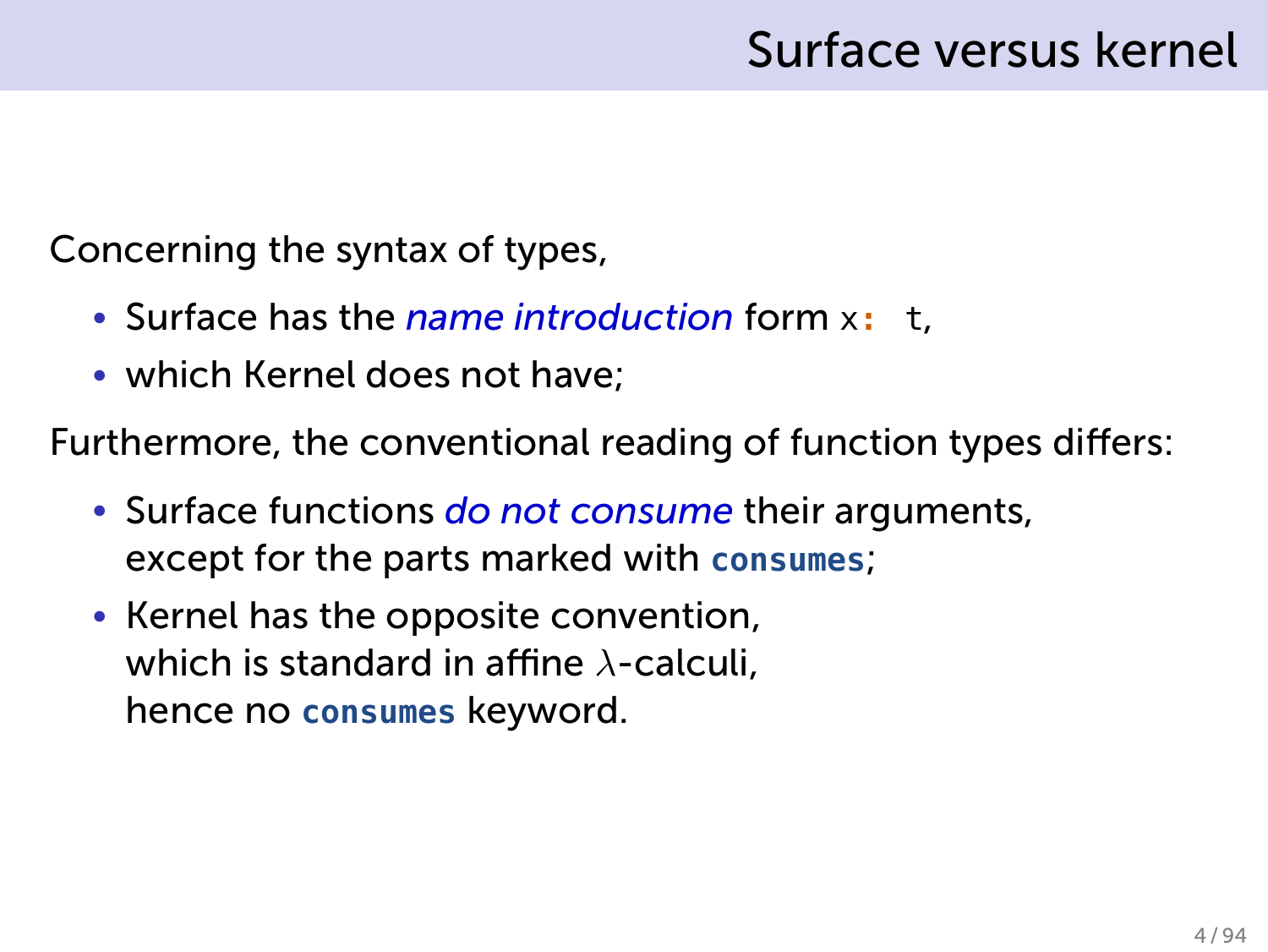# Surface versus kernel

Concerning the syntax of types,

- Surface has the *name introduction* form `x: t`,
- which Kernel does not have;

Furthermore, the conventional reading of function types differs:

- Surface functions *do not consume* their arguments, except for the parts marked with **`consumes`**;
- Kernel has the opposite convention, which is standard in affine $\lambda$-calculi, hence no **`consumes`** keyword.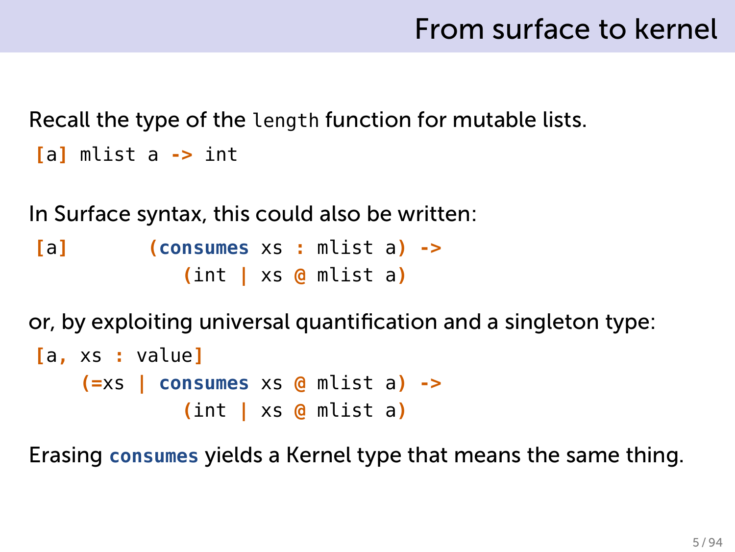# From surface to kernel

Recall the type of the `length` function for mutable lists.

```
[a] mlist a -> int
```

In Surface syntax, this could also be written:

```
[a]       (consumes xs : mlist a) ->
             (int | xs @ mlist a)
```

or, by exploiting universal quantification and a singleton type:

```
[a, xs : value]
    (=xs | consumes xs @ mlist a) ->
             (int | xs @ mlist a)
```

Erasing **`consumes`** yields a Kernel type that means the same thing.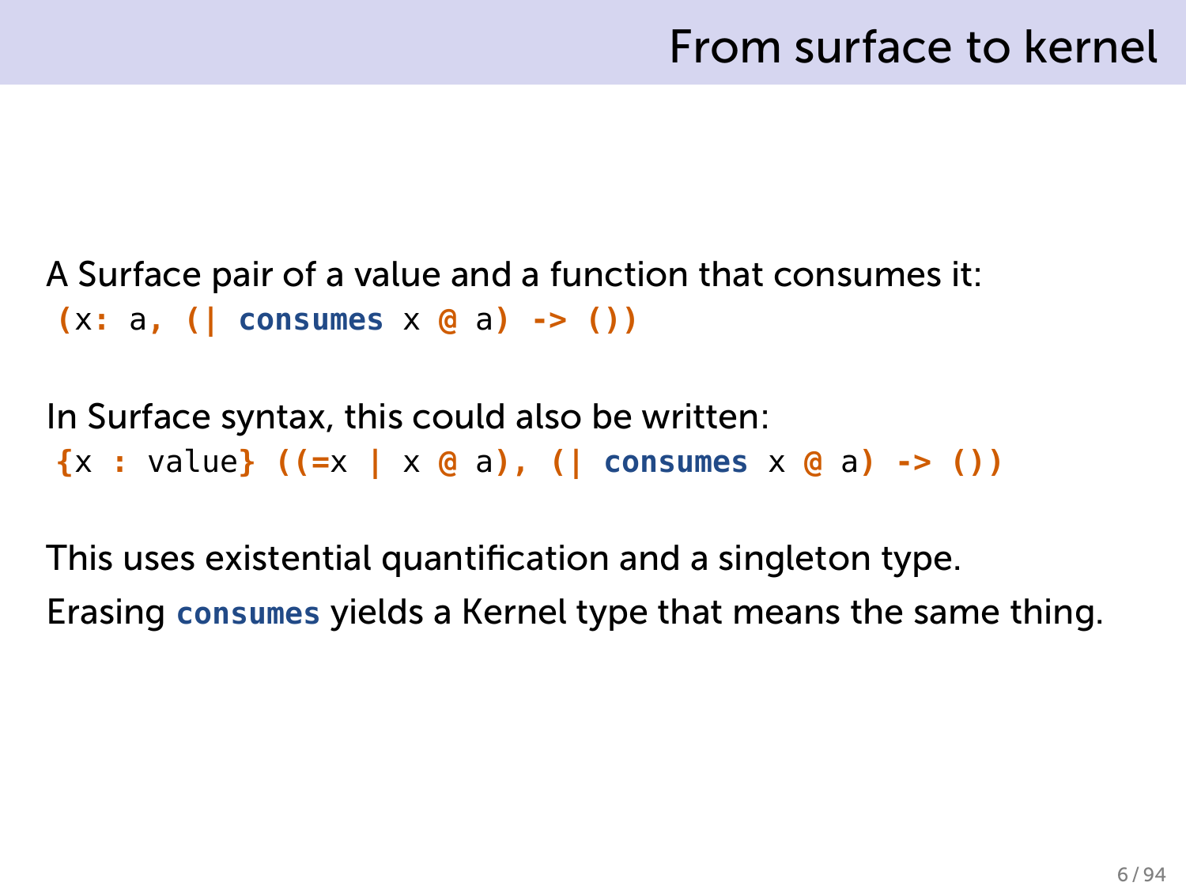# From surface to kernel

A Surface pair of a value and a function that consumes it:

```
(x: a, (| consumes x @ a) -> ())
```

In Surface syntax, this could also be written:

```
{x : value} ((=x | x @ a), (| consumes x @ a) -> ())
```

This uses existential quantification and a singleton type.

Erasing `consumes` yields a Kernel type that means the same thing.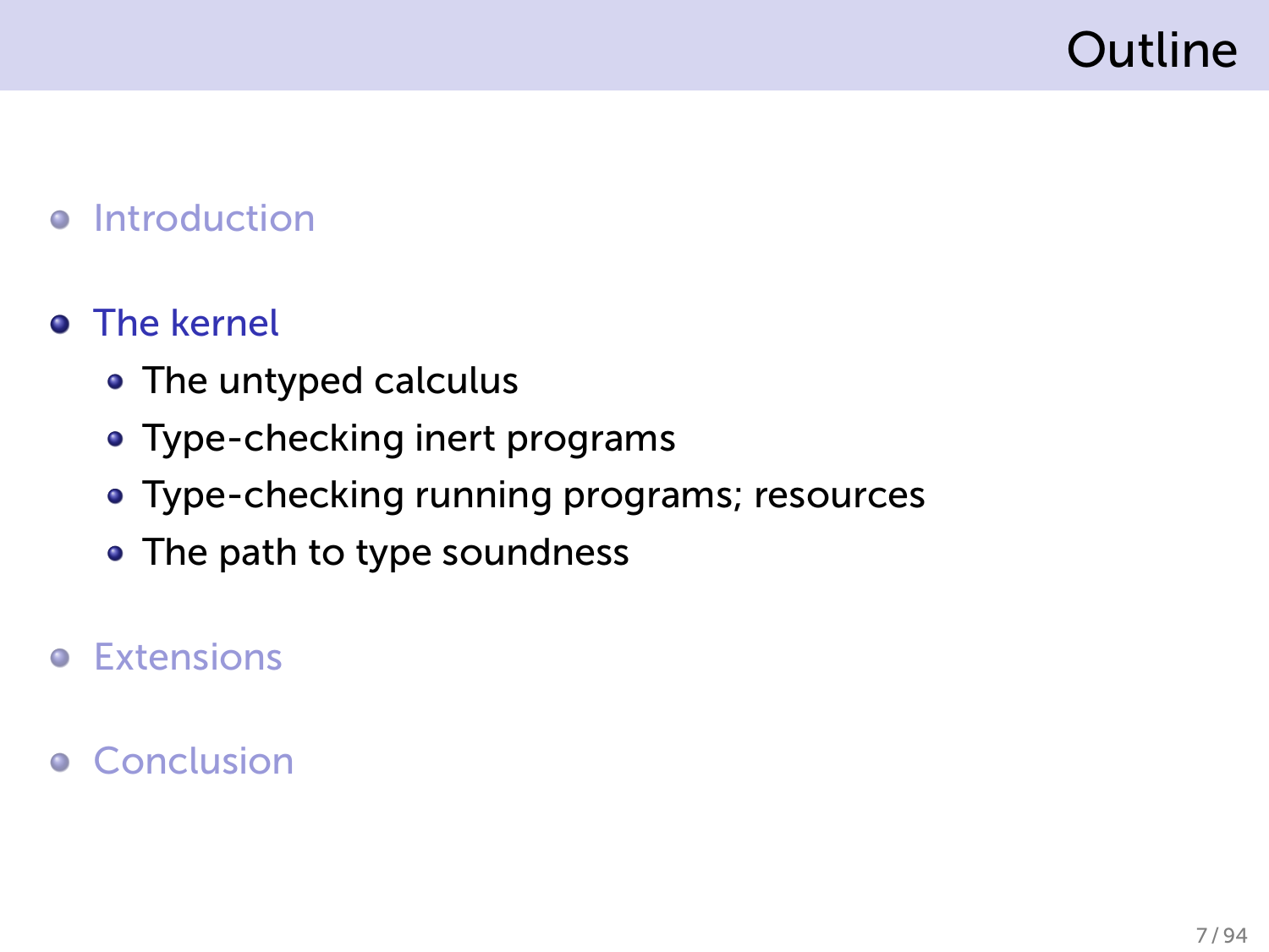# Outline

- Introduction
- The kernel
  - The untyped calculus
  - Type-checking inert programs
  - Type-checking running programs; resources
  - The path to type soundness
- Extensions
- Conclusion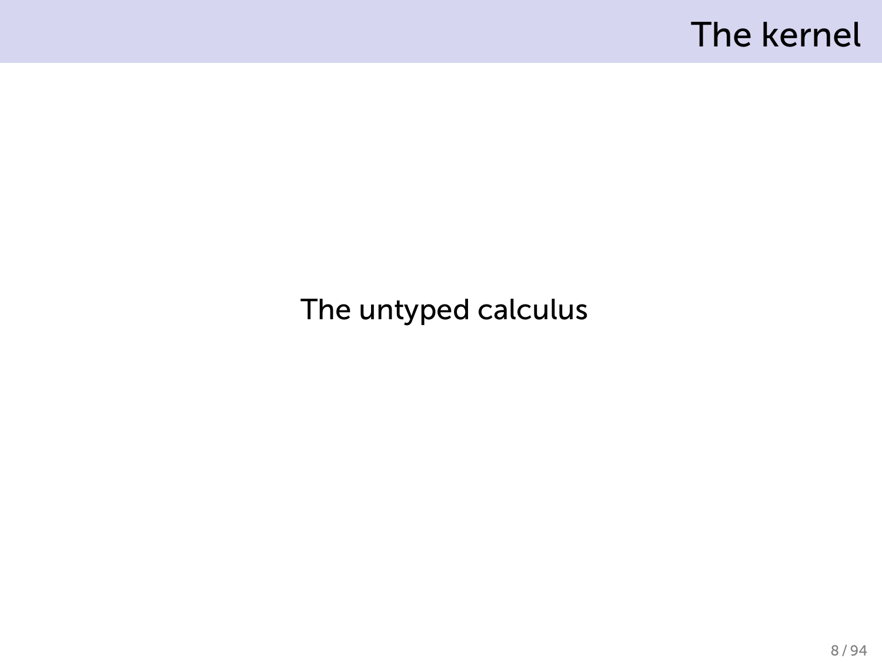# The kernel

The untyped calculus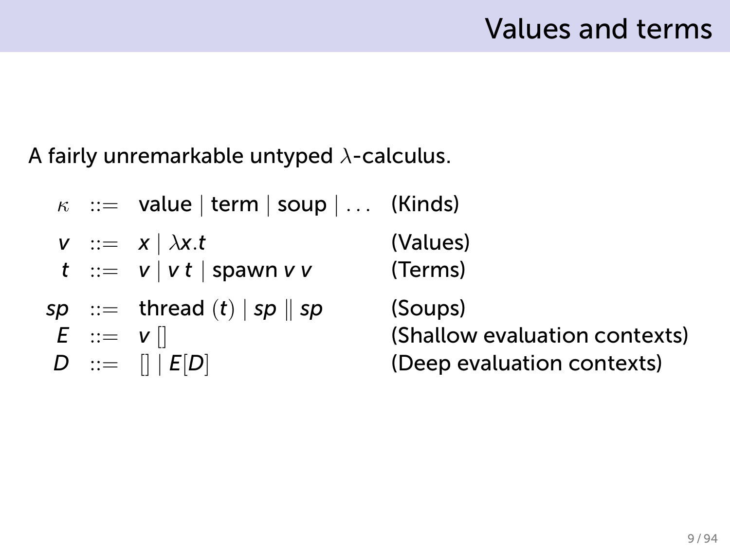# Values and terms

A fairly unremarkable untyped $\lambda$-calculus.

$$
\begin{array}{rcll}
\kappa & ::= & \text{value} \mid \text{term} \mid \text{soup} \mid \ldots & \text{(Kinds)} \\
v & ::= & x \mid \lambda x.t & \text{(Values)} \\
t & ::= & v \mid v\ t \mid \text{spawn}\ v\ v & \text{(Terms)} \\
sp & ::= & \text{thread}\ (t) \mid sp \parallel sp & \text{(Soups)} \\
E & ::= & v\ [] & \text{(Shallow evaluation contexts)} \\
D & ::= & [] \mid E[D] & \text{(Deep evaluation contexts)}
\end{array}
$$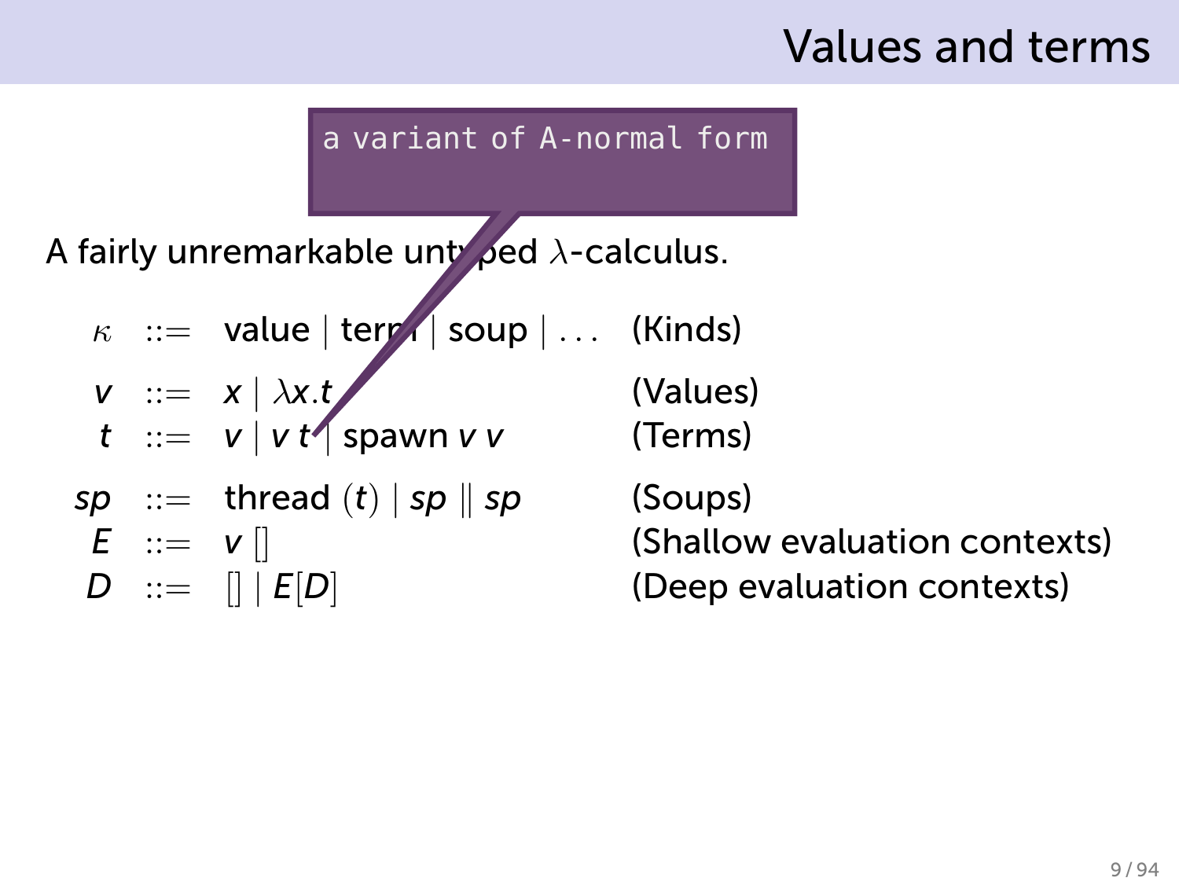# Values and terms

a variant of A-normal form

A fairly unremarkable untyped $\lambda$-calculus.

$$
\begin{array}{rcll}
\kappa & ::= & \text{value} \mid \text{term} \mid \text{soup} \mid \ldots & \text{(Kinds)} \\
v & ::= & x \mid \lambda x.t & \text{(Values)} \\
t & ::= & v \mid v\ t \mid \text{spawn}\ v\ v & \text{(Terms)} \\
sp & ::= & \text{thread}\ (t) \mid sp \parallel sp & \text{(Soups)} \\
E & ::= & v\ [] & \text{(Shallow evaluation contexts)} \\
D & ::= & [] \mid E[D] & \text{(Deep evaluation contexts)}
\end{array}
$$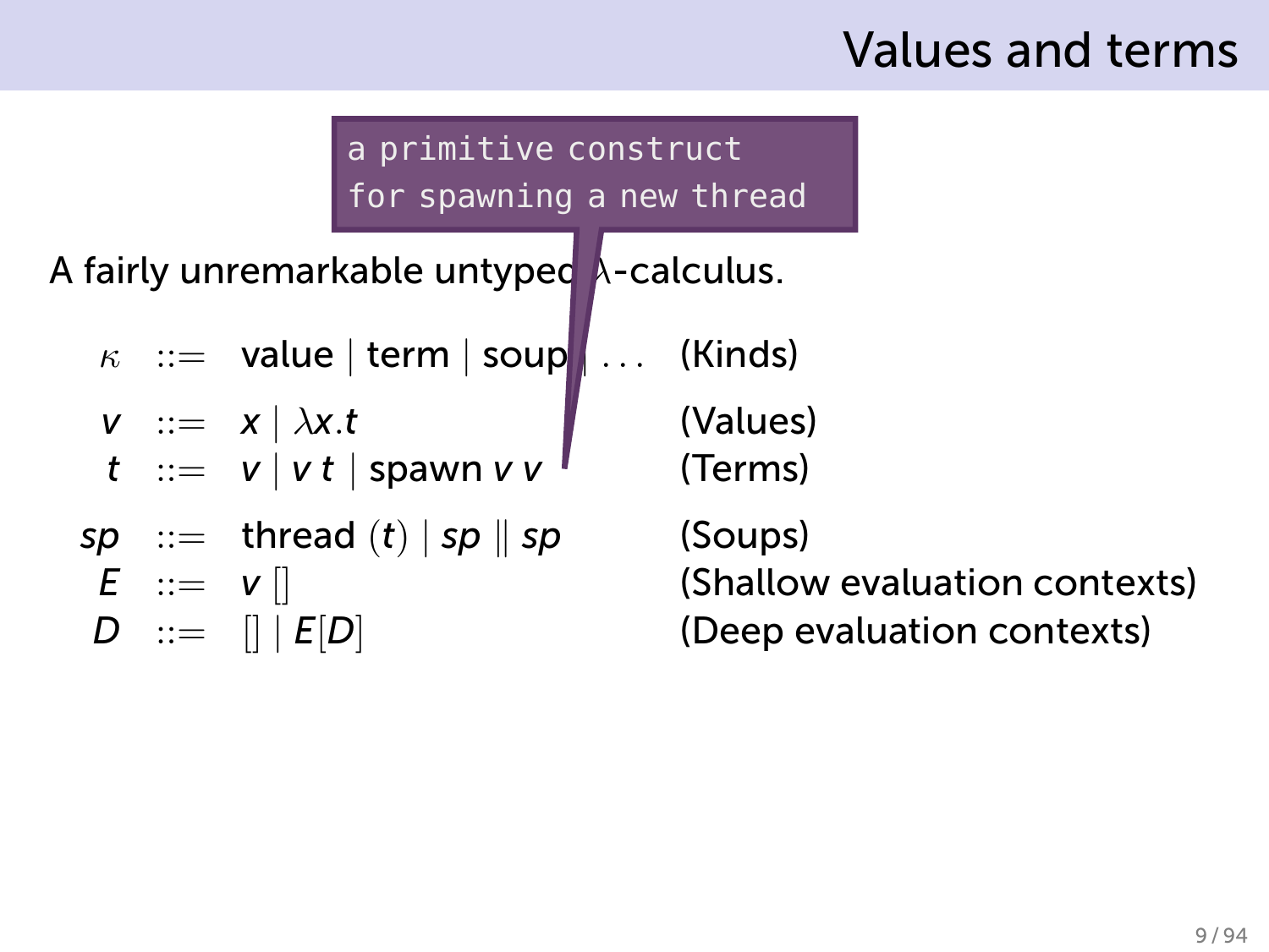## Values and terms

> a primitive construct for spawning a new thread

A fairly unremarkable untyped $\lambda$-calculus.

$$
\begin{array}{rcll}
\kappa & ::= & \text{value} \mid \text{term} \mid \text{soup} \mid \ldots & \text{(Kinds)} \\
v & ::= & x \mid \lambda x.t & \text{(Values)} \\
t & ::= & v \mid v\ t \mid \text{spawn}\ v\ v & \text{(Terms)} \\
sp & ::= & \text{thread}\ (t) \mid sp \parallel sp & \text{(Soups)} \\
E & ::= & v\ [] & \text{(Shallow evaluation contexts)} \\
D & ::= & [] \mid E[D] & \text{(Deep evaluation contexts)}
\end{array}
$$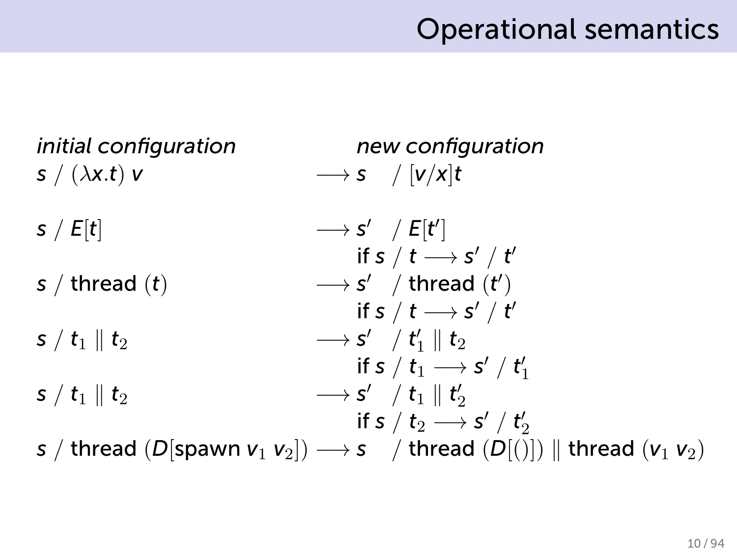# Operational semantics

| *initial configuration* | | *new configuration* |
|---|---|---|
| $s \;/\; (\lambda x.t)\; v$ | $\longrightarrow$ | $s \;/\; [v/x]t$ |
| $s \;/\; E[t]$ | $\longrightarrow$ | $s' \;/\; E[t']$ |
| | | if $s \;/\; t \longrightarrow s' \;/\; t'$ |
| $s \;/\; \text{thread}\;(t)$ | $\longrightarrow$ | $s' \;/\; \text{thread}\;(t')$ |
| | | if $s \;/\; t \longrightarrow s' \;/\; t'$ |
| $s \;/\; t_1 \parallel t_2$ | $\longrightarrow$ | $s' \;/\; t'_1 \parallel t_2$ |
| | | if $s \;/\; t_1 \longrightarrow s' \;/\; t'_1$ |
| $s \;/\; t_1 \parallel t_2$ | $\longrightarrow$ | $s' \;/\; t_1 \parallel t'_2$ |
| | | if $s \;/\; t_2 \longrightarrow s' \;/\; t'_2$ |
| $s \;/\; \text{thread}\;(D[\text{spawn}\; v_1\; v_2])$ | $\longrightarrow$ | $s \;/\; \text{thread}\;(D[()]) \parallel \text{thread}\;(v_1\; v_2)$ |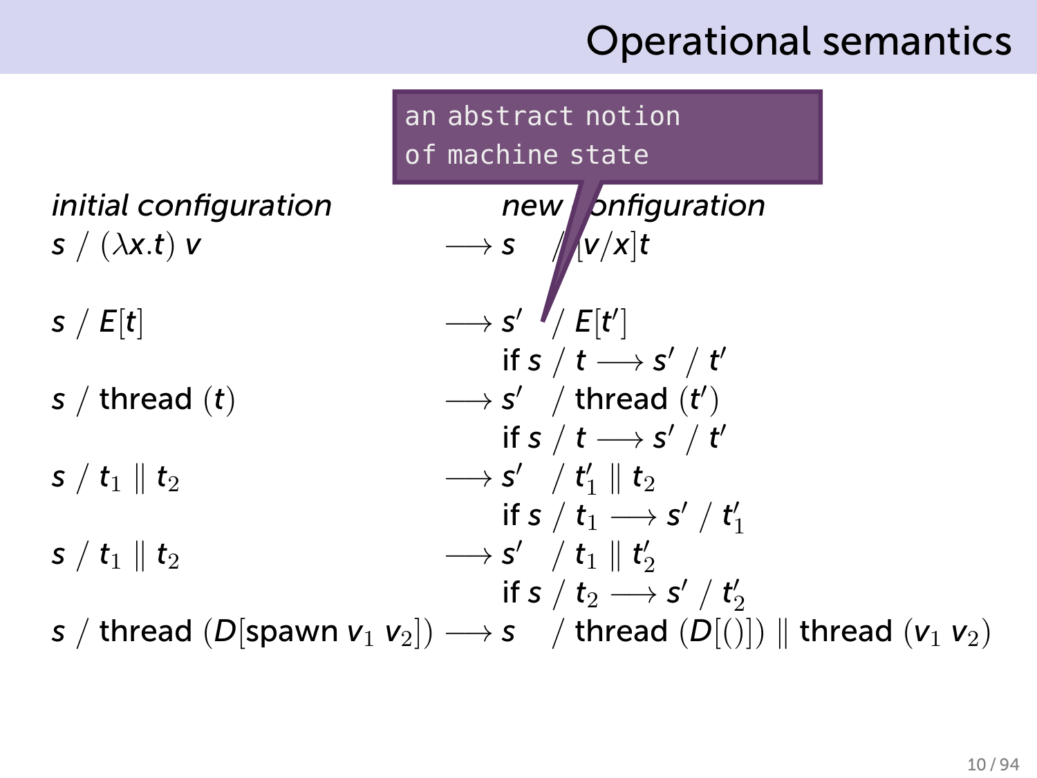# Operational semantics

an abstract notion of machine state

| initial configuration | | new configuration |
|---|---|---|
| $s \;/\; (\lambda x.t)\; v$ | $\longrightarrow$ | $s \;/\; [v/x]t$ |
| $s \;/\; E[t]$ | $\longrightarrow$ | $s' \;/\; E[t']$ if $s \;/\; t \longrightarrow s' \;/\; t'$ |
| $s \;/\; \text{thread}\;(t)$ | $\longrightarrow$ | $s' \;/\; \text{thread}\;(t')$ if $s \;/\; t \longrightarrow s' \;/\; t'$ |
| $s \;/\; t_1 \parallel t_2$ | $\longrightarrow$ | $s' \;/\; t_1' \parallel t_2$ if $s \;/\; t_1 \longrightarrow s' \;/\; t_1'$ |
| $s \;/\; t_1 \parallel t_2$ | $\longrightarrow$ | $s' \;/\; t_1 \parallel t_2'$ if $s \;/\; t_2 \longrightarrow s' \;/\; t_2'$ |
| $s \;/\; \text{thread}\;(D[\text{spawn}\; v_1\; v_2])$ | $\longrightarrow$ | $s \;/\; \text{thread}\;(D[()]) \parallel \text{thread}\;(v_1\; v_2)$ |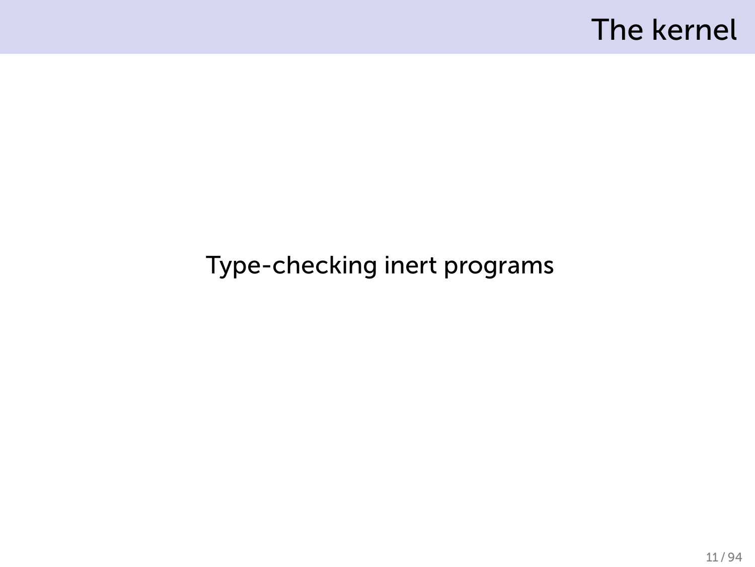# The kernel

Type-checking inert programs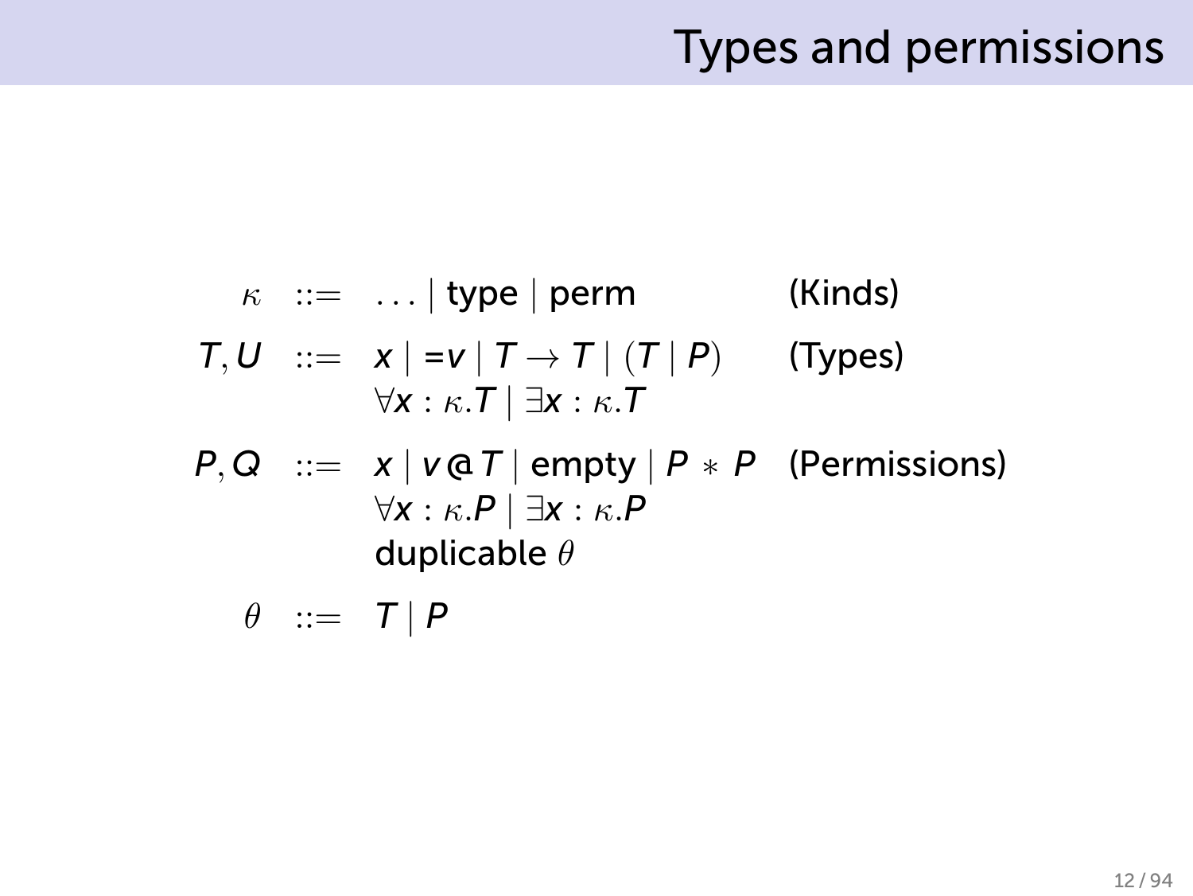# Types and permissions

$$
\begin{array}{rcll}
\kappa & ::= & \ldots \mid \text{type} \mid \text{perm} & \text{(Kinds)} \\
T, U & ::= & x \mid =v \mid T \rightarrow T \mid (T \mid P) & \text{(Types)} \\
 & & \forall x : \kappa . T \mid \exists x : \kappa . T & \\
P, Q & ::= & x \mid v \,@\, T \mid \text{empty} \mid P * P & \text{(Permissions)} \\
 & & \forall x : \kappa . P \mid \exists x : \kappa . P & \\
 & & \text{duplicable } \theta & \\
\theta & ::= & T \mid P &
\end{array}
$$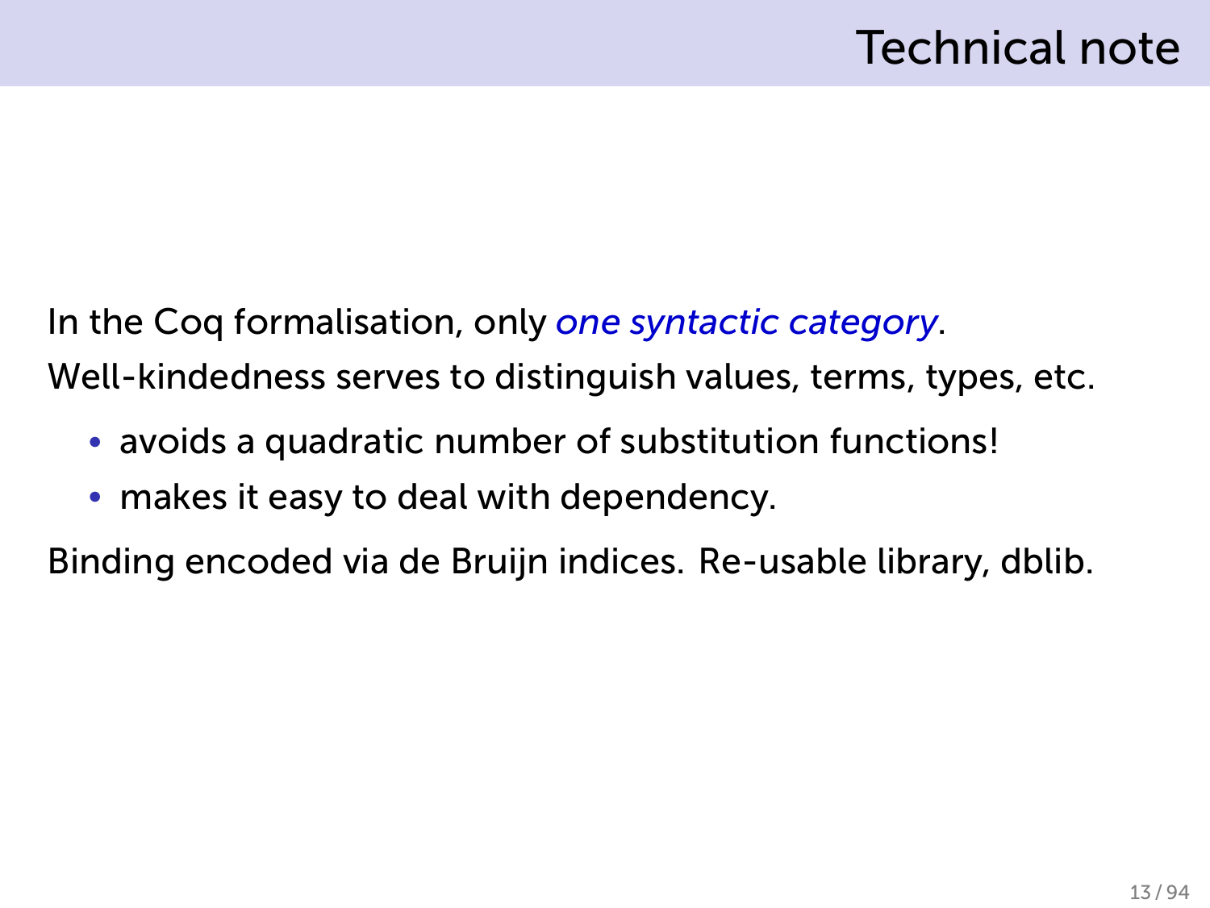# Technical note

In the Coq formalisation, only *one syntactic category*.

Well-kindedness serves to distinguish values, terms, types, etc.

- avoids a quadratic number of substitution functions!
- makes it easy to deal with dependency.

Binding encoded via de Bruijn indices. Re-usable library, dblib.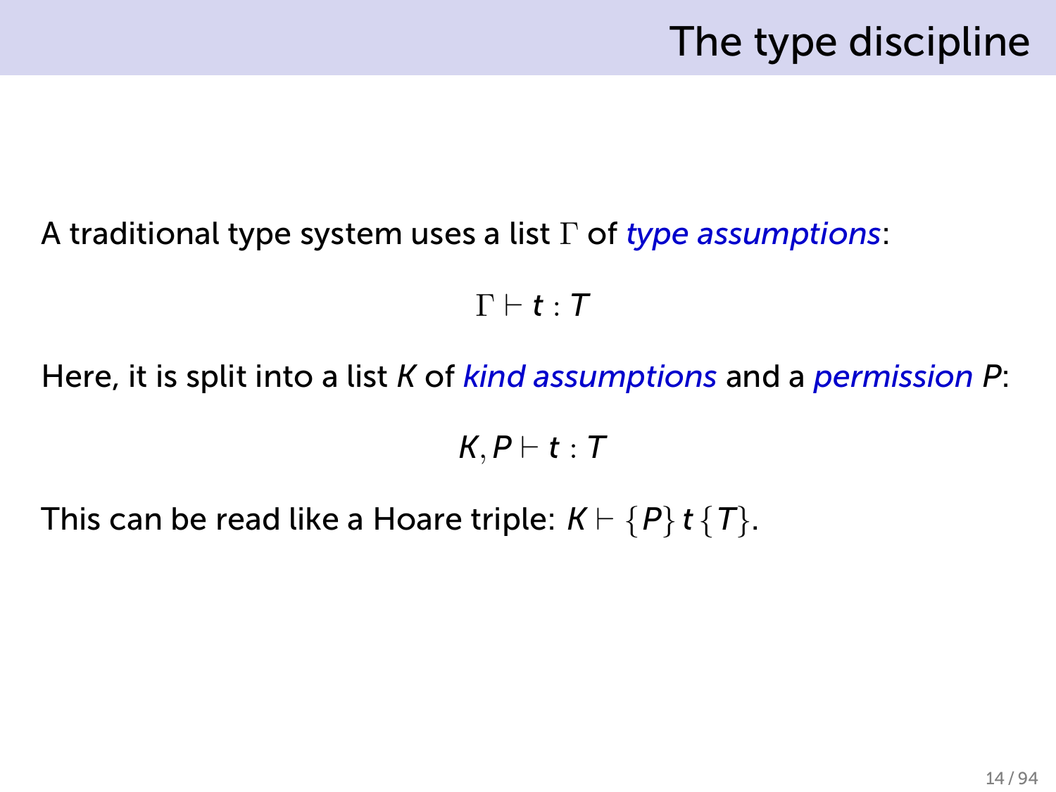# The type discipline

A traditional type system uses a list $\Gamma$ of *type assumptions*:

$$\Gamma \vdash t : T$$

Here, it is split into a list $K$ of *kind assumptions* and a *permission* $P$:

$$K, P \vdash t : T$$

This can be read like a Hoare triple: $K \vdash \{P\}\, t\, \{T\}$.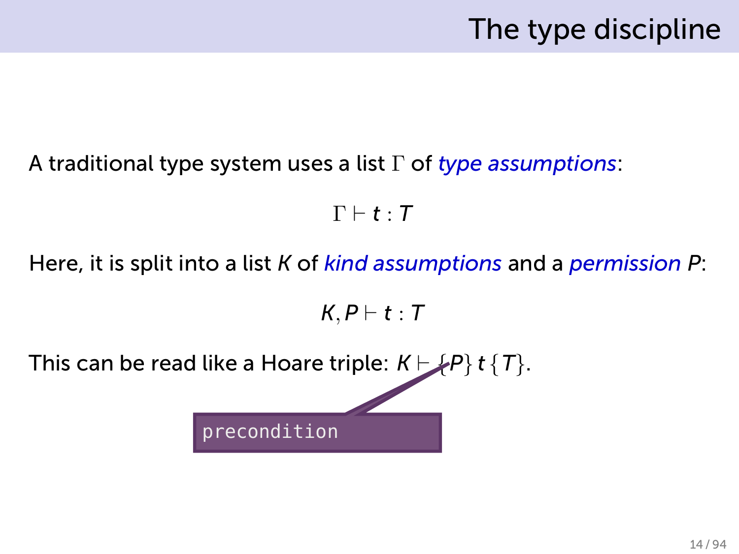# The type discipline

A traditional type system uses a list $\Gamma$ of *type assumptions*:

$$\Gamma \vdash t : T$$

Here, it is split into a list $K$ of *kind assumptions* and a *permission* $P$:

$$K, P \vdash t : T$$

This can be read like a Hoare triple: $K \vdash \{P\}\, t\, \{T\}$.

precondition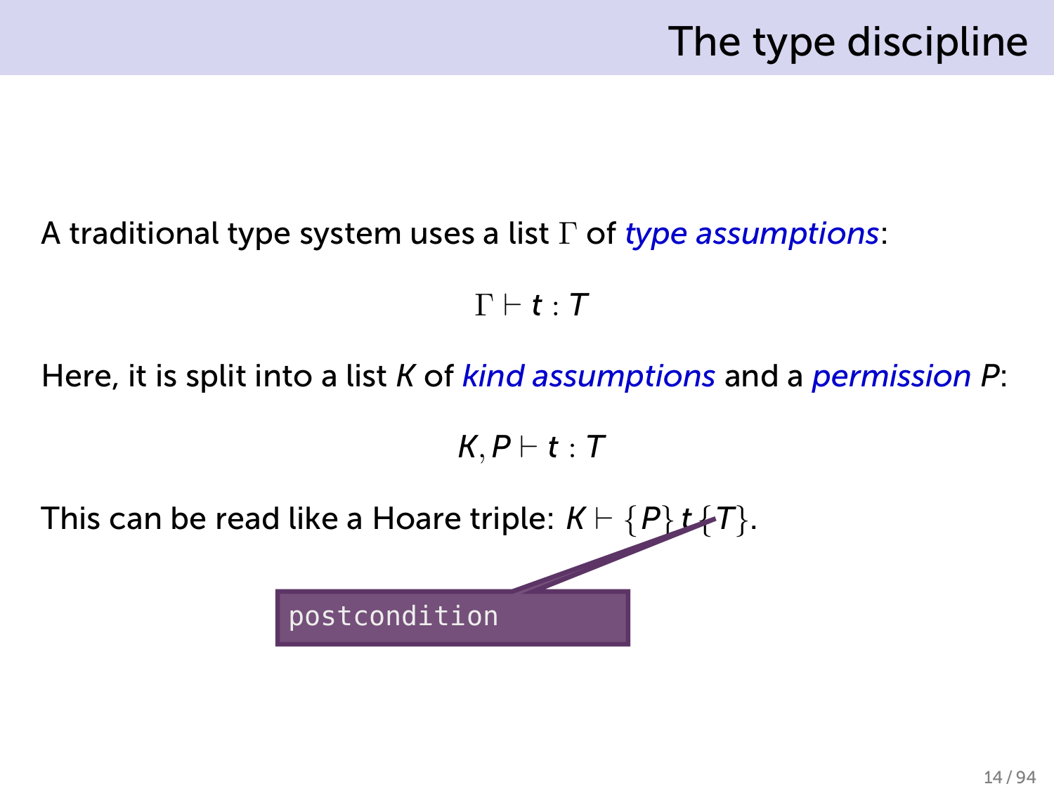# The type discipline

A traditional type system uses a list $\Gamma$ of *type assumptions*:

$$\Gamma \vdash t : T$$

Here, it is split into a list $K$ of *kind assumptions* and a *permission* $P$:

$$K, P \vdash t : T$$

This can be read like a Hoare triple: $K \vdash \{P\}\, t\, \{T\}$.

postcondition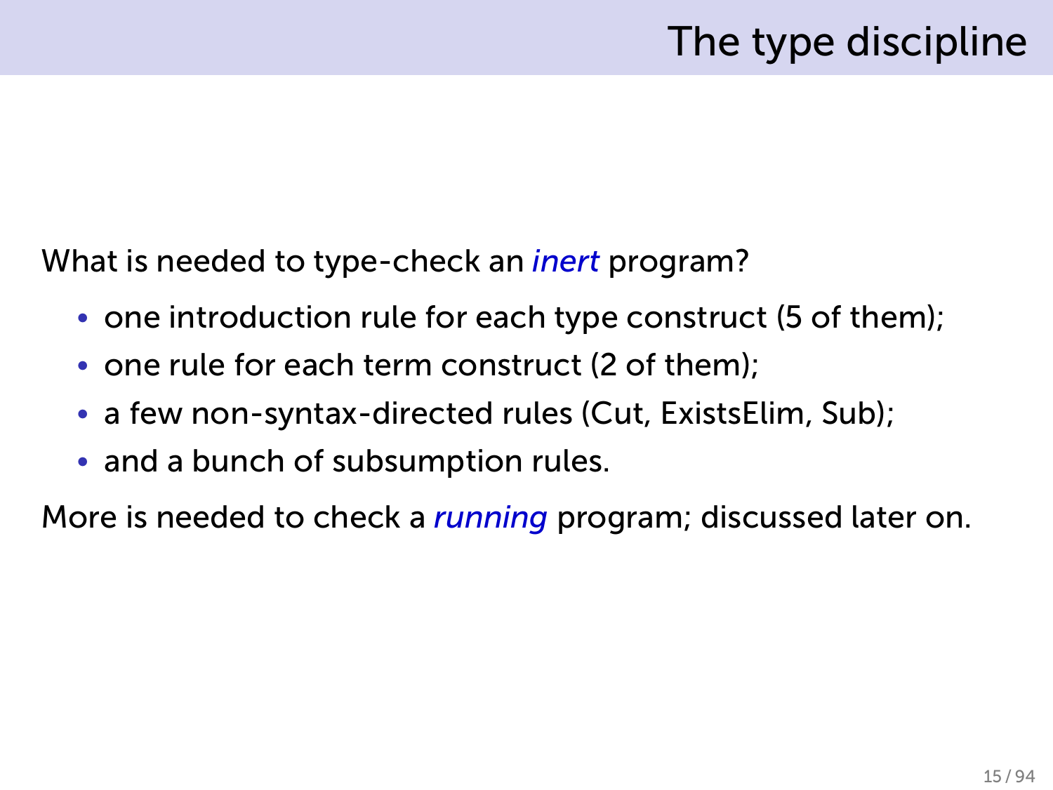# The type discipline

What is needed to type-check an *inert* program?

- one introduction rule for each type construct (5 of them);
- one rule for each term construct (2 of them);
- a few non-syntax-directed rules (Cut, ExistsElim, Sub);
- and a bunch of subsumption rules.

More is needed to check a *running* program; discussed later on.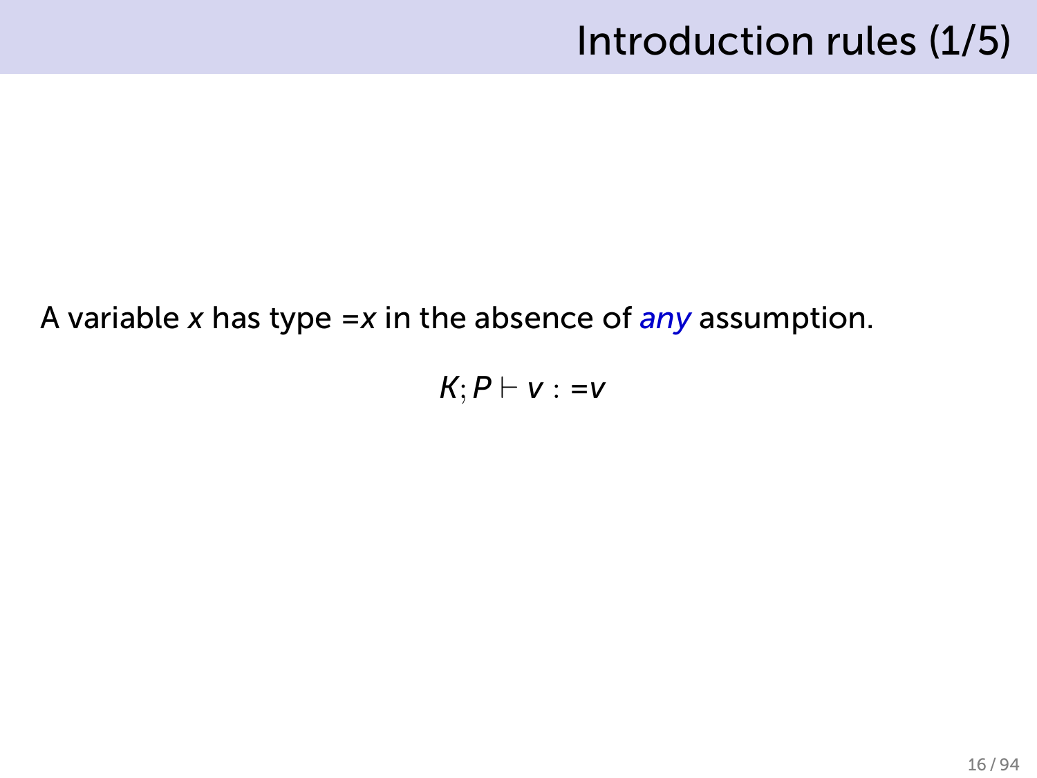# Introduction rules (1/5)

A variable $x$ has type $=x$ in the absence of *any* assumption.

$$K; P \vdash v : =v$$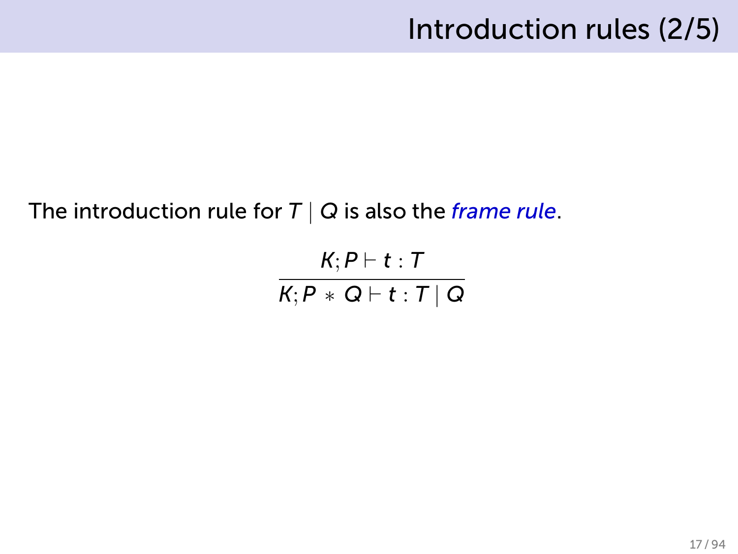# Introduction rules (2/5)

The introduction rule for $T \mid Q$ is also the *frame rule*.

$$\frac{K; P \vdash t : T}{K; P * Q \vdash t : T \mid Q}$$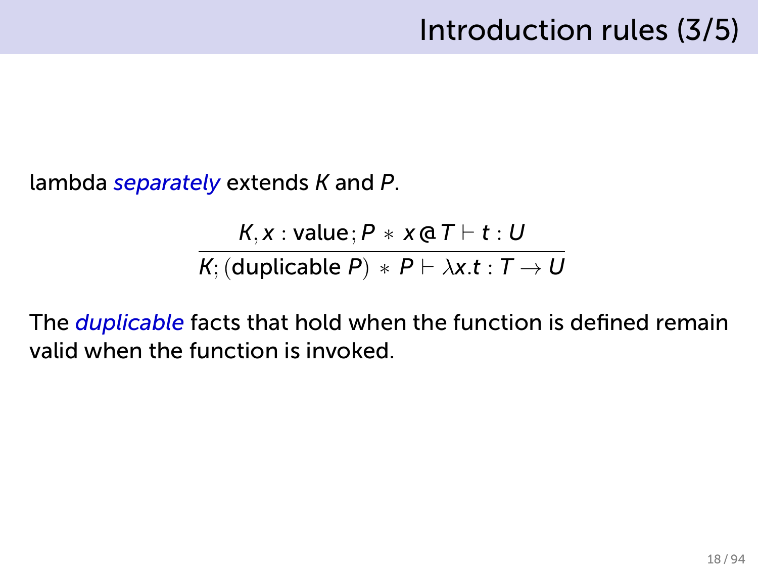# Introduction rules (3/5)

lambda *separately* extends $K$ and $P$.

$$\frac{K, x : \text{value}; P \ast x \,@\, T \vdash t : U}{K; (\text{duplicable } P) \ast P \vdash \lambda x.t : T \rightarrow U}$$

The *duplicable* facts that hold when the function is defined remain valid when the function is invoked.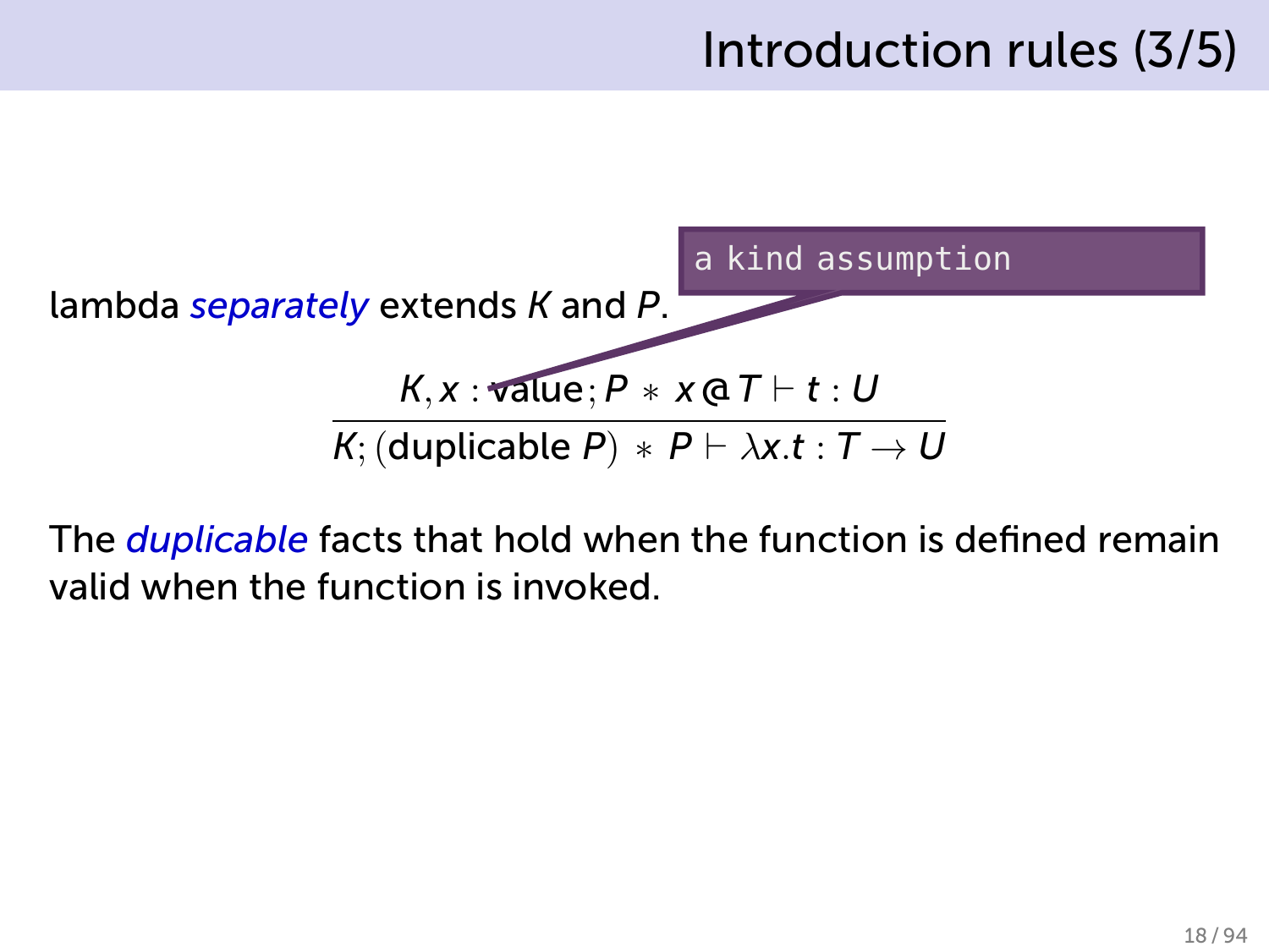# Introduction rules (3/5)

lambda *separately* extends $K$ and $P$.

a kind assumption

$$\frac{K, x : \text{value}; P \ast x \,@\, T \vdash t : U}{K; (\text{duplicable } P) \ast P \vdash \lambda x.t : T \to U}$$

The *duplicable* facts that hold when the function is defined remain valid when the function is invoked.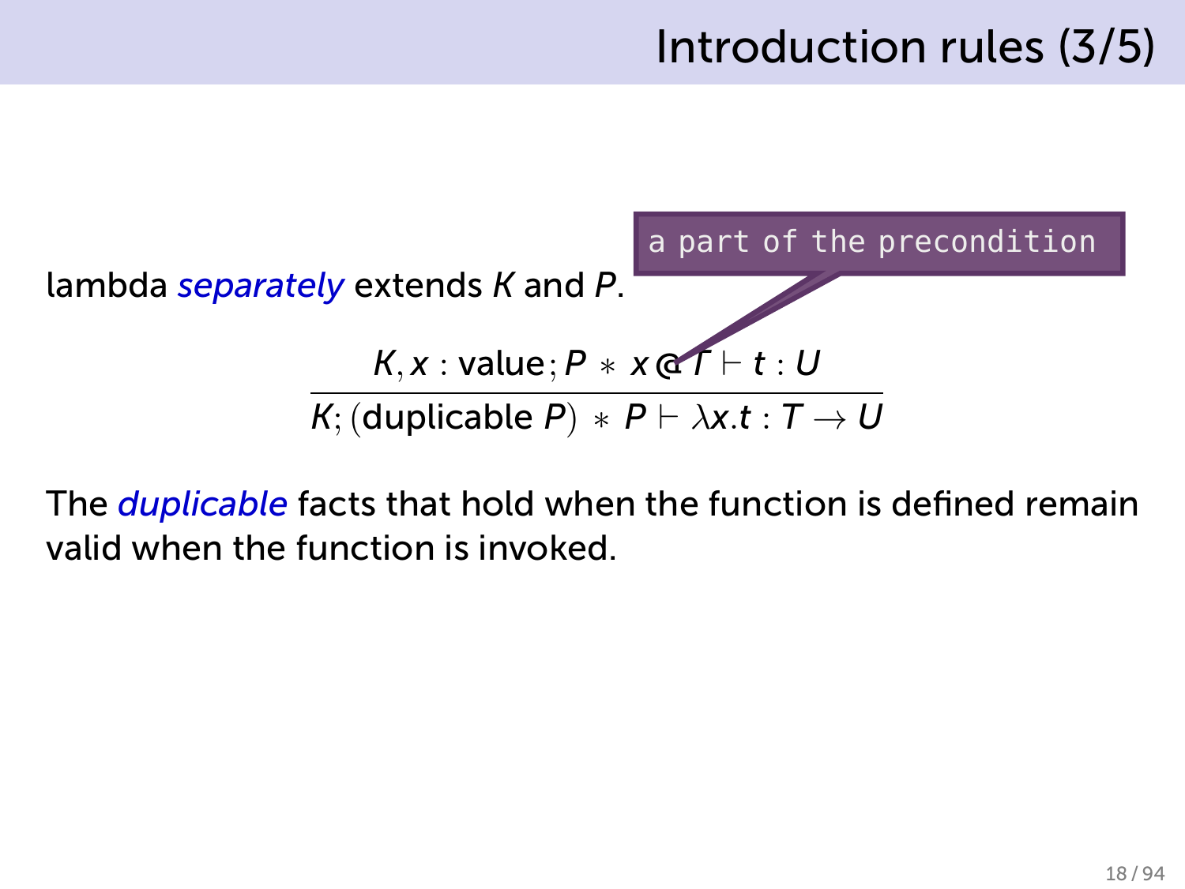# Introduction rules (3/5)

lambda *separately* extends $K$ and $P$.

a part of the precondition

$$\frac{K, x : \text{value}; P * x @ T \vdash t : U}{K; (\text{duplicable } P) * P \vdash \lambda x.t : T \rightarrow U}$$

The *duplicable* facts that hold when the function is defined remain valid when the function is invoked.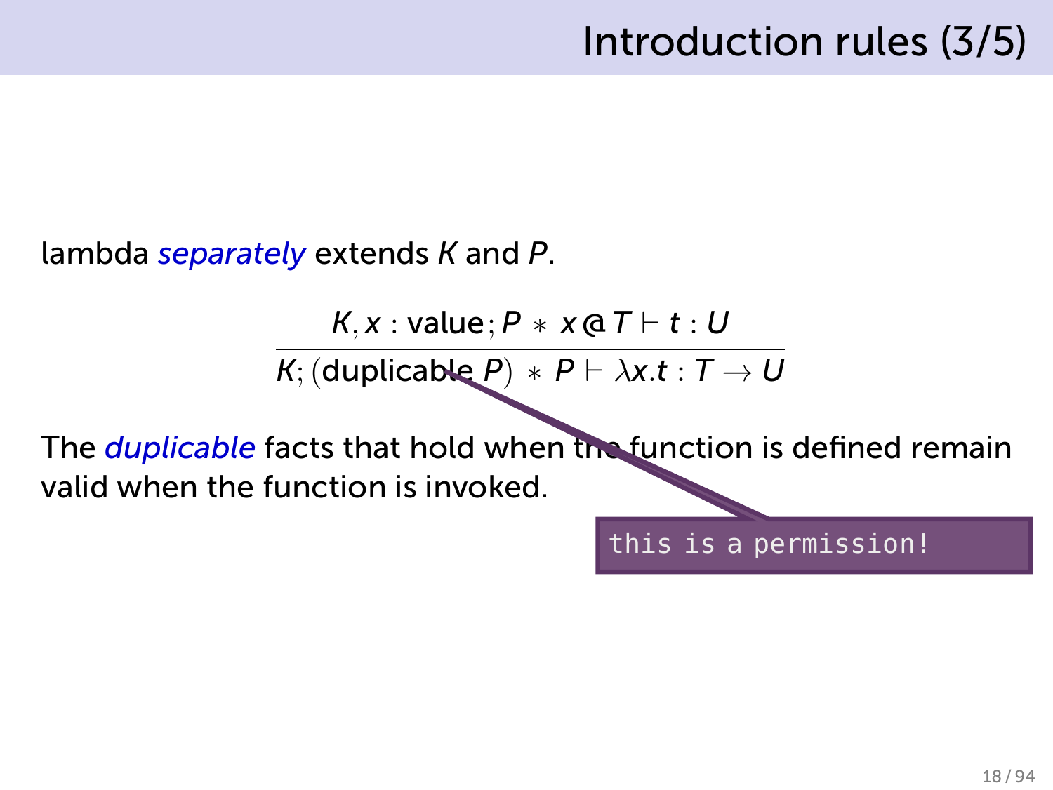# Introduction rules (3/5)

lambda *separately* extends $K$ and $P$.

$$\frac{K, x : \text{value}; P \ast x \,@\, T \vdash t : U}{K; (\text{duplicable } P) \ast P \vdash \lambda x.t : T \rightarrow U}$$

The *duplicable* facts that hold when the function is defined remain valid when the function is invoked.

this is a permission!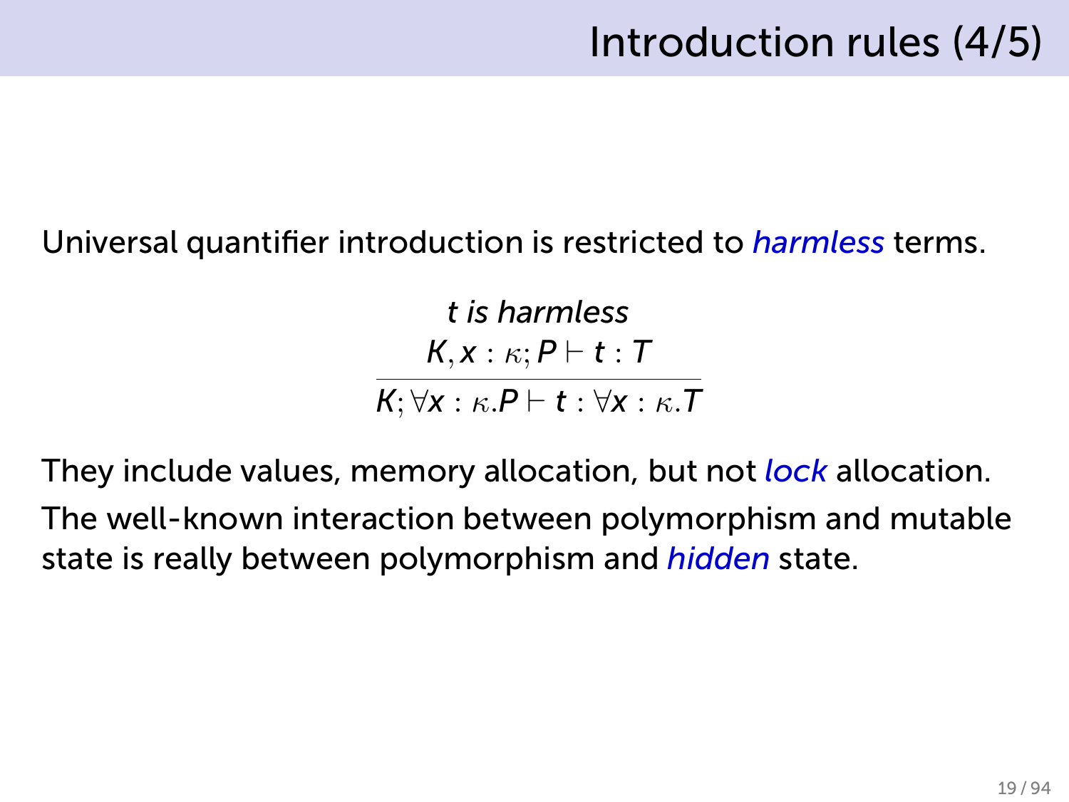# Introduction rules (4/5)

Universal quantifier introduction is restricted to *harmless* terms.

$$\frac{\begin{array}{c} t \textit{ is harmless} \\ K, x : \kappa; P \vdash t : T \end{array}}{K; \forall x : \kappa.P \vdash t : \forall x : \kappa.T}$$

They include values, memory allocation, but not *lock* allocation.

The well-known interaction between polymorphism and mutable state is really between polymorphism and *hidden* state.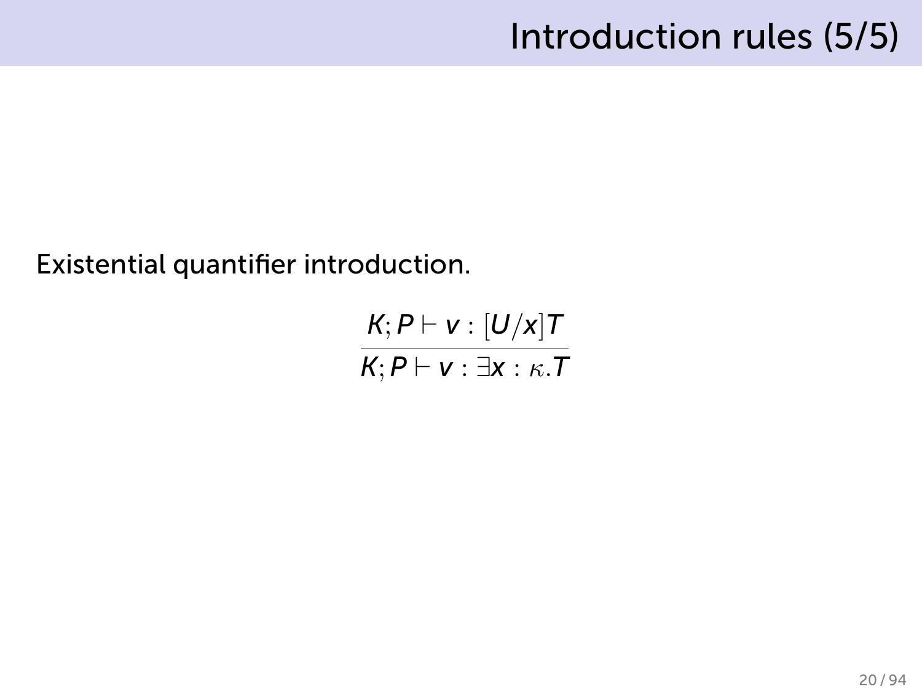# Introduction rules (5/5)

Existential quantifier introduction.

$$\frac{K; P \vdash v : [U/x]T}{K; P \vdash v : \exists x : \kappa . T}$$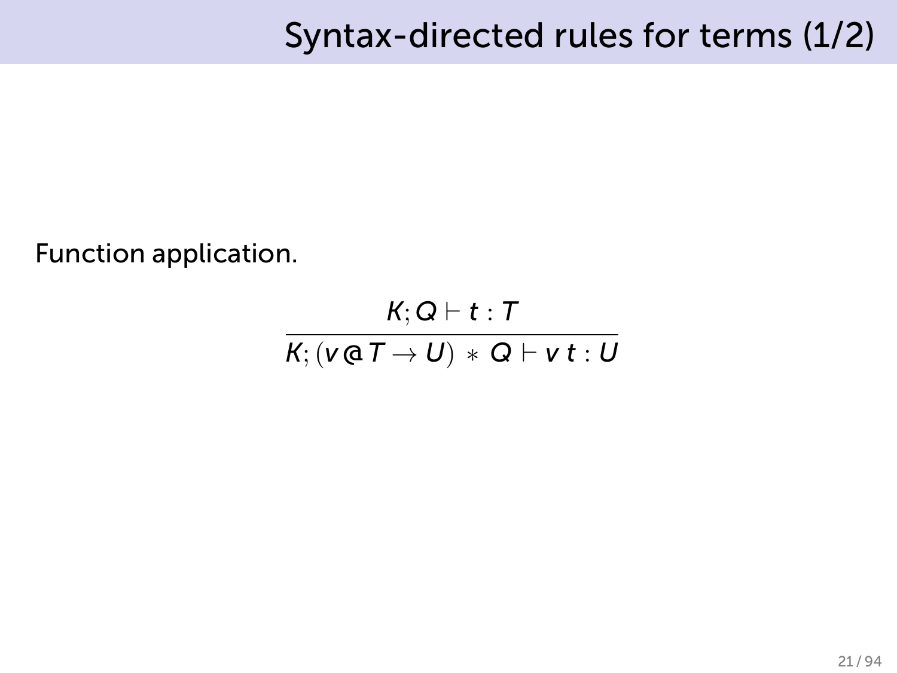# Syntax-directed rules for terms (1/2)

Function application.

$$\frac{K; Q \vdash t : T}{K; (v \,@\, T \to U) \,*\, Q \vdash v\, t : U}$$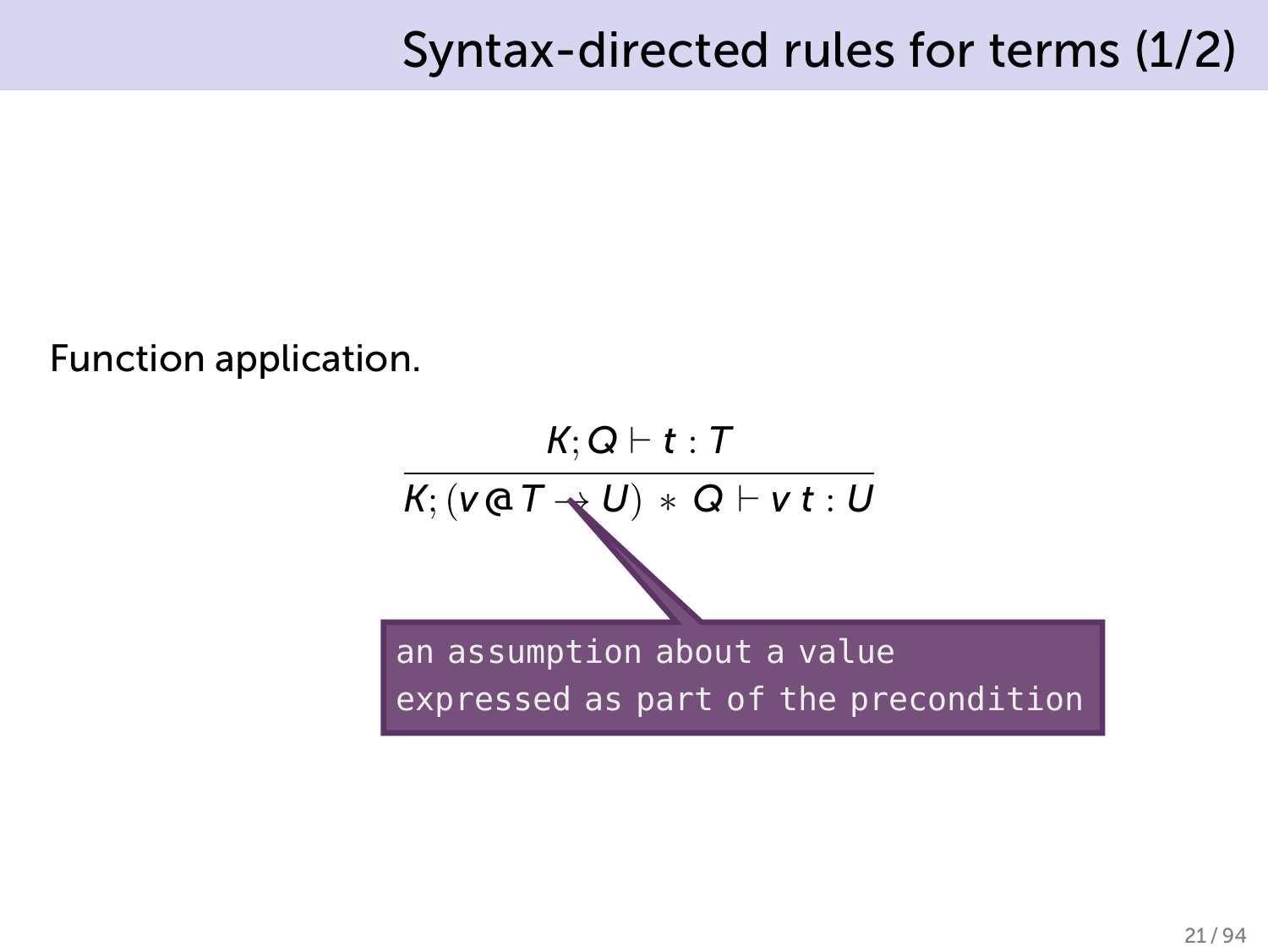# Syntax-directed rules for terms (1/2)

Function application.

$$\frac{K; Q \vdash t : T}{K; (v \,@\, T \rightarrow U) \,*\, Q \vdash v\; t : U}$$

an assumption about a value
expressed as part of the precondition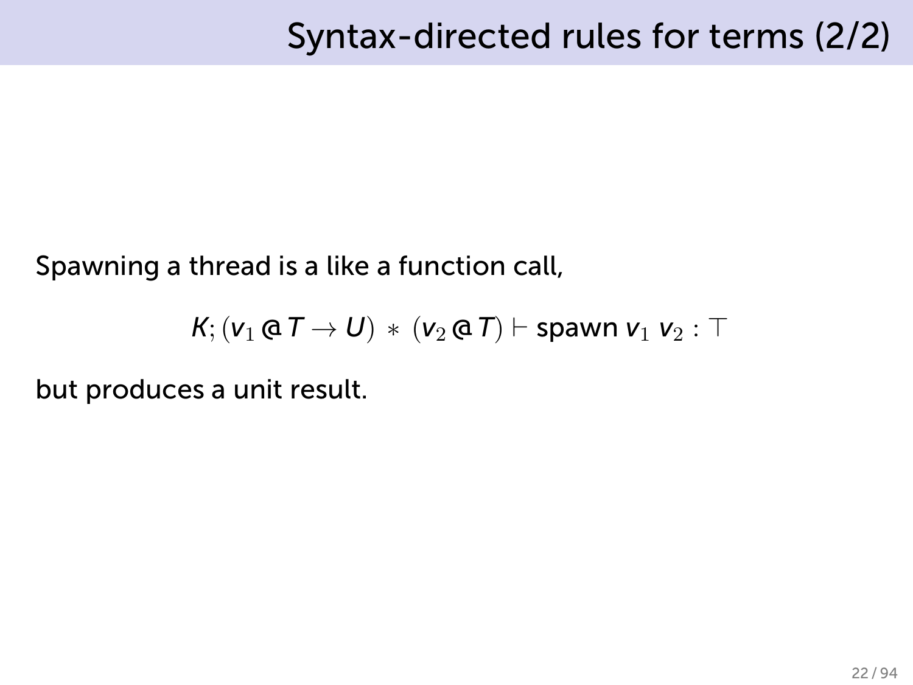# Syntax-directed rules for terms (2/2)

Spawning a thread is a like a function call,

$$K; (v_1 \,@\, T \to U) \,*\, (v_2 \,@\, T) \vdash \mathsf{spawn}\; v_1\; v_2 : \top$$

but produces a unit result.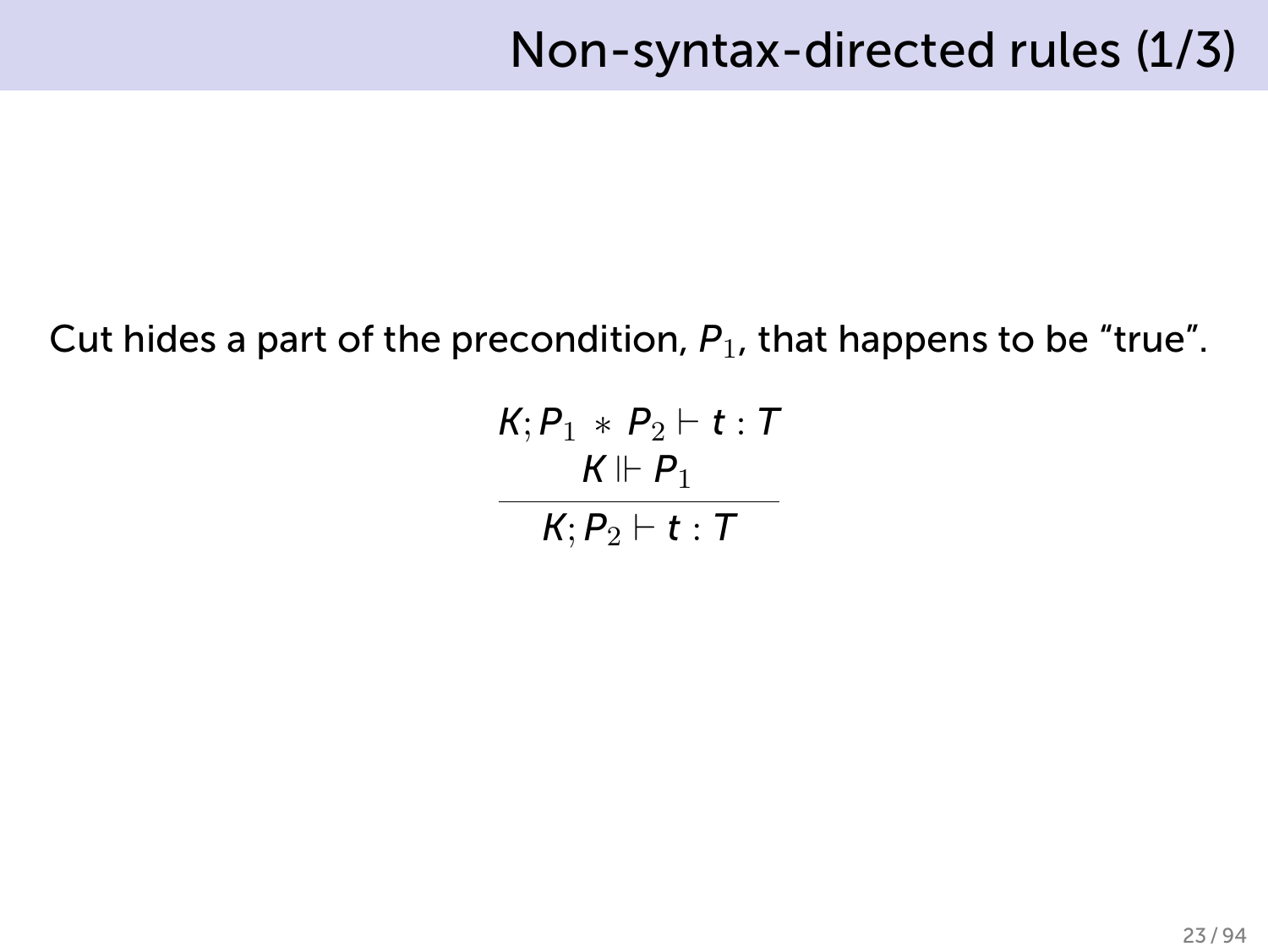# Non-syntax-directed rules (1/3)

Cut hides a part of the precondition, $P_1$, that happens to be "true".

$$\frac{\begin{array}{c} K; P_1 \ast P_2 \vdash t : T \\ K \Vdash P_1 \end{array}}{K; P_2 \vdash t : T}$$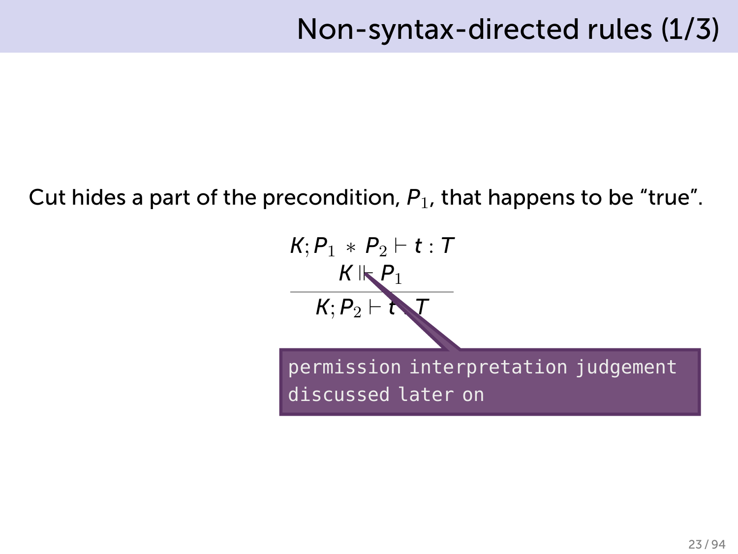# Non-syntax-directed rules (1/3)

Cut hides a part of the precondition, $P_1$, that happens to be "true".

$$\frac{K; P_1 * P_2 \vdash t : T \qquad K \Vdash P_1}{K; P_2 \vdash t : T}$$

permission interpretation judgement discussed later on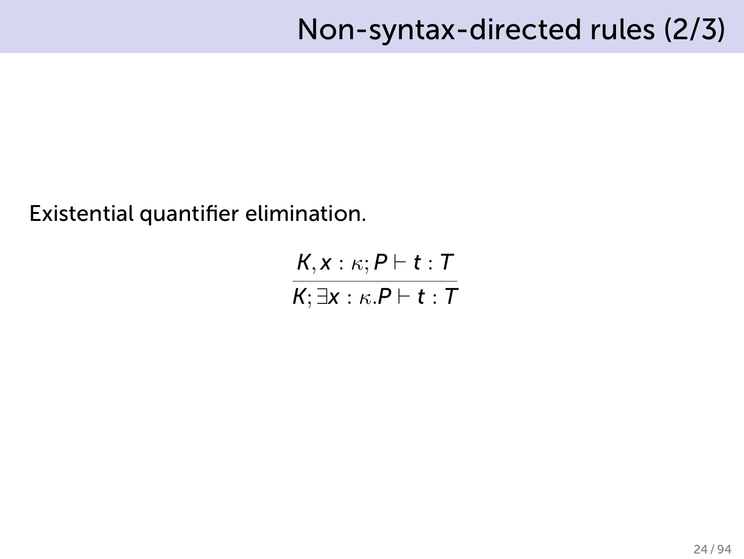# Non-syntax-directed rules (2/3)

Existential quantifier elimination.

$$\frac{K, x : \kappa; P \vdash t : T}{K; \exists x : \kappa . P \vdash t : T}$$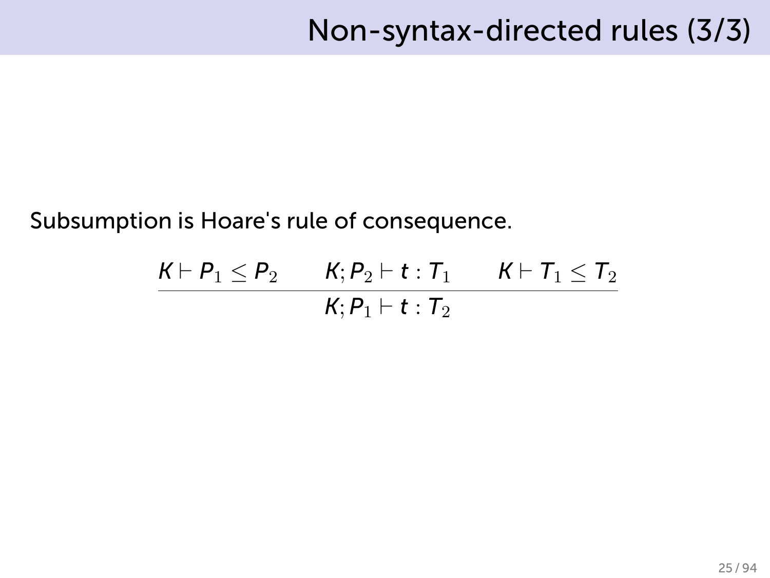# Non-syntax-directed rules (3/3)

Subsumption is Hoare's rule of consequence.

$$\frac{K \vdash P_1 \leq P_2 \qquad K; P_2 \vdash t : T_1 \qquad K \vdash T_1 \leq T_2}{K; P_1 \vdash t : T_2}$$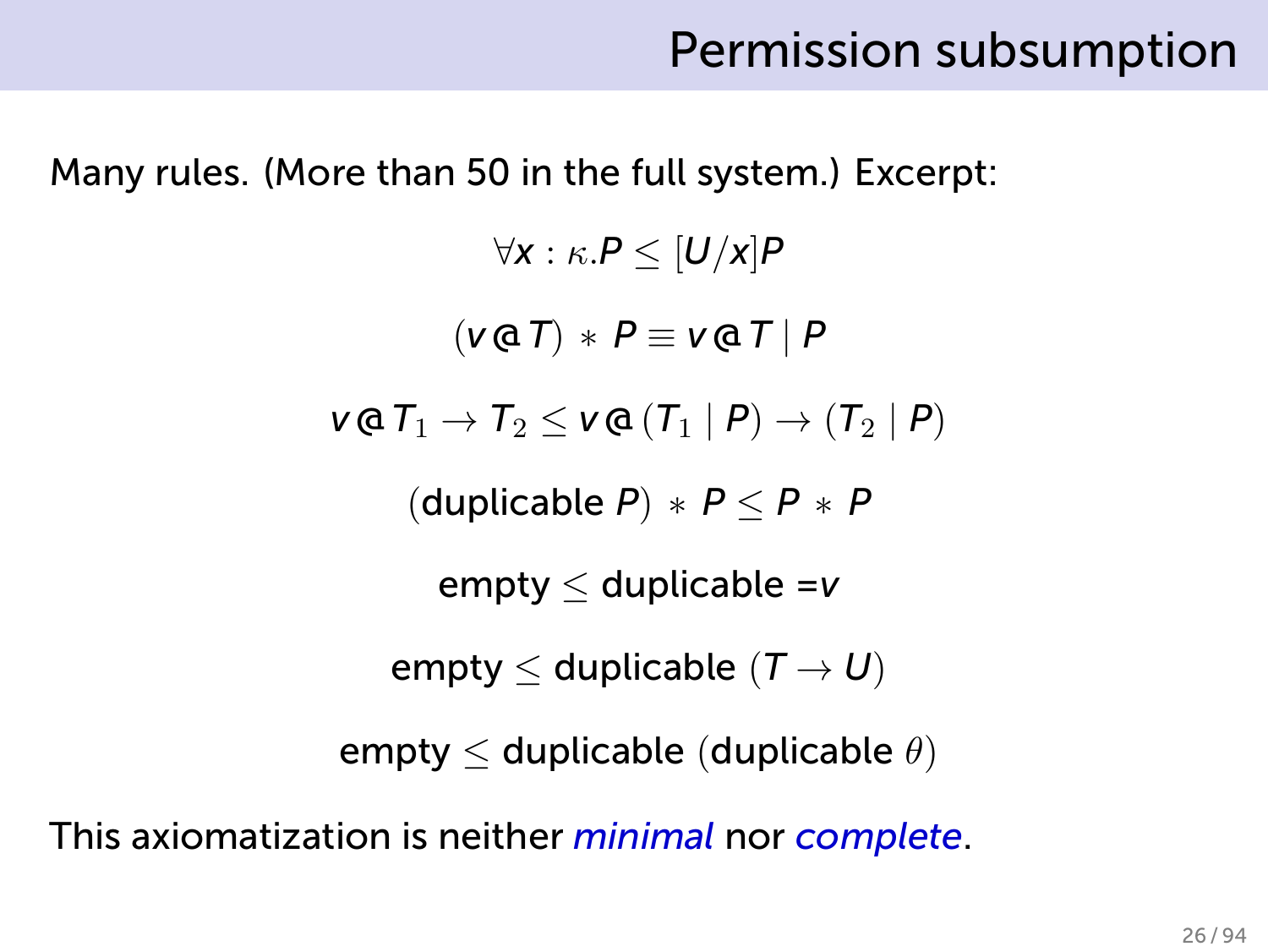# Permission subsumption

Many rules. (More than 50 in the full system.) Excerpt:

$$\forall x : \kappa.P \leq [U/x]P$$

$$(v \,@\, T) \ast P \equiv v \,@\, T \mid P$$

$$v \,@\, T_1 \rightarrow T_2 \leq v \,@\, (T_1 \mid P) \rightarrow (T_2 \mid P)$$

$$(\text{duplicable } P) \ast P \leq P \ast P$$

$$\text{empty} \leq \text{duplicable } {=}v$$

$$\text{empty} \leq \text{duplicable } (T \rightarrow U)$$

$$\text{empty} \leq \text{duplicable } (\text{duplicable } \theta)$$

This axiomatization is neither *minimal* nor *complete*.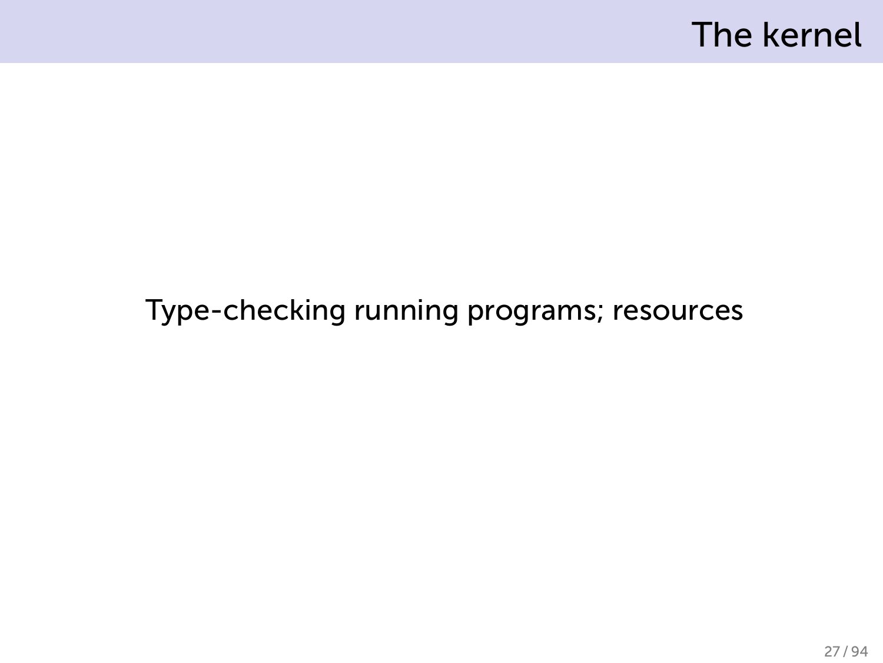# The kernel

Type-checking running programs; resources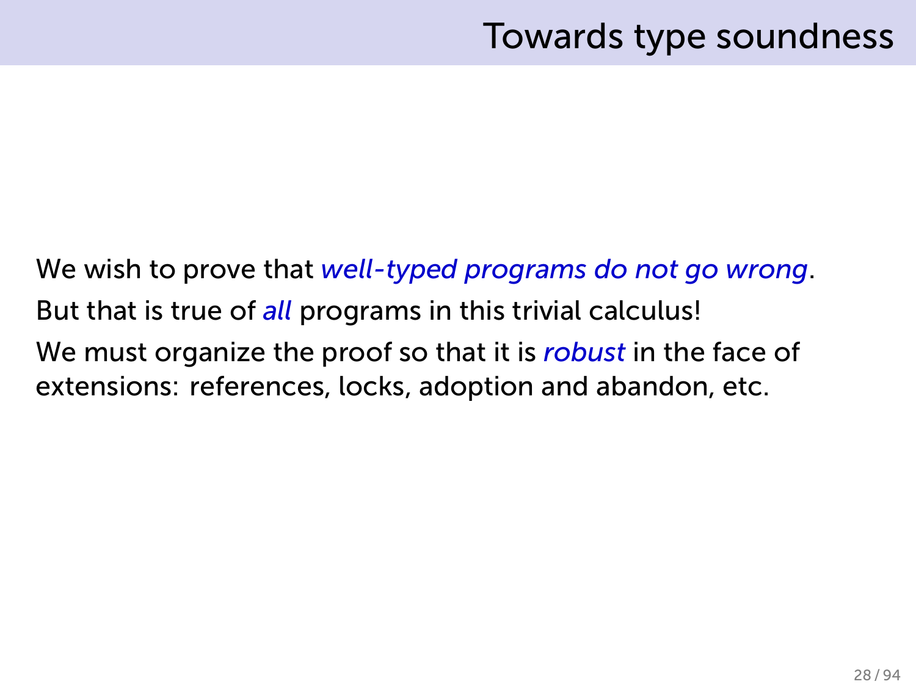# Towards type soundness

We wish to prove that *well-typed programs do not go wrong*.

But that is true of *all* programs in this trivial calculus!

We must organize the proof so that it is *robust* in the face of extensions: references, locks, adoption and abandon, etc.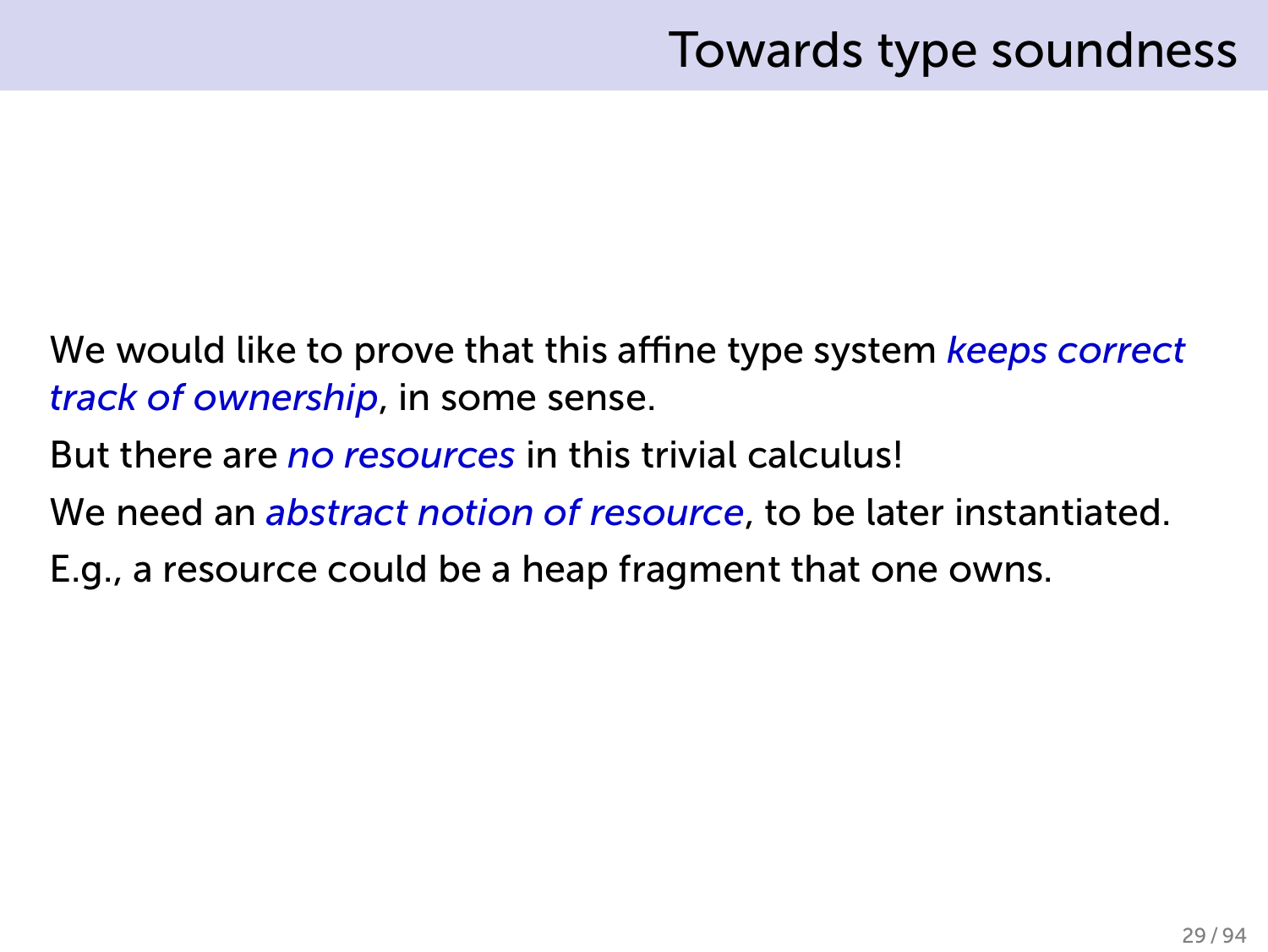# Towards type soundness

We would like to prove that this affine type system *keeps correct track of ownership*, in some sense.

But there are *no resources* in this trivial calculus!

We need an *abstract notion of resource*, to be later instantiated.

E.g., a resource could be a heap fragment that one owns.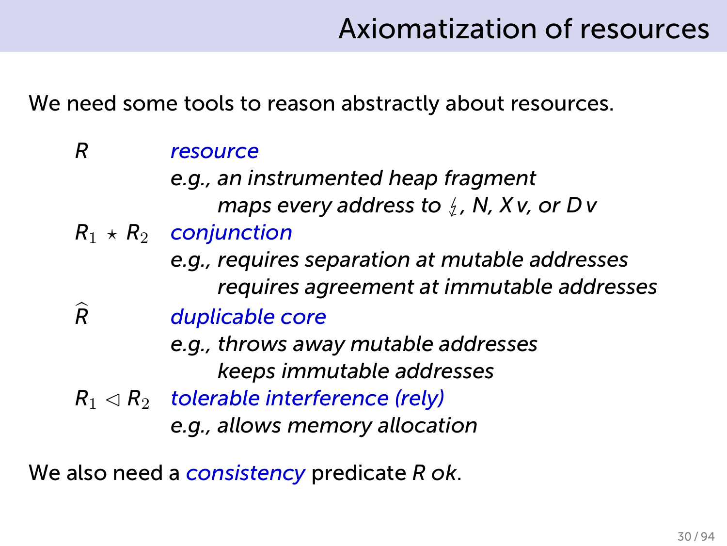# Axiomatization of resources

We need some tools to reason abstractly about resources.

| | |
|---|---|
| $R$ | *resource* |
| | *e.g., an instrumented heap fragment* |
| | *maps every address to* $\lightning$*, N, X v, or D v* |
| $R_1 \star R_2$ | *conjunction* |
| | *e.g., requires separation at mutable addresses* |
| | *requires agreement at immutable addresses* |
| $\widehat{R}$ | *duplicable core* |
| | *e.g., throws away mutable addresses* |
| | *keeps immutable addresses* |
| $R_1 \lhd R_2$ | *tolerable interference (rely)* |
| | *e.g., allows memory allocation* |

We also need a *consistency* predicate *R ok*.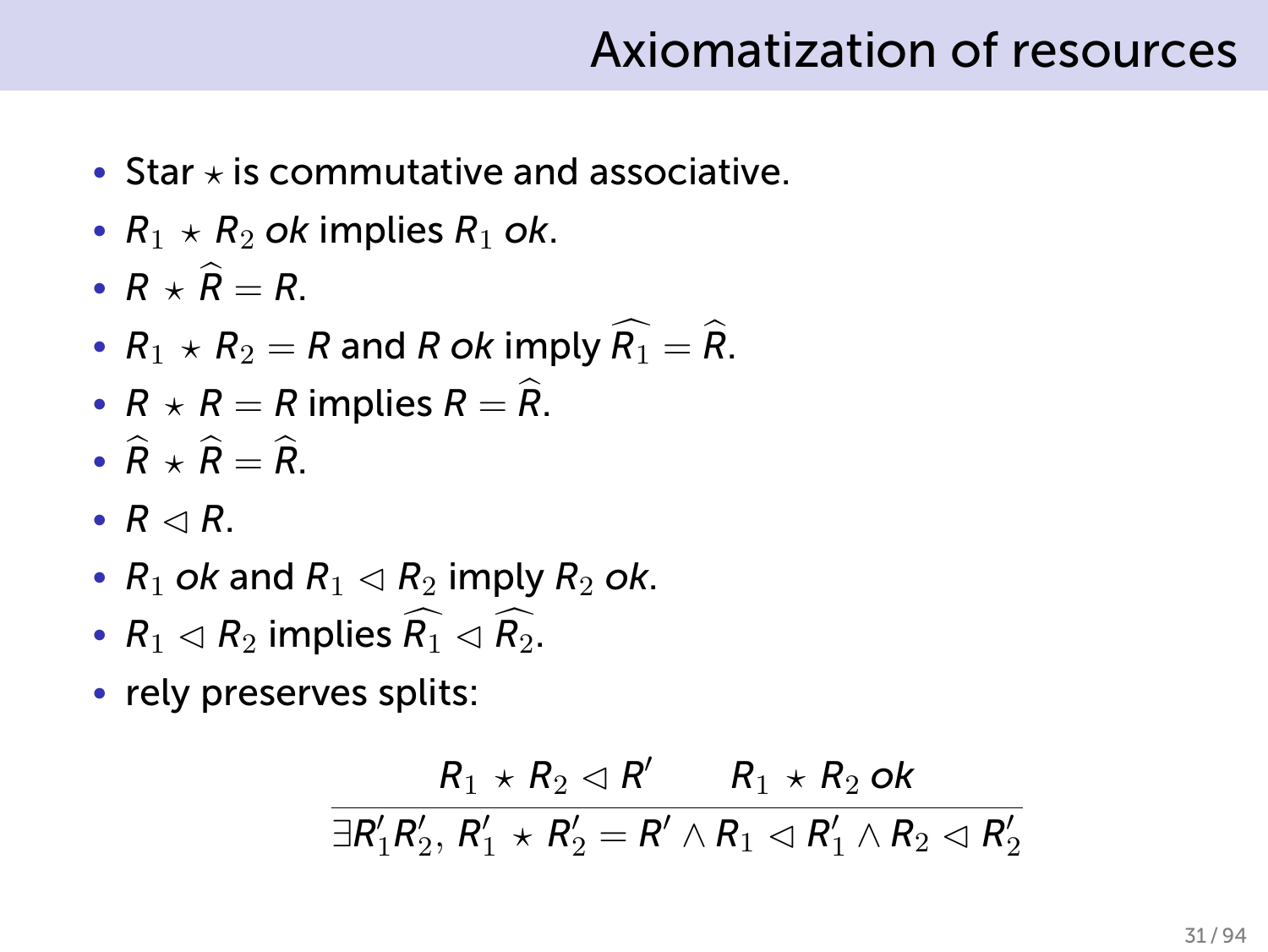# Axiomatization of resources

- Star $\star$ is commutative and associative.
- $R_1 \star R_2$ *ok* implies $R_1$ *ok*.
- $R \star \widehat{R} = R$.
- $R_1 \star R_2 = R$ and $R$ *ok* imply $\widehat{R_1} = \widehat{R}$.
- $R \star R = R$ implies $R = \widehat{R}$.
- $\widehat{R} \star \widehat{R} = \widehat{R}$.
- $R \lhd R$.
- $R_1$ *ok* and $R_1 \lhd R_2$ imply $R_2$ *ok*.
- $R_1 \lhd R_2$ implies $\widehat{R_1} \lhd \widehat{R_2}$.
- rely preserves splits:

$$\frac{R_1 \star R_2 \lhd R' \qquad R_1 \star R_2 \; ok}{\exists R_1' R_2',\, R_1' \star R_2' = R' \land R_1 \lhd R_1' \land R_2 \lhd R_2'}$$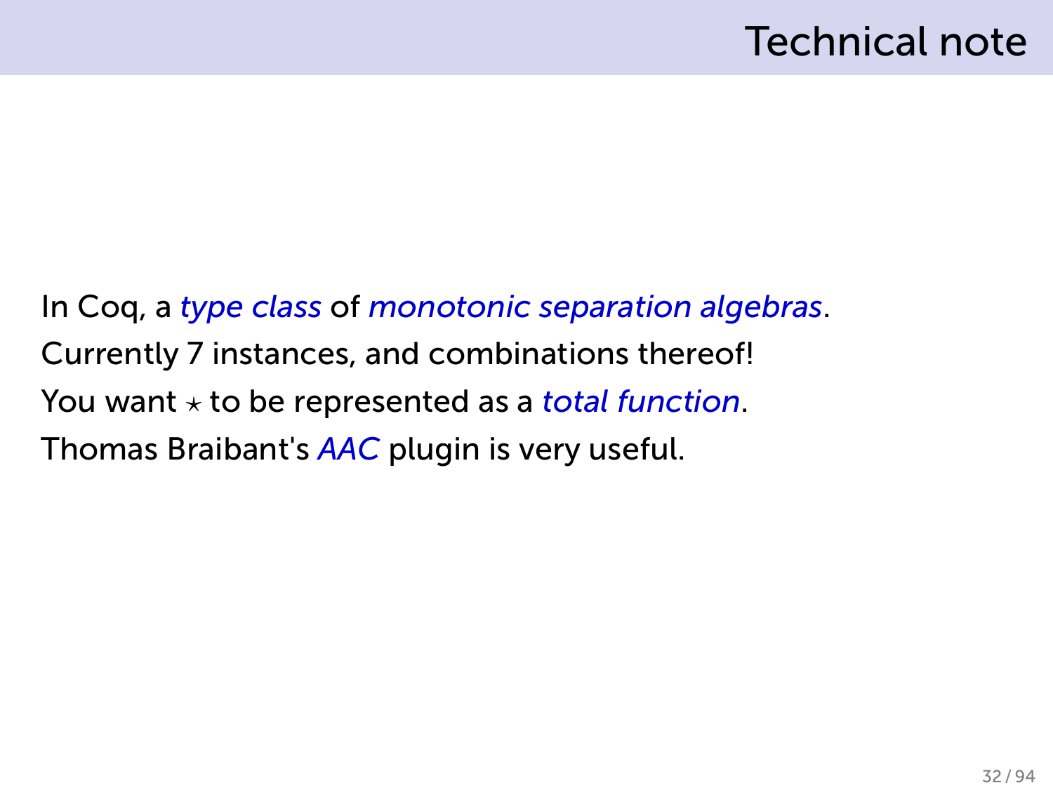# Technical note

In Coq, a *type class* of *monotonic separation algebras*.

Currently 7 instances, and combinations thereof!

You want $\star$ to be represented as a *total function*.

Thomas Braibant's *AAC* plugin is very useful.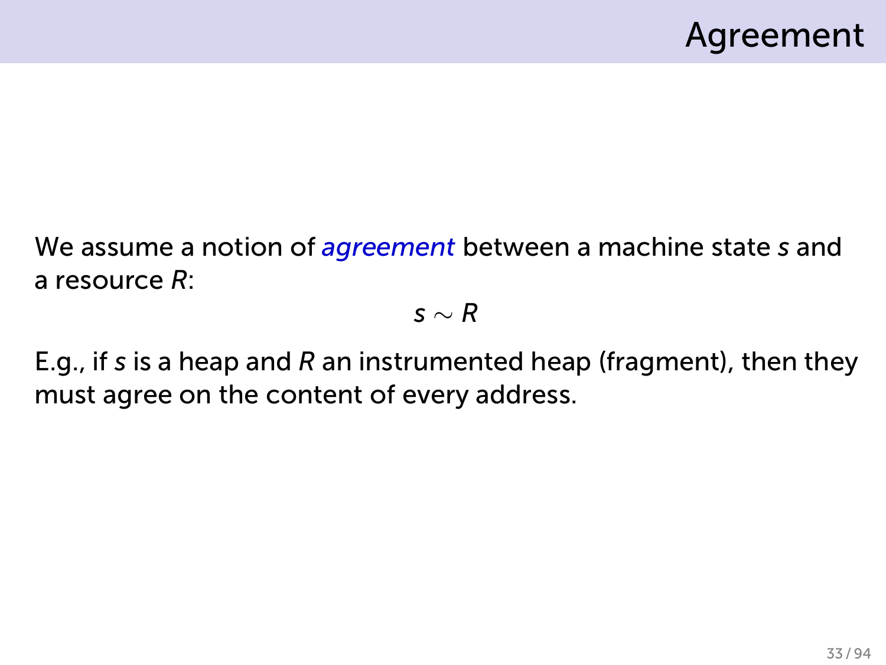# Agreement

We assume a notion of *agreement* between a machine state $s$ and a resource $R$:

$$s \sim R$$

E.g., if $s$ is a heap and $R$ an instrumented heap (fragment), then they must agree on the content of every address.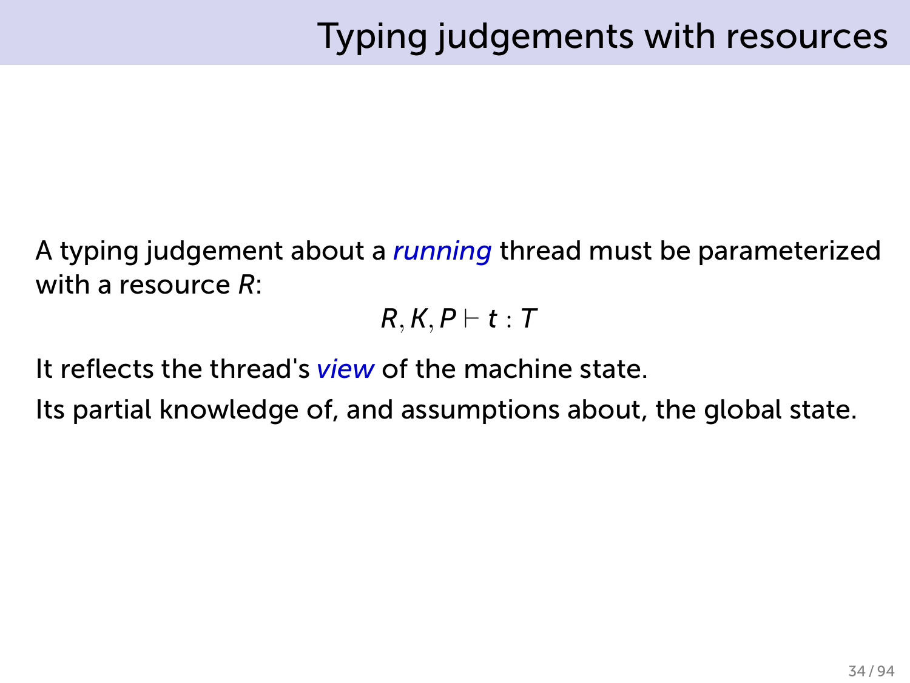# Typing judgements with resources

A typing judgement about a *running* thread must be parameterized with a resource $R$:

$$R, K, P \vdash t : T$$

It reflects the thread's *view* of the machine state.

Its partial knowledge of, and assumptions about, the global state.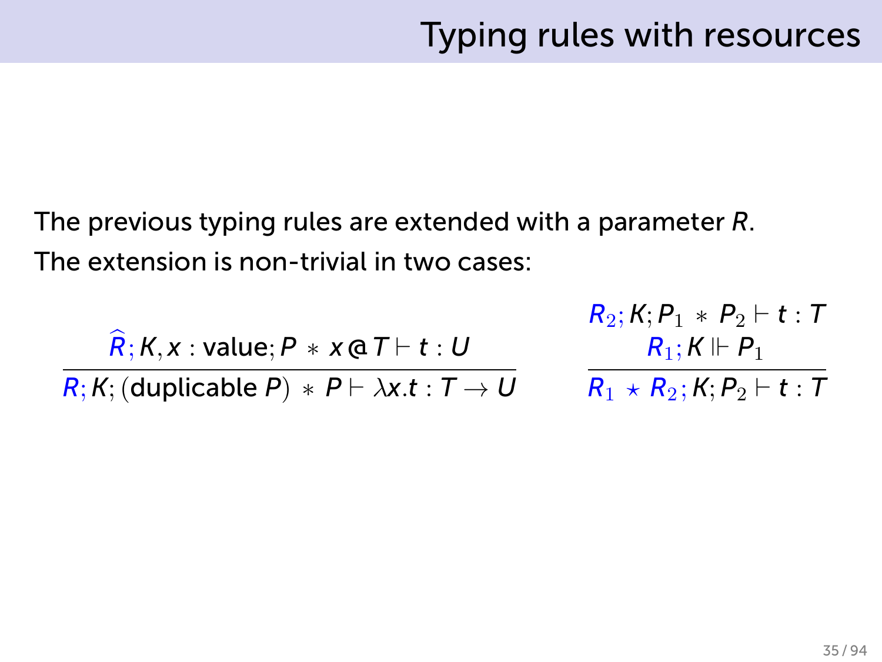# Typing rules with resources

The previous typing rules are extended with a parameter $R$.

The extension is non-trivial in two cases:

$$\frac{\widehat{R}; K, x : \text{value}; P * x \,@\, T \vdash t : U}{R; K; (\text{duplicable } P) * P \vdash \lambda x.t : T \rightarrow U}
\qquad
\frac{\begin{array}{c} R_2; K; P_1 * P_2 \vdash t : T \\ R_1; K \Vdash P_1 \end{array}}{R_1 \star R_2; K; P_2 \vdash t : T}$$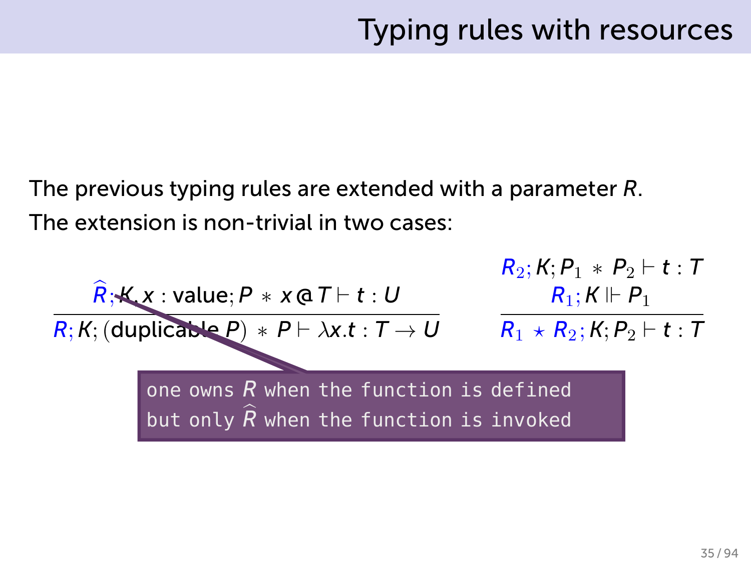# Typing rules with resources

The previous typing rules are extended with a parameter $R$.

The extension is non-trivial in two cases:

$$\frac{\widehat{R}; K, x : \text{value}; P * x @ T \vdash t : U}{R; K; (\text{duplicable } P) * P \vdash \lambda x.t : T \rightarrow U}$$

$$\frac{\begin{array}{c} R_2; K; P_1 * P_2 \vdash t : T \\ R_1; K \Vdash P_1 \end{array}}{R_1 \star R_2; K; P_2 \vdash t : T}$$

one owns $R$ when the function is defined
but only $\widehat{R}$ when the function is invoked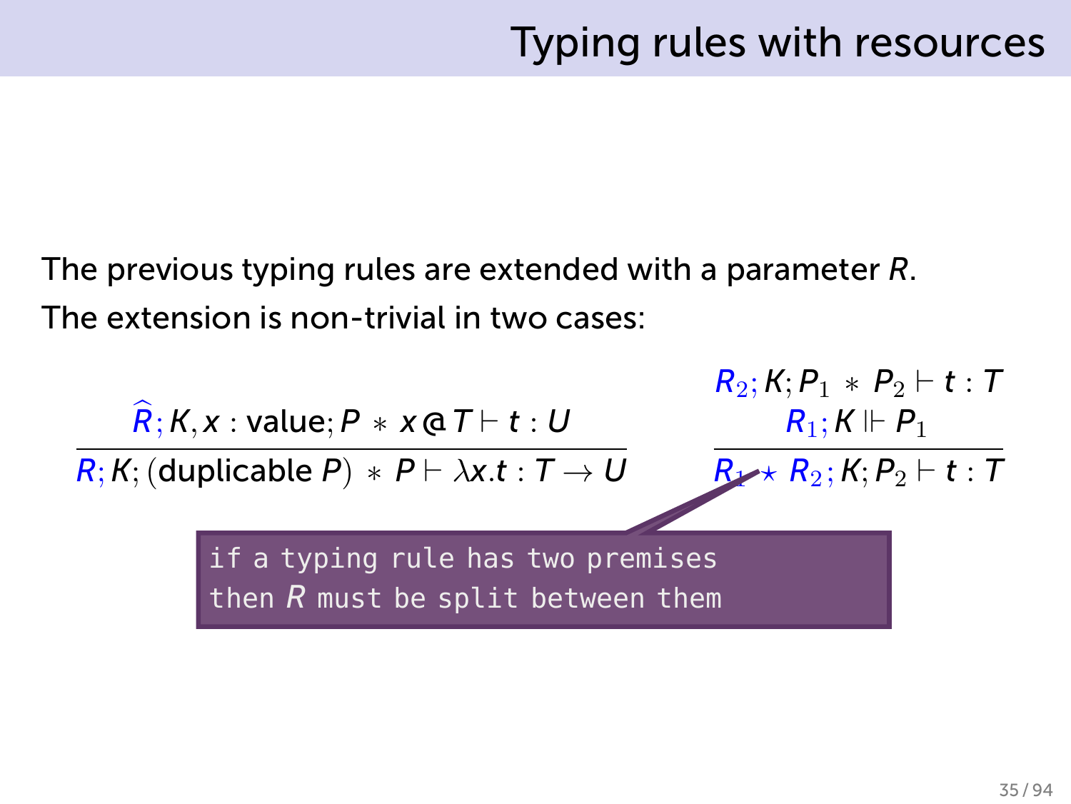# Typing rules with resources

The previous typing rules are extended with a parameter $R$.

The extension is non-trivial in two cases:

$$\frac{\widehat{R}; K, x : \text{value}; P \ast x \,@\, T \vdash t : U}{R; K; (\text{duplicable } P) \ast P \vdash \lambda x.t : T \to U}$$

$$\frac{R_2; K; P_1 \ast P_2 \vdash t : T \qquad R_1; K \Vdash P_1}{R_1 \star R_2; K; P_2 \vdash t : T}$$

```
if a typing rule has two premises
then R must be split between them
```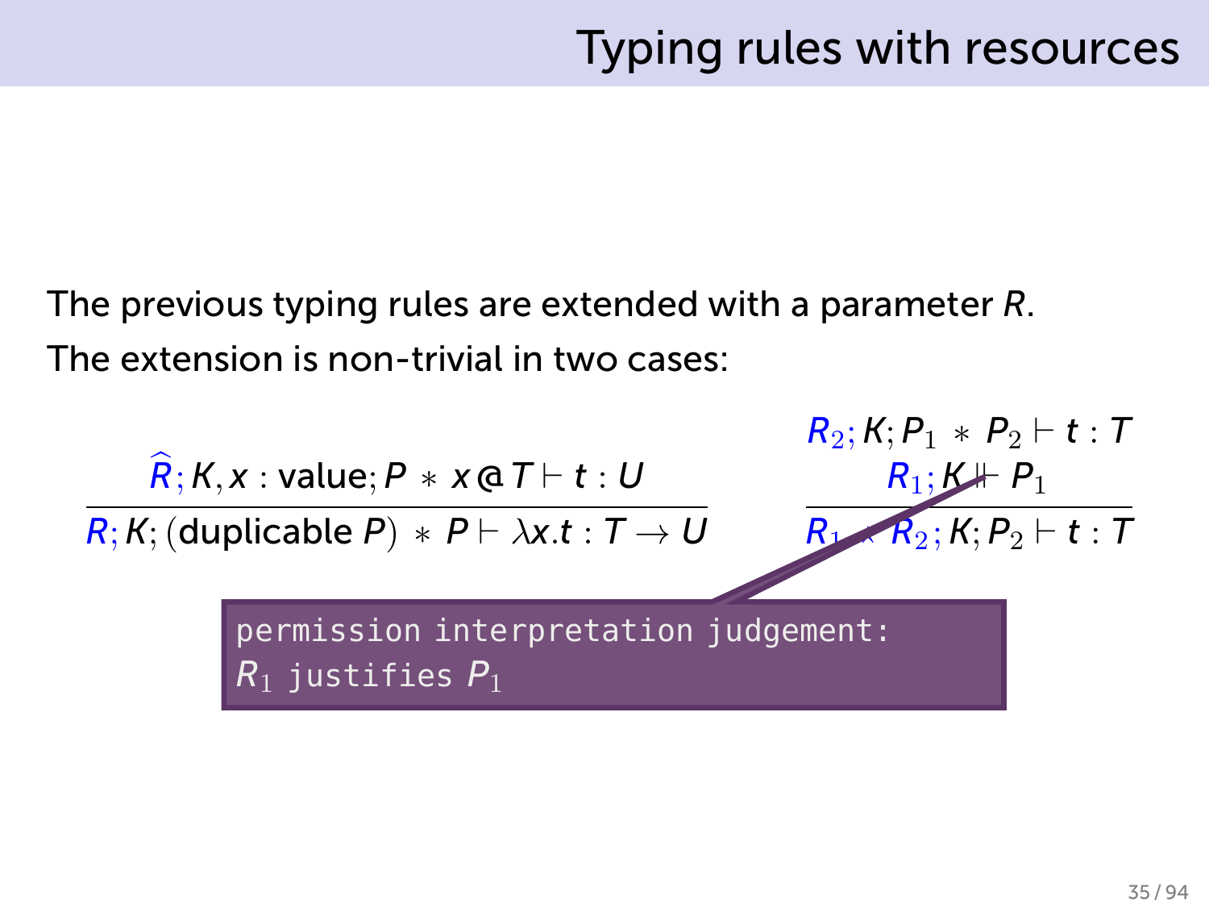# Typing rules with resources

The previous typing rules are extended with a parameter $R$.

The extension is non-trivial in two cases:

$$
\frac{\widehat{R}; K, x : \text{value}; P \ast x \,@\, T \vdash t : U}{R; K; (\text{duplicable } P) \ast P \vdash \lambda x.t : T \to U}
\qquad
\frac{\begin{array}{c} R_2; K; P_1 \ast P_2 \vdash t : T \\ R_1; K \Vdash P_1 \end{array}}{R_1 \ast R_2; K; P_2 \vdash t : T}
$$

permission interpretation judgement:
$R_1$ justifies $P_1$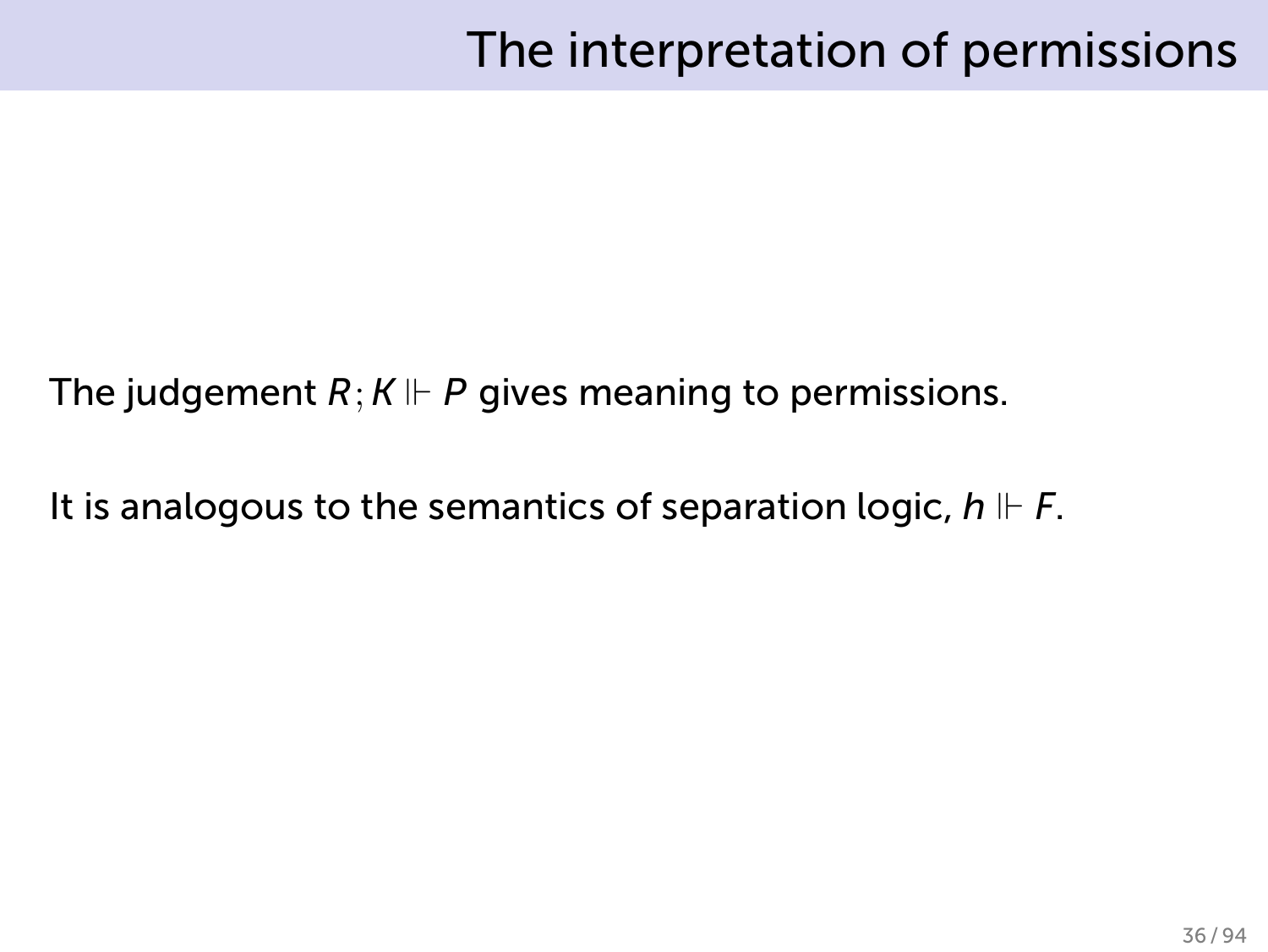# The interpretation of permissions

The judgement $R; K \Vdash P$ gives meaning to permissions.

It is analogous to the semantics of separation logic, $h \Vdash F$.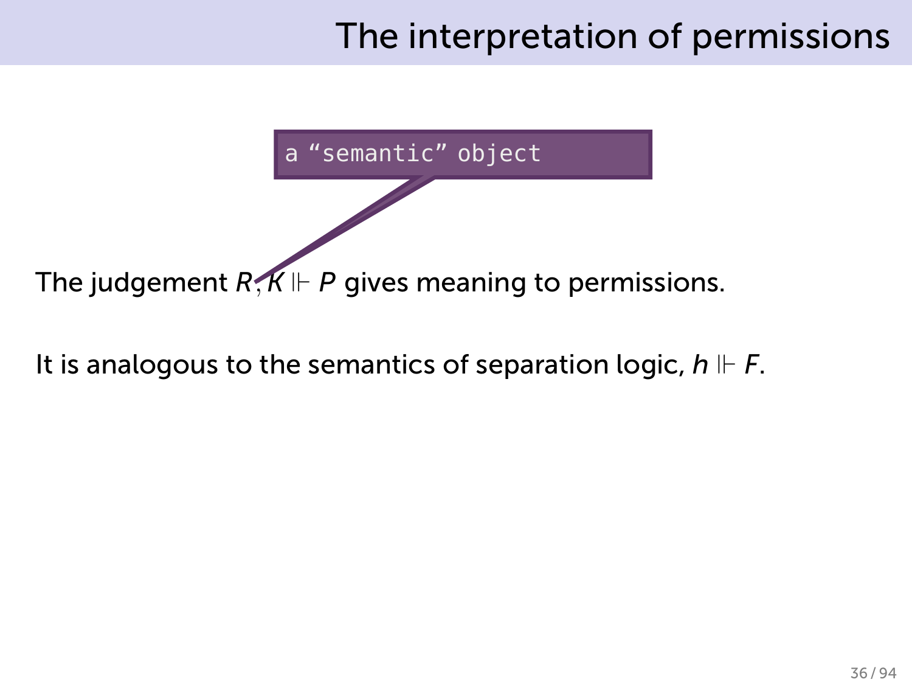# The interpretation of permissions

a "semantic" object

The judgement $R; K \Vdash P$ gives meaning to permissions.

It is analogous to the semantics of separation logic, $h \Vdash F$.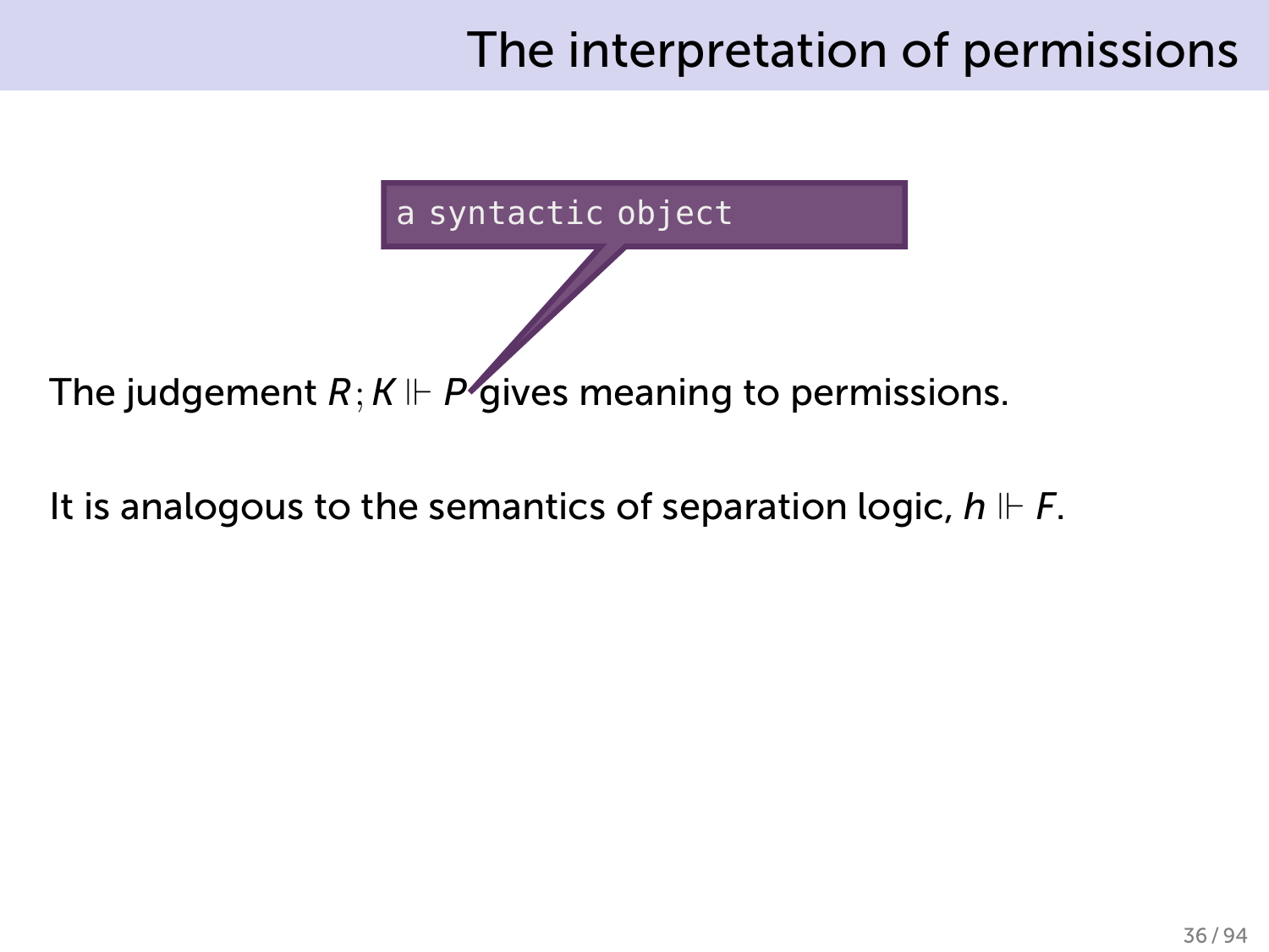# The interpretation of permissions

a syntactic object

The judgement $R; K \Vdash P$ gives meaning to permissions.

It is analogous to the semantics of separation logic, $h \Vdash F$.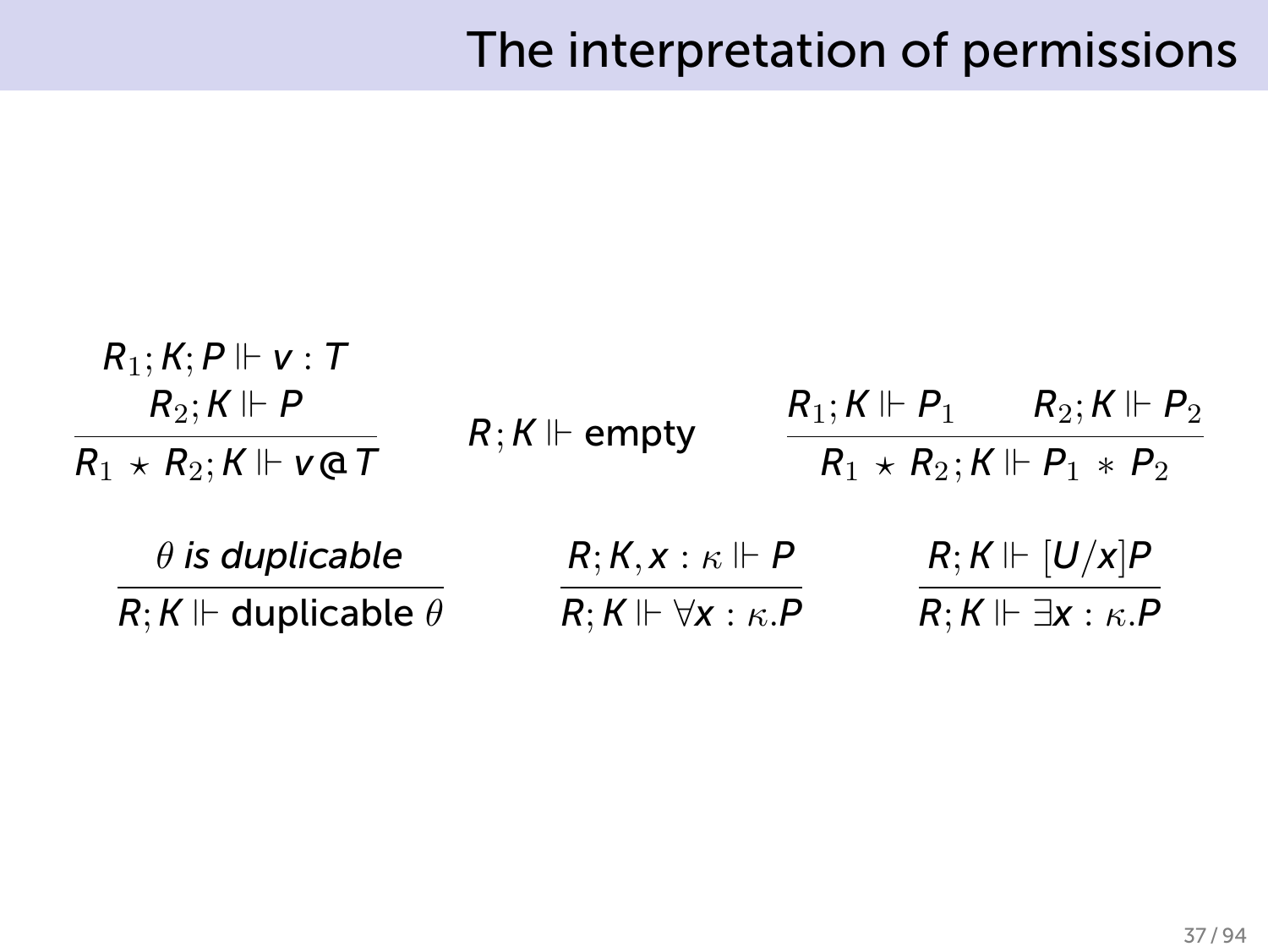# The interpretation of permissions

$$\frac{\begin{array}{c} R_1; K; P \Vdash v : T \\ R_2; K \Vdash P \end{array}}{R_1 \star R_2; K \Vdash v \,@\, T}$$

$$R; K \Vdash \text{empty}$$

$$\frac{R_1; K \Vdash P_1 \qquad R_2; K \Vdash P_2}{R_1 \star R_2; K \Vdash P_1 \ast P_2}$$

$$\frac{\theta \textit{ is duplicable}}{R; K \Vdash \text{duplicable } \theta}$$

$$\frac{R; K, x : \kappa \Vdash P}{R; K \Vdash \forall x : \kappa . P}$$

$$\frac{R; K \Vdash [U/x]P}{R; K \Vdash \exists x : \kappa . P}$$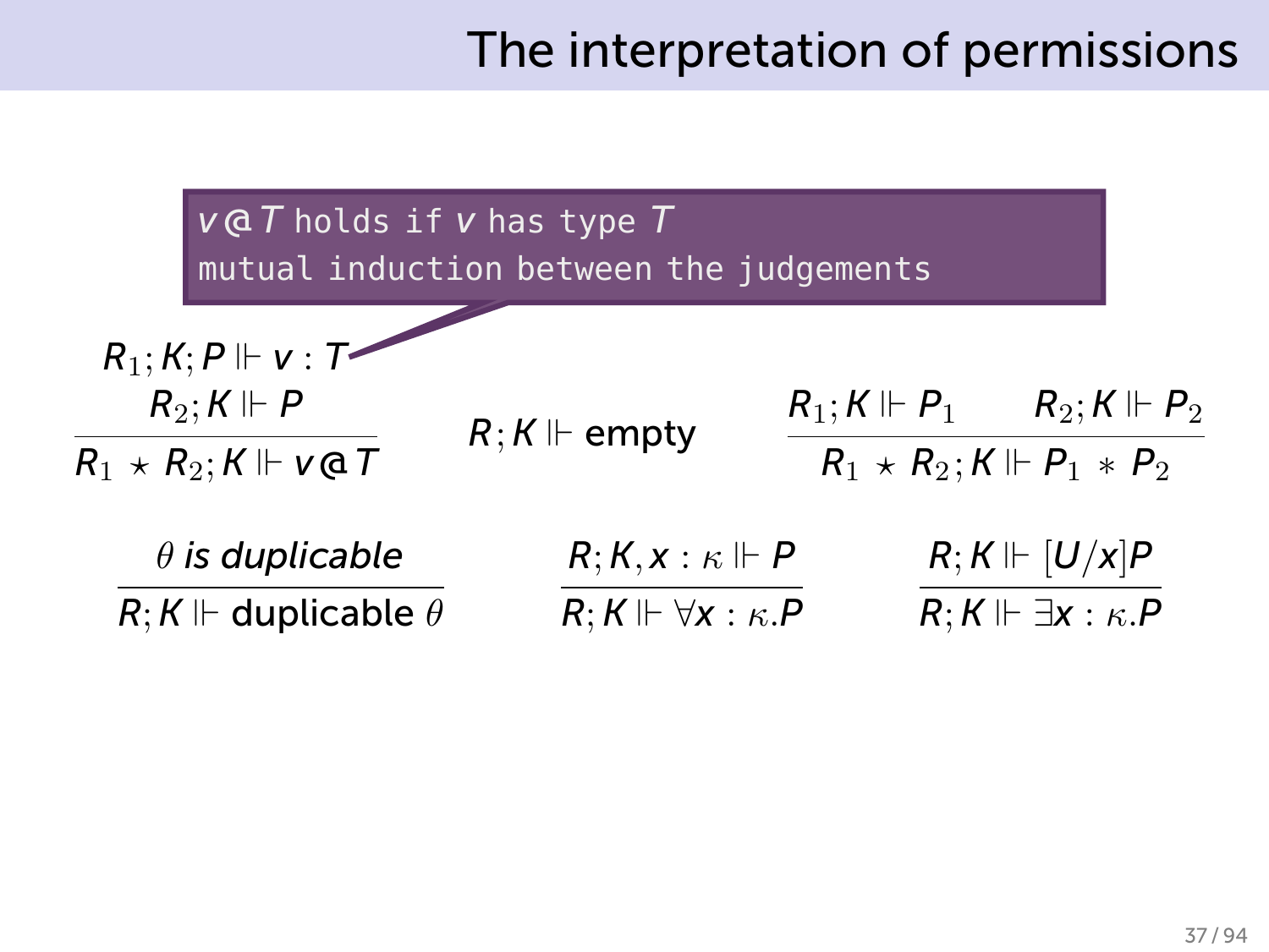# The interpretation of permissions

$v \,@\, T$ holds if $v$ has type $T$
mutual induction between the judgements

$$\frac{R_1; K; P \Vdash v : T \qquad R_2; K \Vdash P}{R_1 \star R_2; K \Vdash v \,@\, T}$$

$$R; K \Vdash \text{empty}$$

$$\frac{R_1; K \Vdash P_1 \qquad R_2; K \Vdash P_2}{R_1 \star R_2; K \Vdash P_1 \ast P_2}$$

$$\frac{\theta \text{ is duplicable}}{R; K \Vdash \text{duplicable } \theta}$$

$$\frac{R; K, x : \kappa \Vdash P}{R; K \Vdash \forall x : \kappa . P}$$

$$\frac{R; K \Vdash [U/x]P}{R; K \Vdash \exists x : \kappa . P}$$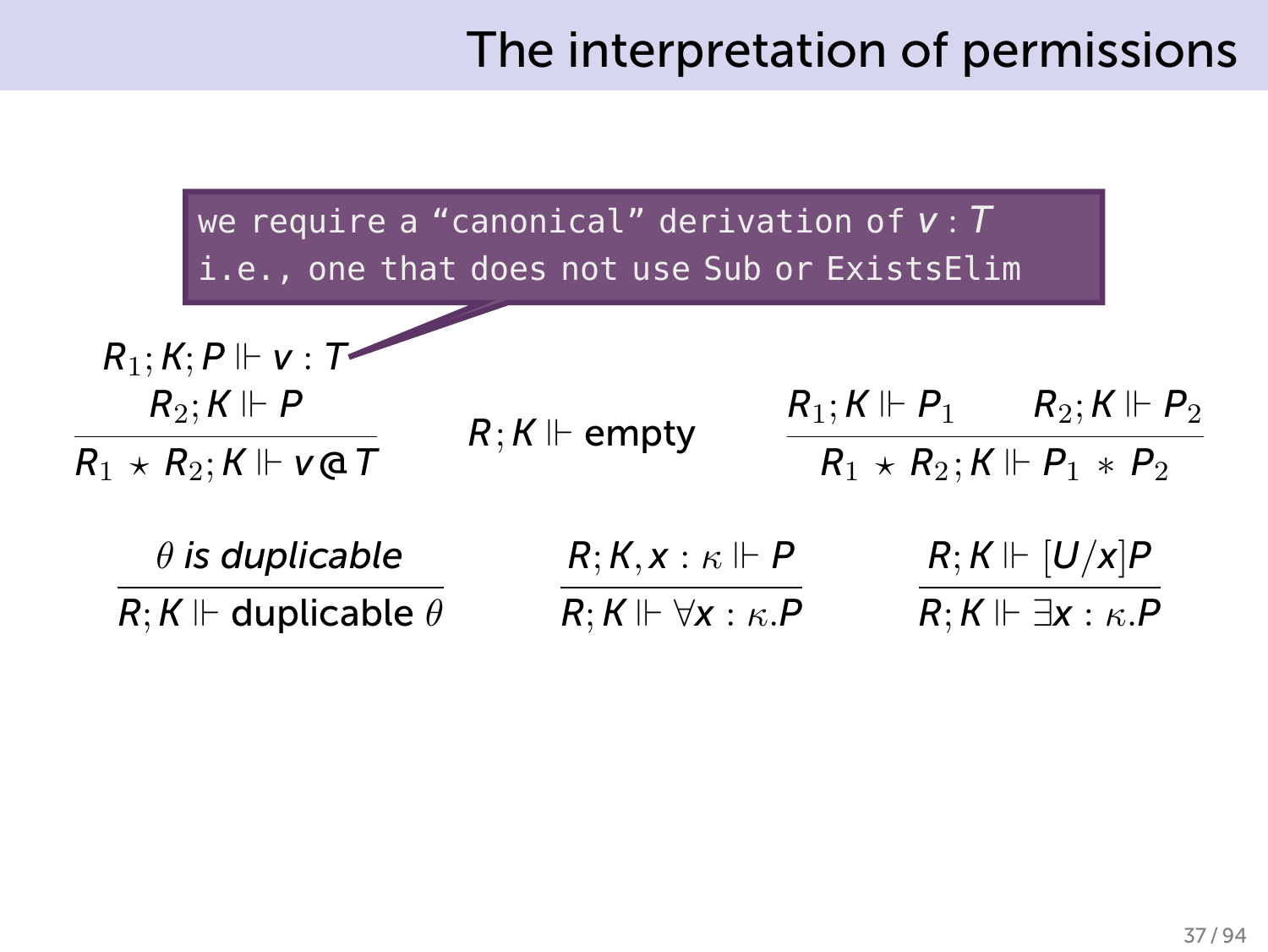# The interpretation of permissions

we require a "canonical" derivation of $v : T$
i.e., one that does not use Sub or ExistsElim

$$\frac{R_1; K; P \Vdash v : T \qquad R_2; K \Vdash P}{R_1 \star R_2; K \Vdash v \,@\, T}$$

$$R; K \Vdash \text{empty}$$

$$\frac{R_1; K \Vdash P_1 \qquad R_2; K \Vdash P_2}{R_1 \star R_2; K \Vdash P_1 * P_2}$$

$$\frac{\theta \textit{ is duplicable}}{R; K \Vdash \text{duplicable } \theta}$$

$$\frac{R; K, x : \kappa \Vdash P}{R; K \Vdash \forall x : \kappa . P}$$

$$\frac{R; K \Vdash [U/x]P}{R; K \Vdash \exists x : \kappa . P}$$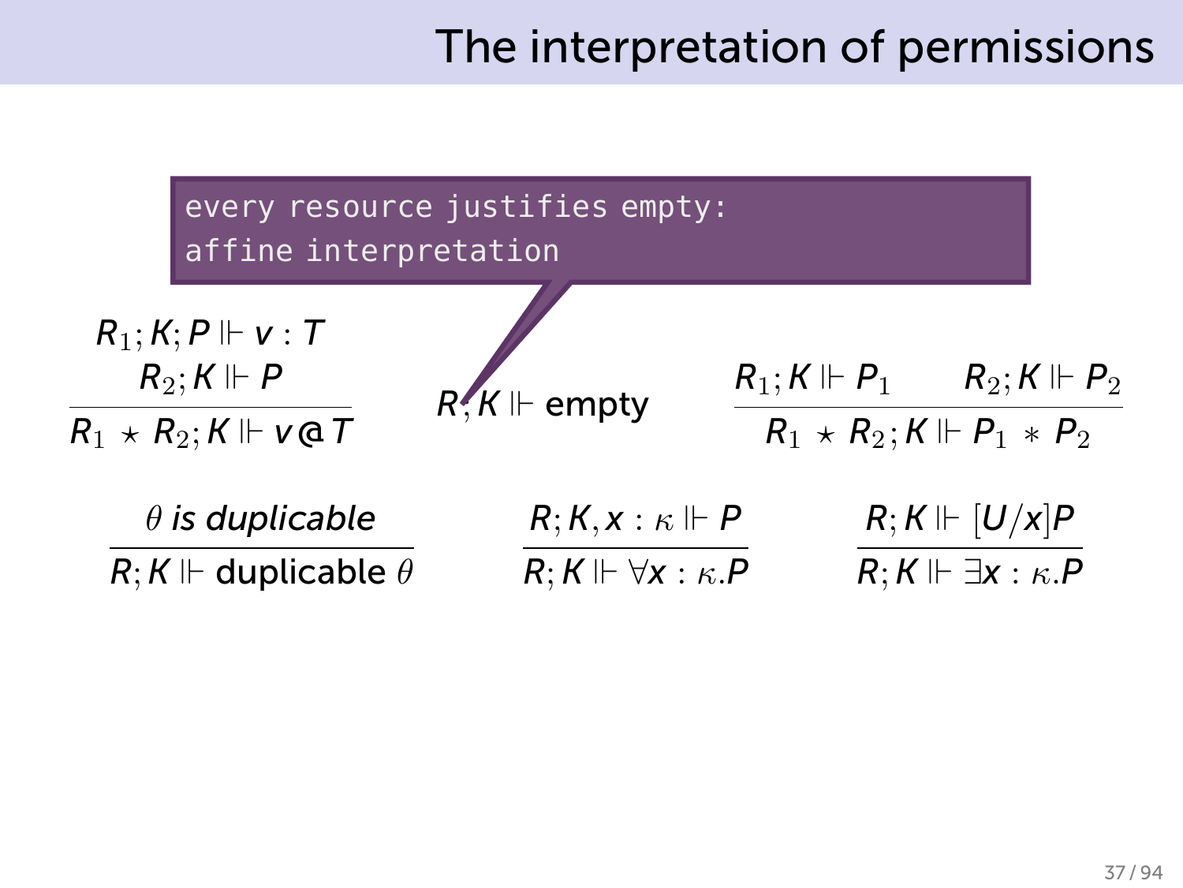# The interpretation of permissions

every resource justifies empty:
affine interpretation

$$\frac{R_1; K; P \Vdash v : T \qquad R_2; K \Vdash P}{R_1 \star R_2; K \Vdash v \,@\, T}$$

$$R; K \Vdash \mathsf{empty}$$

$$\frac{R_1; K \Vdash P_1 \qquad R_2; K \Vdash P_2}{R_1 \star R_2; K \Vdash P_1 * P_2}$$

$$\frac{\theta \text{ is duplicable}}{R; K \Vdash \mathsf{duplicable}\ \theta}$$

$$\frac{R; K, x : \kappa \Vdash P}{R; K \Vdash \forall x : \kappa . P}$$

$$\frac{R; K \Vdash [U/x]P}{R; K \Vdash \exists x : \kappa . P}$$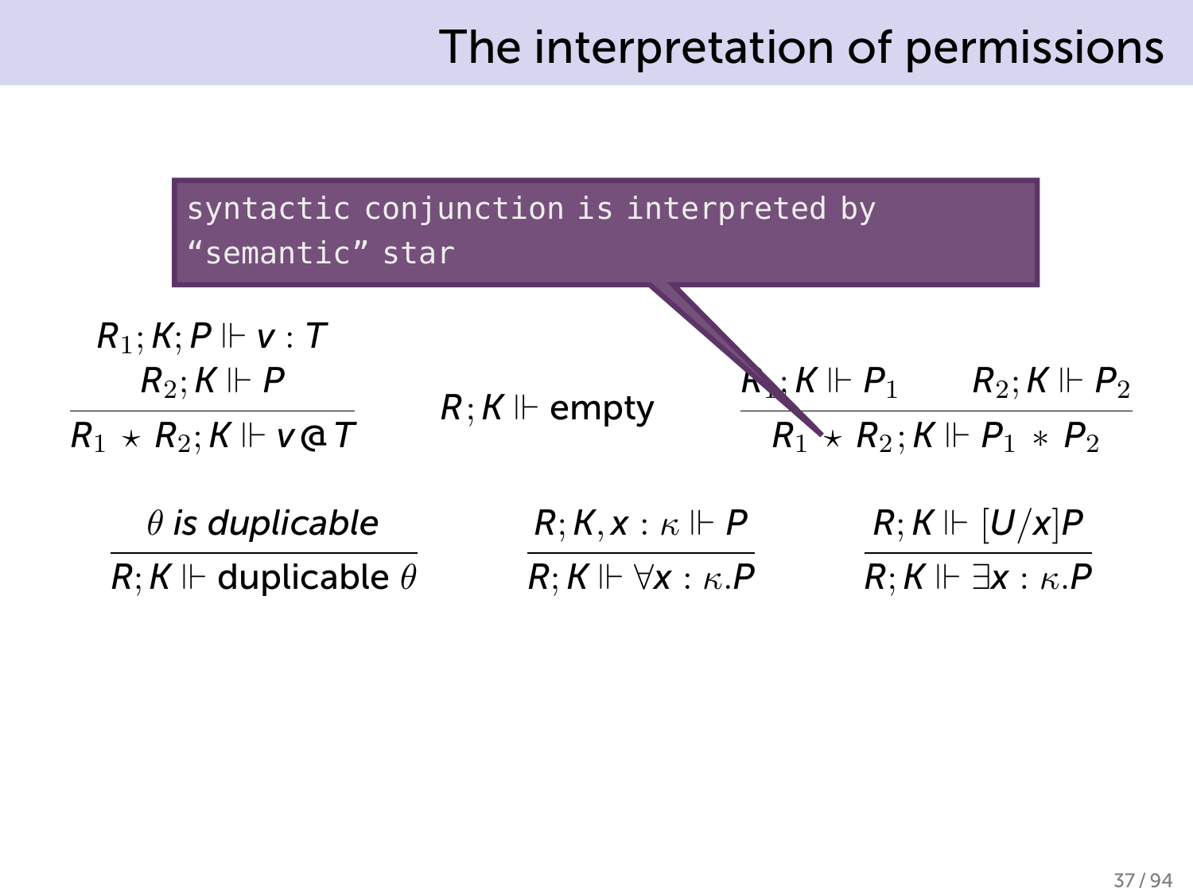# The interpretation of permissions

syntactic conjunction is interpreted by "semantic" star

$$\frac{R_1; K; P \Vdash v : T \qquad R_2; K \Vdash P}{R_1 \star R_2; K \Vdash v @ T}$$

$$R; K \Vdash \text{empty}$$

$$\frac{R_1; K \Vdash P_1 \qquad R_2; K \Vdash P_2}{R_1 \star R_2; K \Vdash P_1 * P_2}$$

$$\frac{\theta \textit{ is duplicable}}{R; K \Vdash \text{duplicable } \theta}$$

$$\frac{R; K, x : \kappa \Vdash P}{R; K \Vdash \forall x : \kappa . P}$$

$$\frac{R; K \Vdash [U/x]P}{R; K \Vdash \exists x : \kappa . P}$$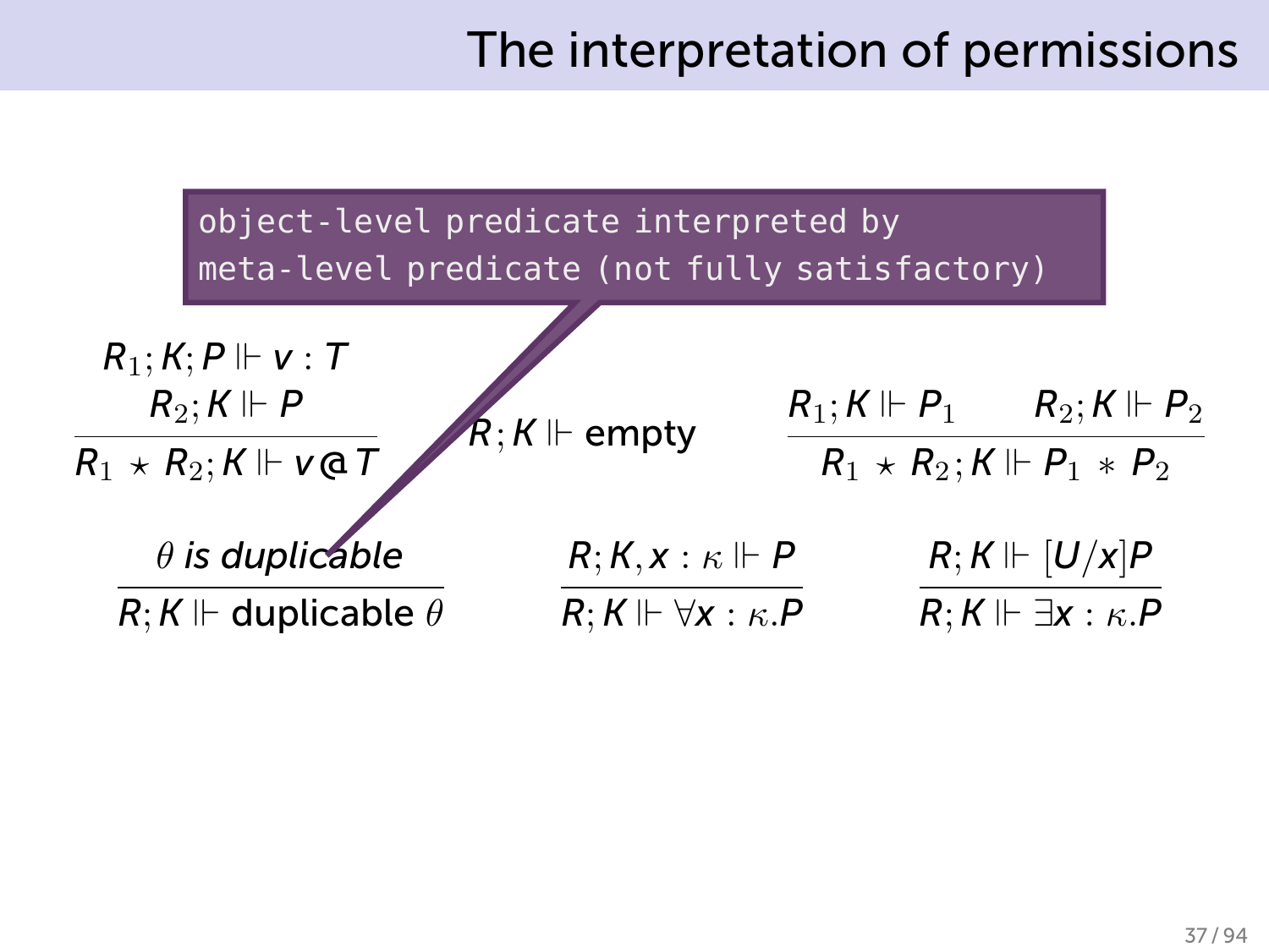# The interpretation of permissions

```
object-level predicate interpreted by
meta-level predicate (not fully satisfactory)
```

$$\frac{R_1; K; P \Vdash v : T \qquad R_2; K \Vdash P}{R_1 \star R_2; K \Vdash v \,@\, T}$$

$$R; K \Vdash \text{empty}$$

$$\frac{R_1; K \Vdash P_1 \qquad R_2; K \Vdash P_2}{R_1 \star R_2; K \Vdash P_1 * P_2}$$

$$\frac{\theta \text{ is duplicable}}{R; K \Vdash \text{duplicable } \theta}$$

$$\frac{R; K, x : \kappa \Vdash P}{R; K \Vdash \forall x : \kappa . P}$$

$$\frac{R; K \Vdash [U/x]P}{R; K \Vdash \exists x : \kappa . P}$$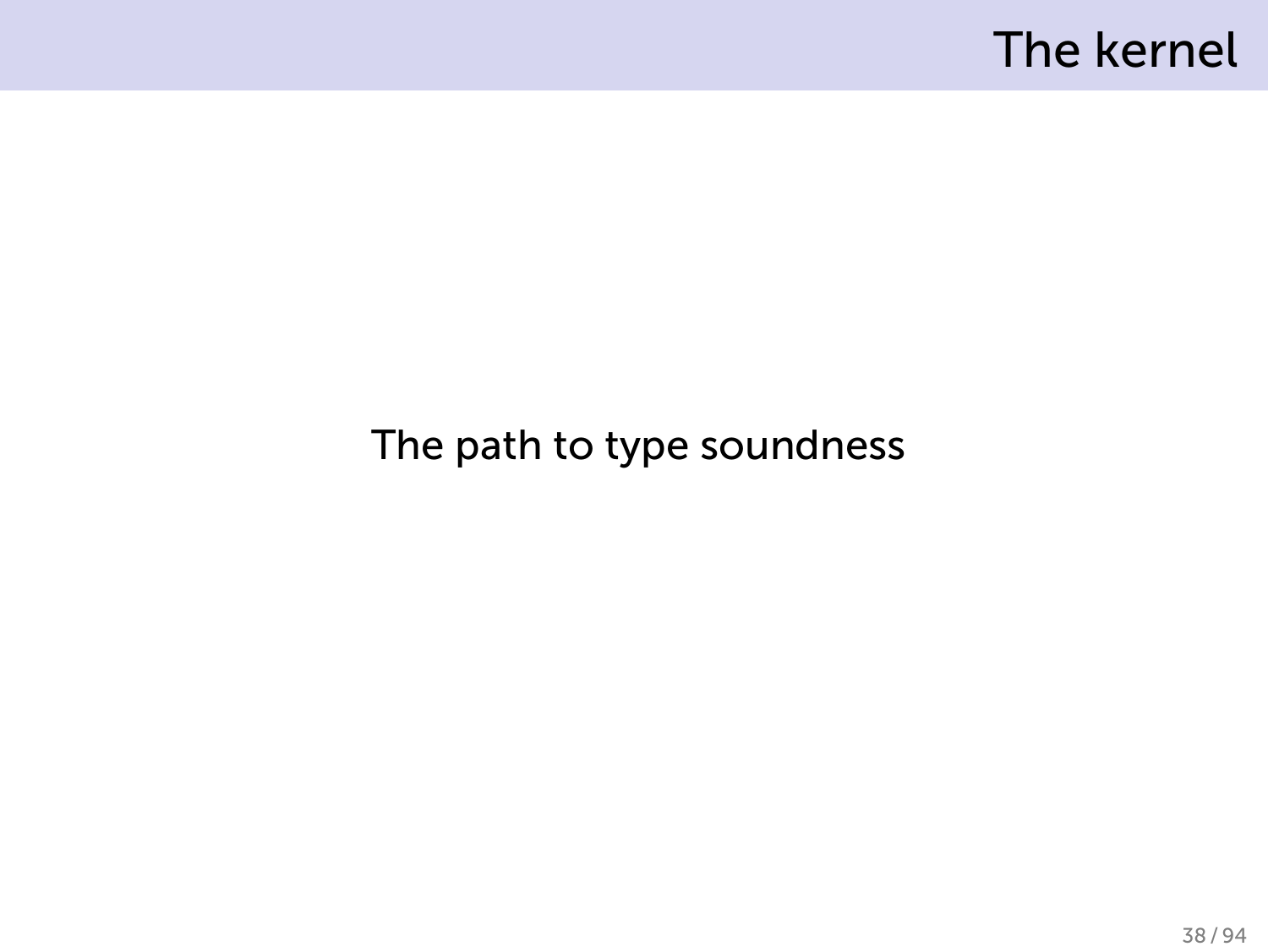# The kernel

The path to type soundness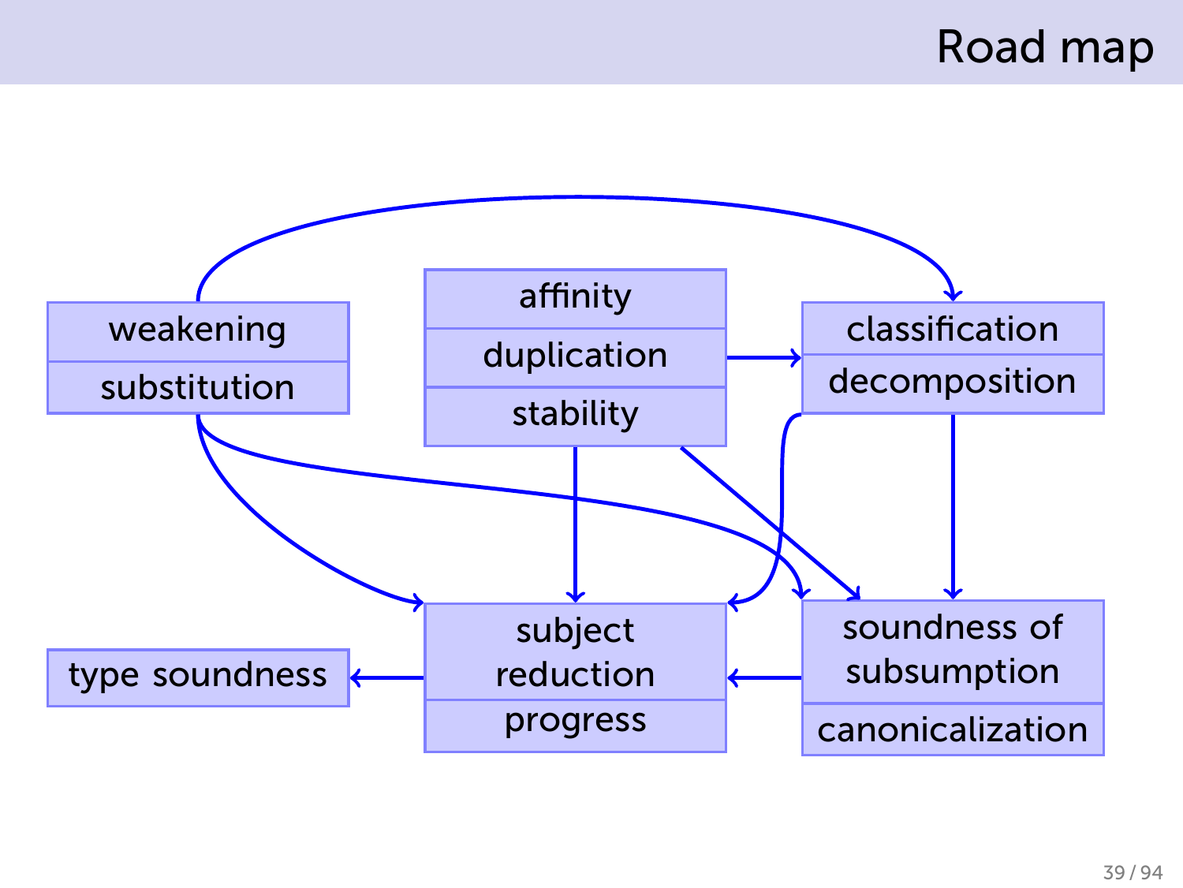# Road map

weakening

substitution

affinity

duplication

stability

classification

decomposition

type soundness

subject reduction

progress

soundness of subsumption

canonicalization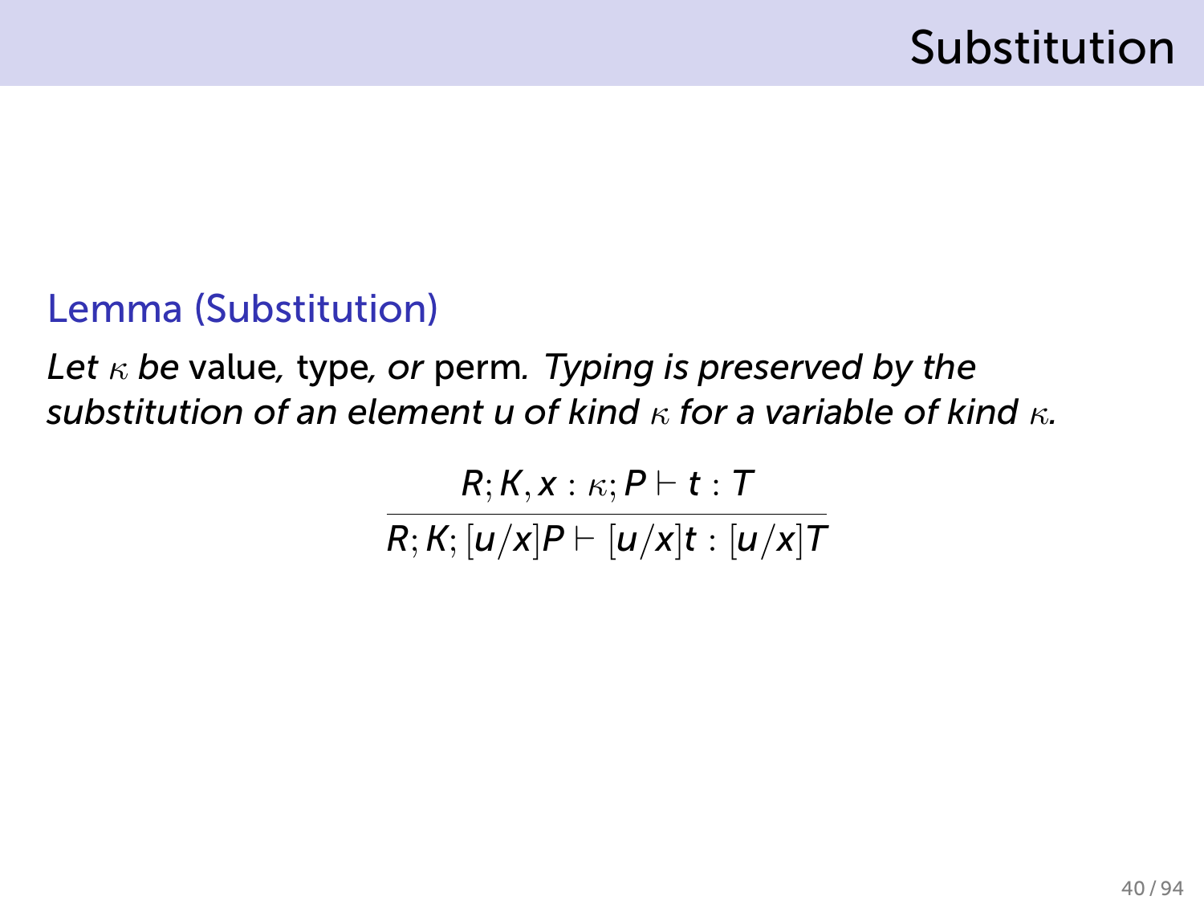# Substitution

**Lemma (Substitution)**

*Let $\kappa$ be* value*,* type*, or* perm*. Typing is preserved by the substitution of an element u of kind $\kappa$ for a variable of kind $\kappa$.*

$$\frac{R; K, x : \kappa; P \vdash t : T}{R; K; [u/x]P \vdash [u/x]t : [u/x]T}$$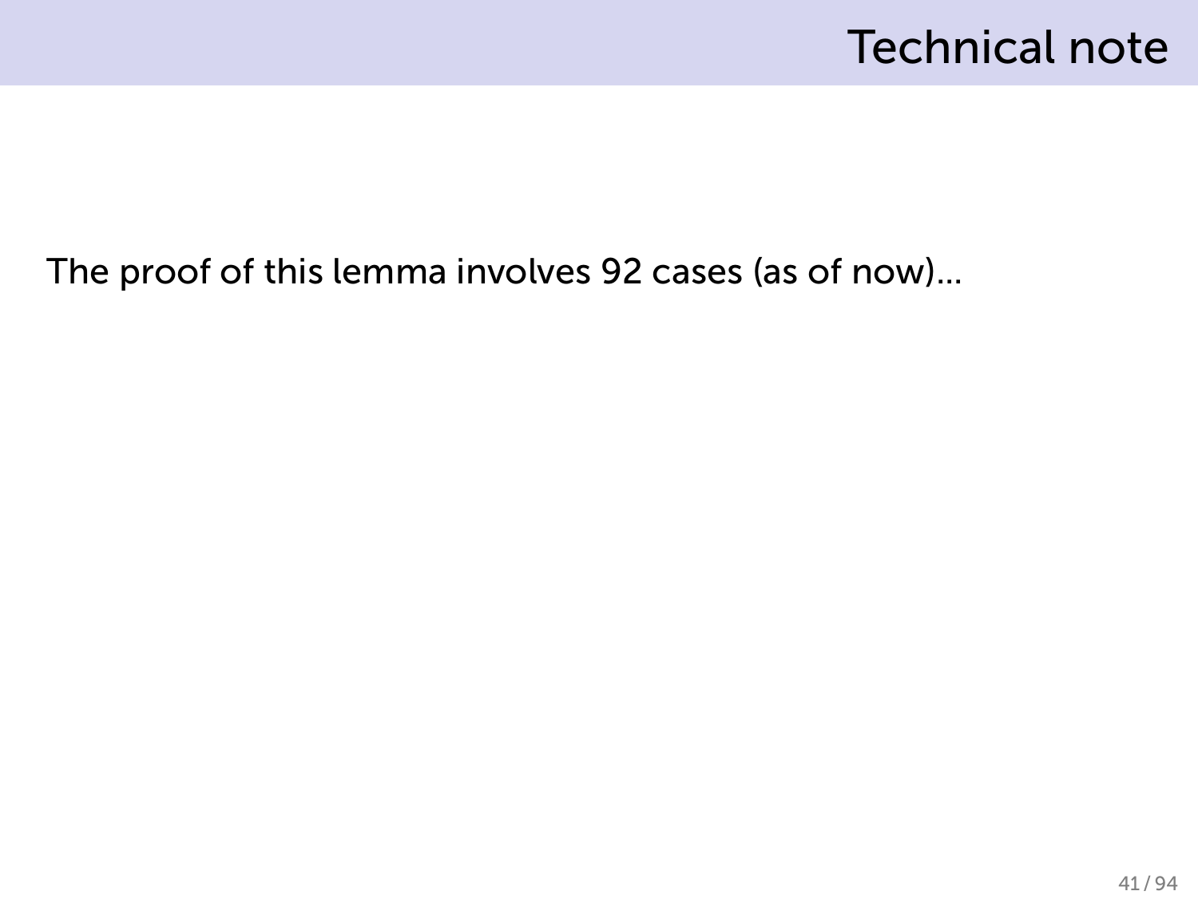# Technical note

The proof of this lemma involves 92 cases (as of now)...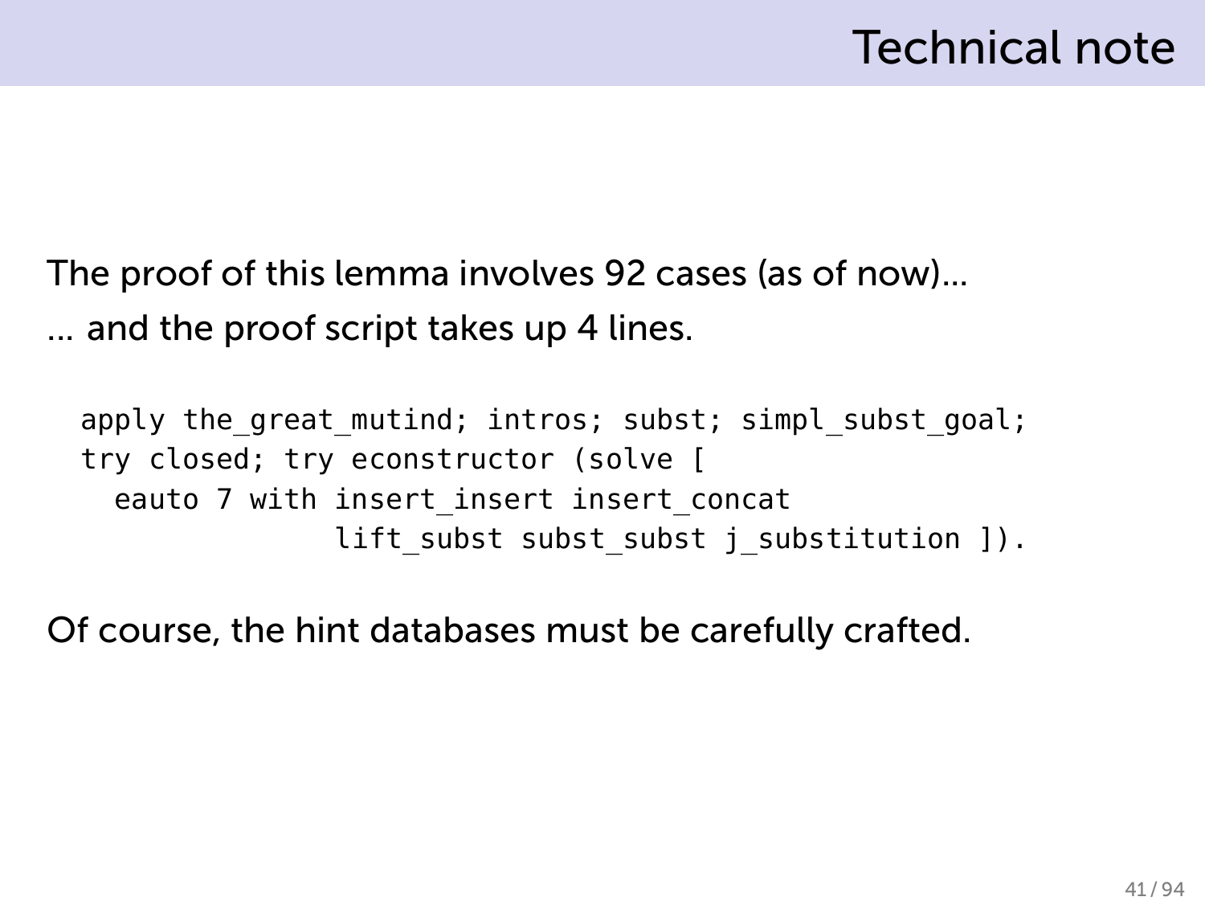# Technical note

The proof of this lemma involves 92 cases (as of now)...

... and the proof script takes up 4 lines.

```
apply the_great_mutind; intros; subst; simpl_subst_goal;
try closed; try econstructor (solve [
  eauto 7 with insert_insert insert_concat
               lift_subst subst_subst j_substitution ]).
```

Of course, the hint databases must be carefully crafted.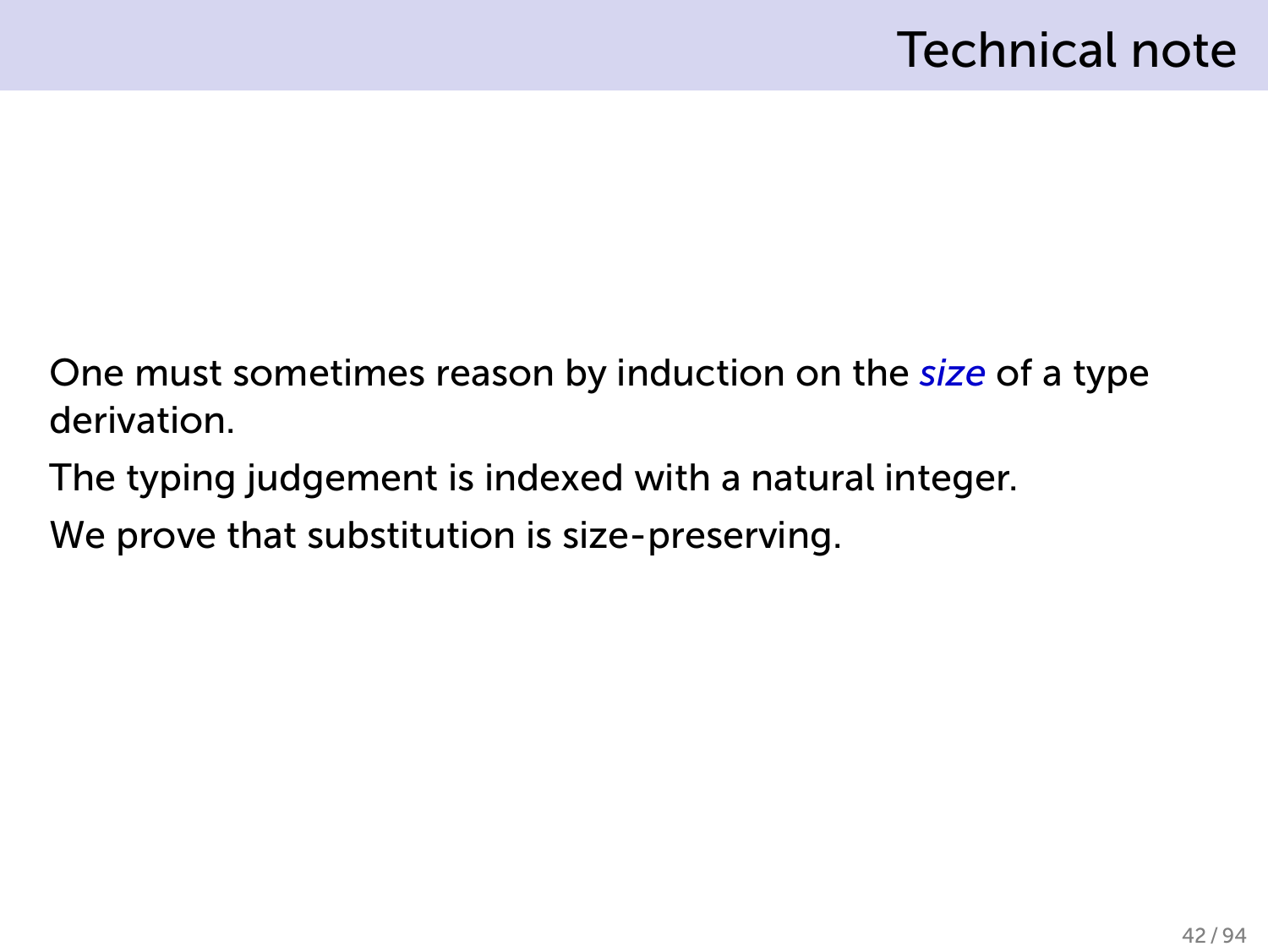# Technical note

One must sometimes reason by induction on the *size* of a type derivation.

The typing judgement is indexed with a natural integer.

We prove that substitution is size-preserving.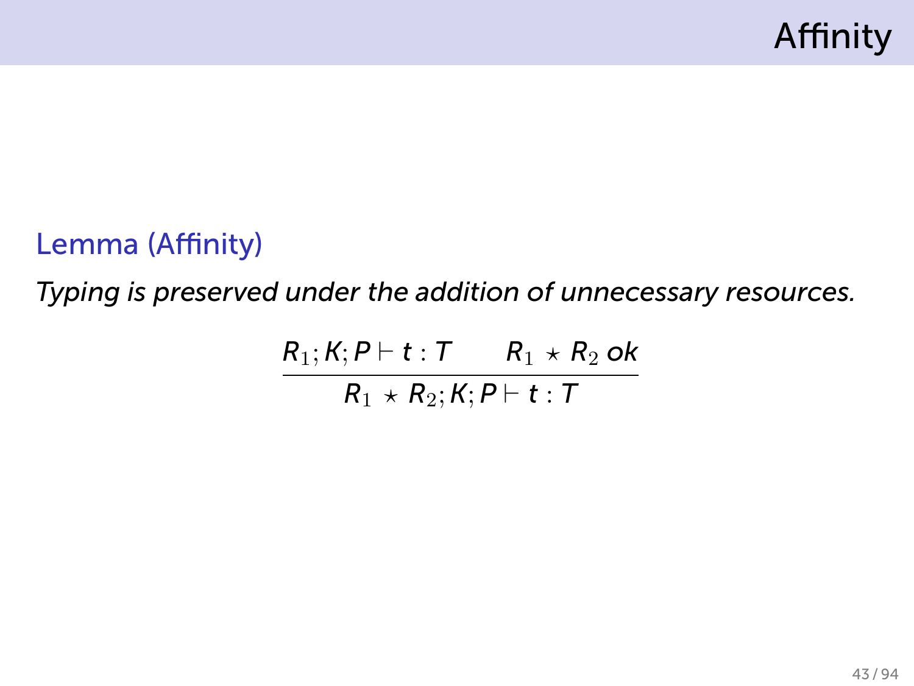# Affinity

**Lemma (Affinity)**

*Typing is preserved under the addition of unnecessary resources.*

$$\frac{R_1; K; P \vdash t : T \qquad R_1 \star R_2 \text{ ok}}{R_1 \star R_2; K; P \vdash t : T}$$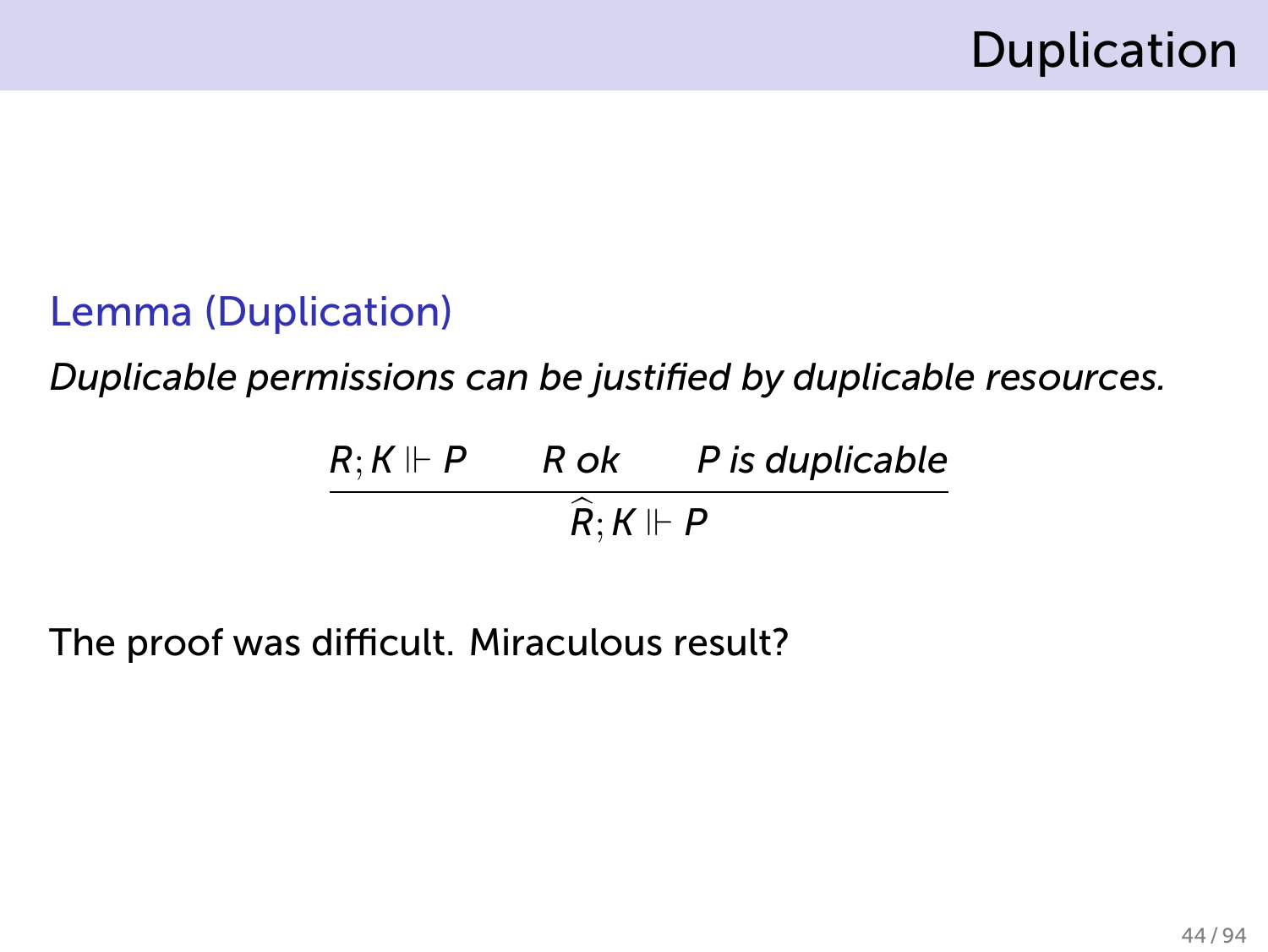# Duplication

**Lemma (Duplication)**

*Duplicable permissions can be justified by duplicable resources.*

$$\frac{R; K \Vdash P \qquad R \text{ ok} \qquad P \text{ is duplicable}}{\widehat{R}; K \Vdash P}$$

The proof was difficult. Miraculous result?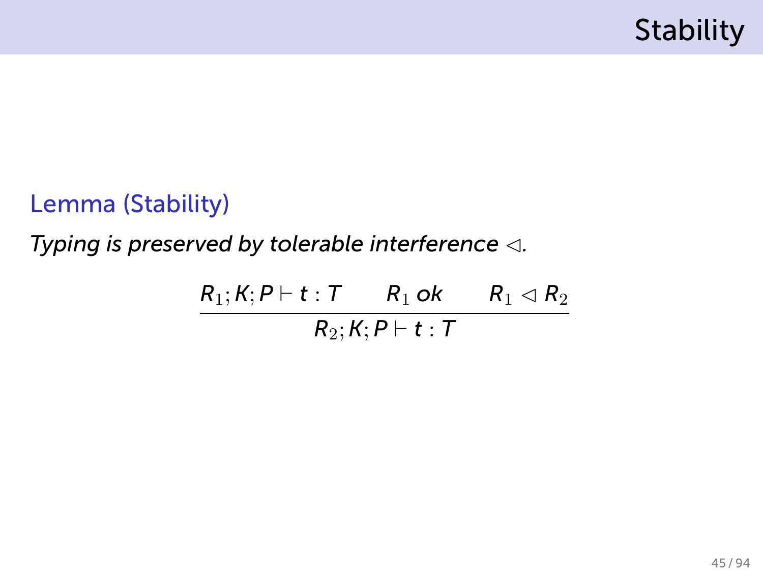# Stability

**Lemma (Stability)**

*Typing is preserved by tolerable interference $\lhd$.*

$$\frac{R_1; K; P \vdash t : T \qquad R_1 \; ok \qquad R_1 \lhd R_2}{R_2; K; P \vdash t : T}$$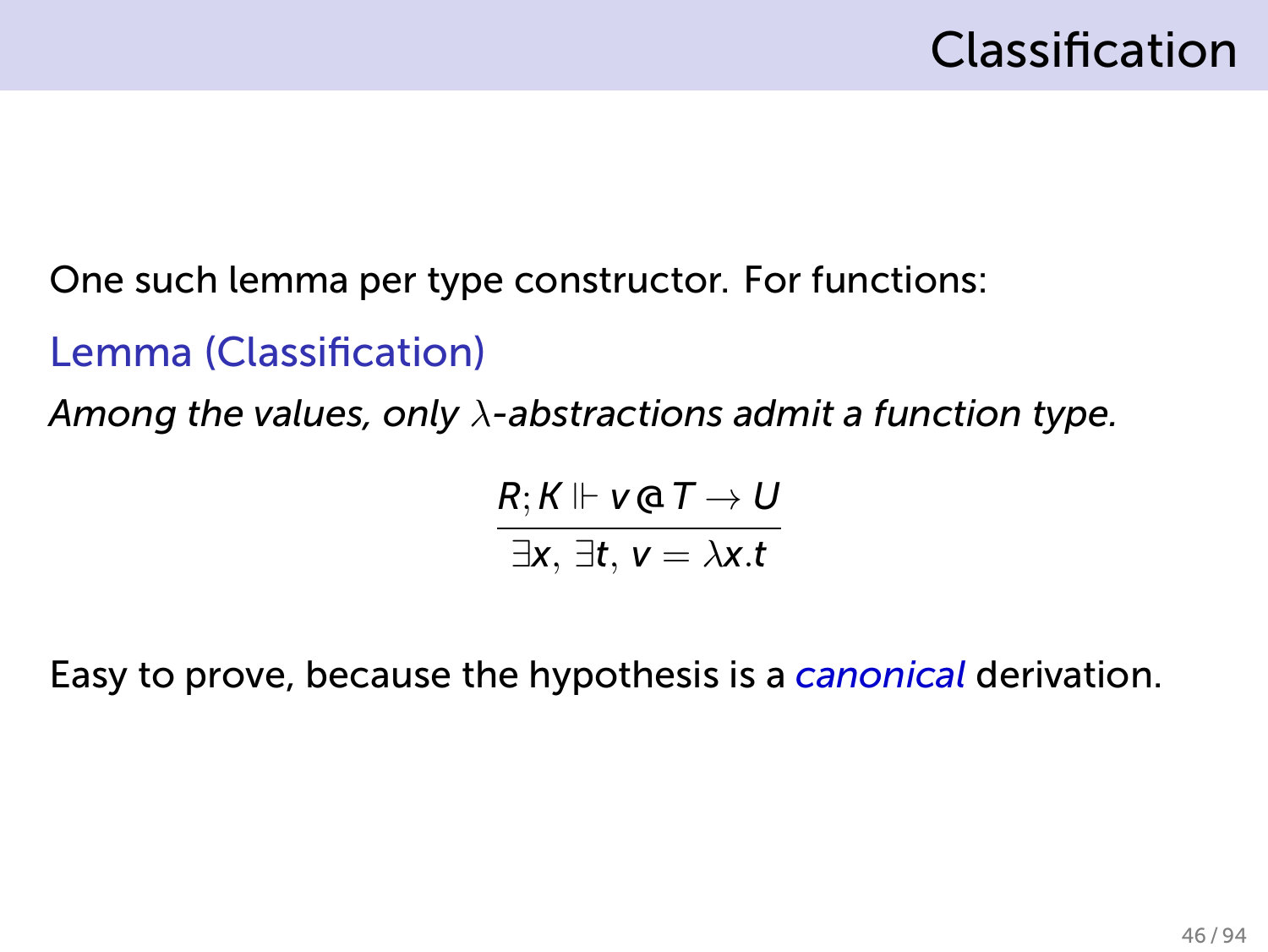# Classification

One such lemma per type constructor. For functions:

**Lemma (Classification)**

*Among the values, only $\lambda$-abstractions admit a function type.*

$$\frac{R; K \Vdash v @ T \to U}{\exists x,\ \exists t,\ v = \lambda x.t}$$

Easy to prove, because the hypothesis is a *canonical* derivation.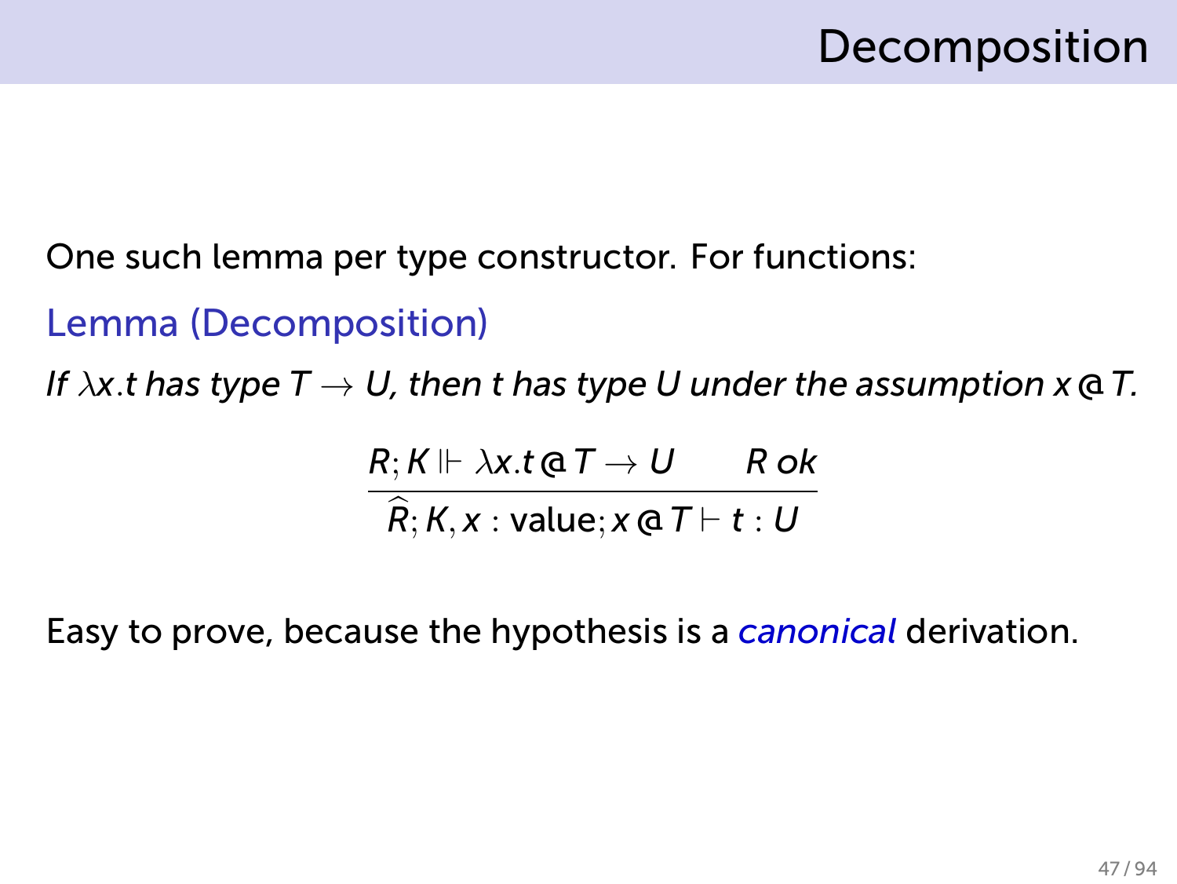# Decomposition

One such lemma per type constructor. For functions:

**Lemma (Decomposition)**

*If $\lambda x.t$ has type $T \rightarrow U$, then $t$ has type $U$ under the assumption $x \mathbin{@} T$.*

$$\frac{R; K \Vdash \lambda x.t \mathbin{@} T \rightarrow U \qquad R \text{ ok}}{\widehat{R}; K, x : \mathsf{value}; x \mathbin{@} T \vdash t : U}$$

Easy to prove, because the hypothesis is a *canonical* derivation.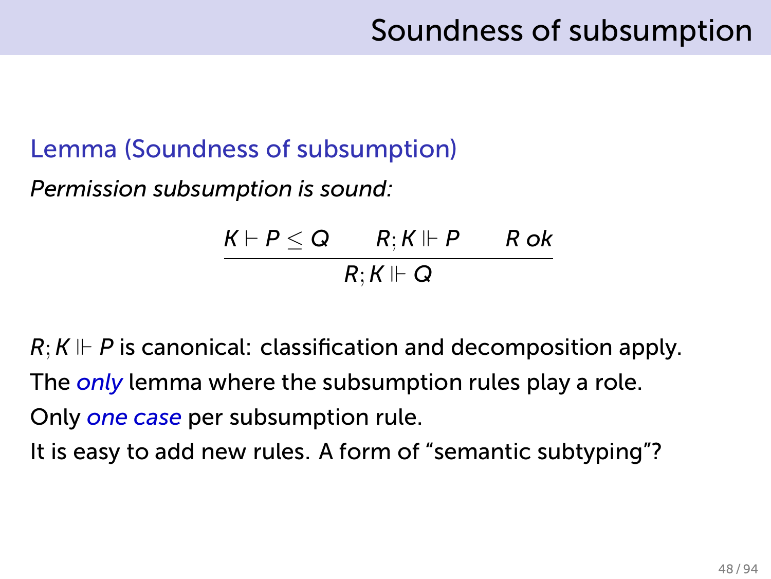# Soundness of subsumption

**Lemma (Soundness of subsumption)**

*Permission subsumption is sound:*

$$\frac{K \vdash P \leq Q \qquad R; K \Vdash P \qquad R \; ok}{R; K \Vdash Q}$$

$R; K \Vdash P$ is canonical: classification and decomposition apply.

The *only* lemma where the subsumption rules play a role.

Only *one case* per subsumption rule.

It is easy to add new rules. A form of "semantic subtyping"?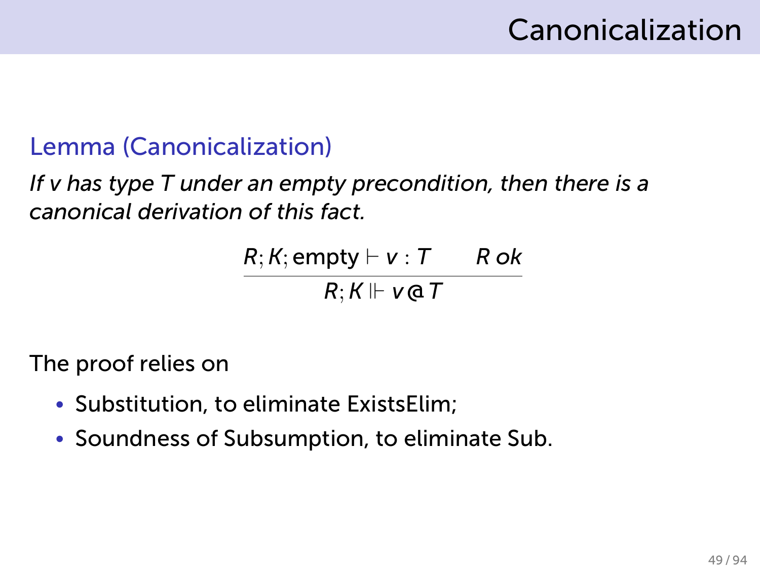# Canonicalization

**Lemma (Canonicalization)**

*If v has type T under an empty precondition, then there is a canonical derivation of this fact.*

$$\frac{R; K; \text{empty} \vdash v : T \qquad R\ ok}{R; K \Vdash v\,@\,T}$$

The proof relies on

- Substitution, to eliminate ExistsElim;
- Soundness of Subsumption, to eliminate Sub.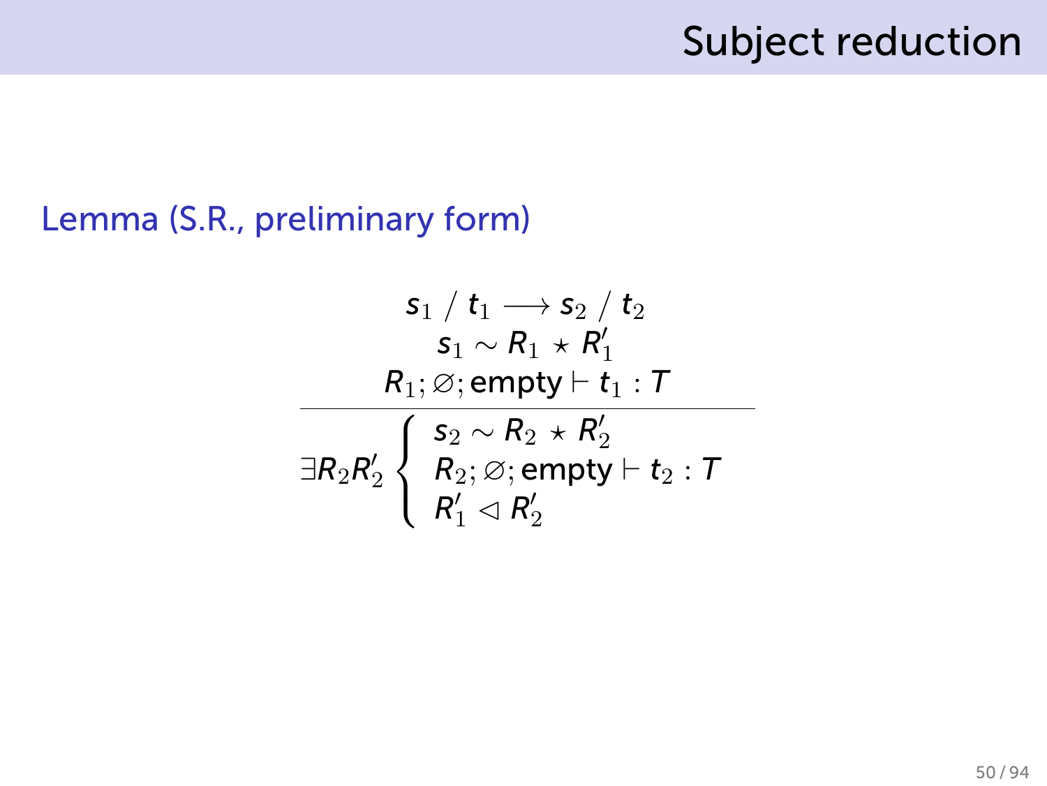# Subject reduction

**Lemma (S.R., preliminary form)**

$$
\frac{
\begin{array}{c}
s_1 \;/\; t_1 \longrightarrow s_2 \;/\; t_2 \\
s_1 \sim R_1 \,\star\, R_1' \\
R_1; \varnothing; \mathsf{empty} \vdash t_1 : T
\end{array}
}{
\exists R_2 R_2' \left\{
\begin{array}{l}
s_2 \sim R_2 \,\star\, R_2' \\
R_2; \varnothing; \mathsf{empty} \vdash t_2 : T \\
R_1' \lhd R_2'
\end{array}
\right.
}
$$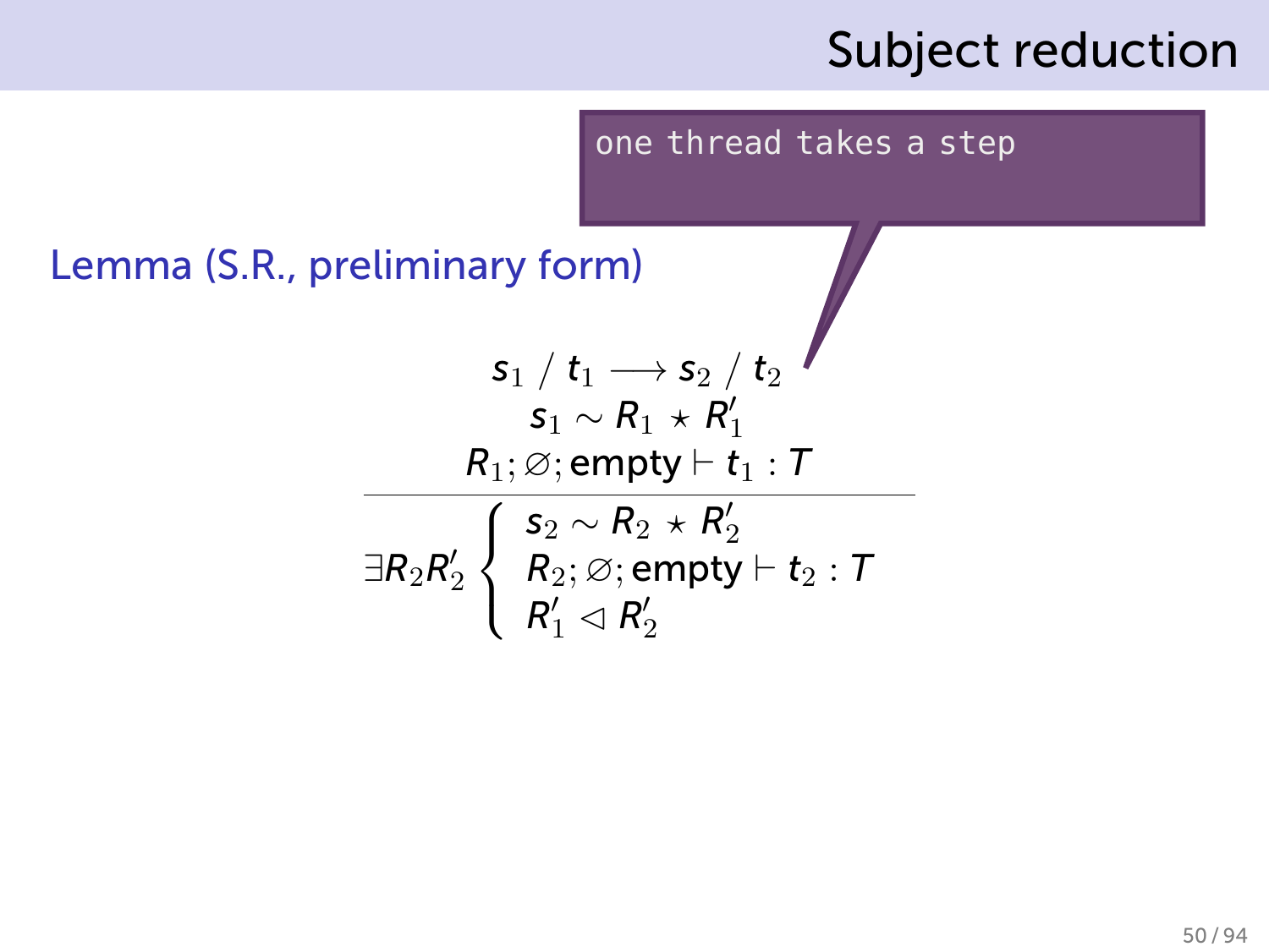# Subject reduction

one thread takes a step

Lemma (S.R., preliminary form)

$$
\frac{
\begin{array}{c}
s_1 \;/\; t_1 \longrightarrow s_2 \;/\; t_2 \\
s_1 \sim R_1 \star R'_1 \\
R_1; \varnothing; \mathsf{empty} \vdash t_1 : T
\end{array}
}{
\exists R_2 R'_2 \left\{
\begin{array}{l}
s_2 \sim R_2 \star R'_2 \\
R_2; \varnothing; \mathsf{empty} \vdash t_2 : T \\
R'_1 \lhd R'_2
\end{array}
\right.
}
$$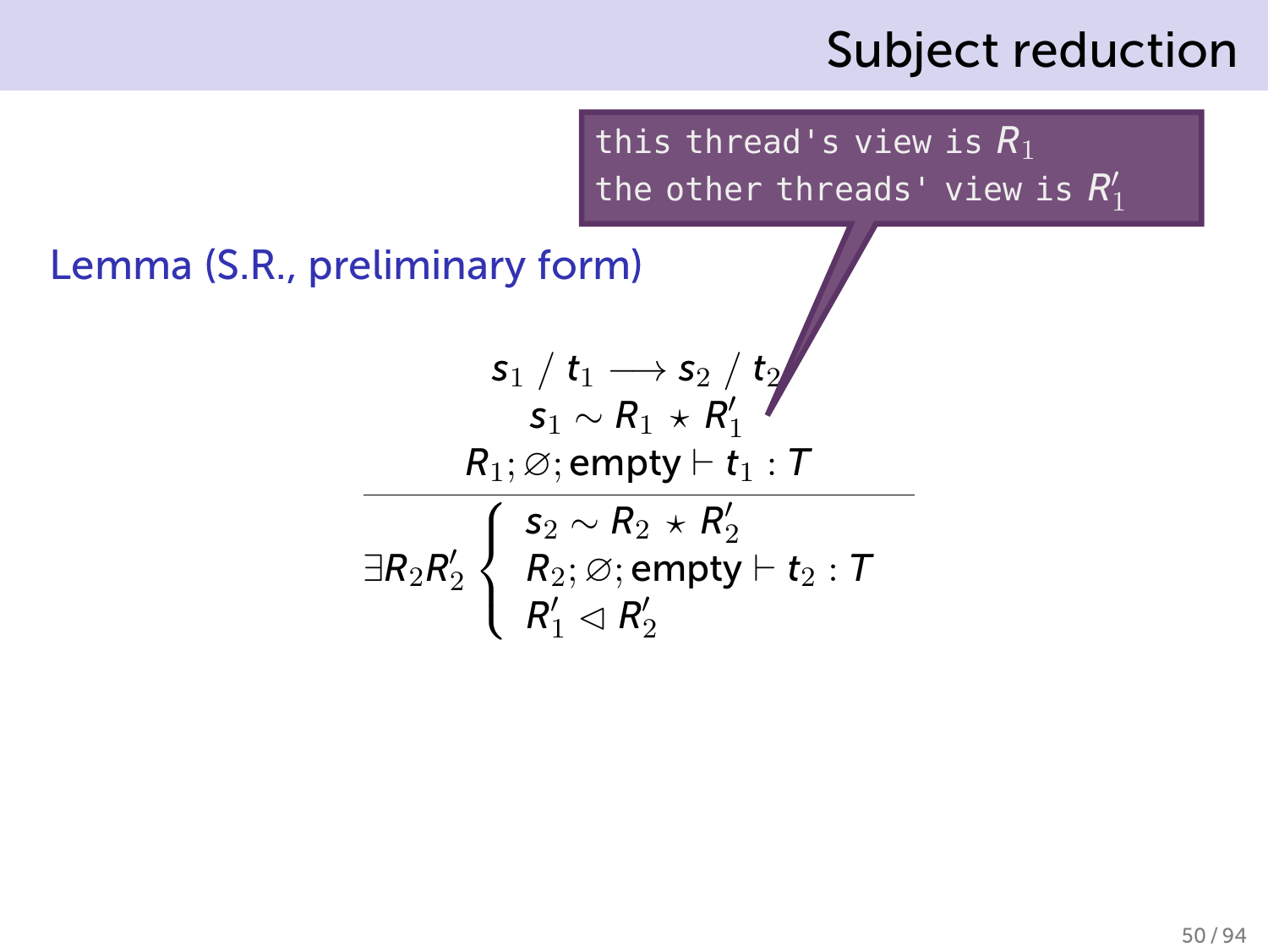# Subject reduction

```
this thread's view is R_1
the other threads' view is R'_1
```

**Lemma (S.R., preliminary form)**

$$
\frac{
\begin{array}{c}
s_1 \;/\; t_1 \longrightarrow s_2 \;/\; t_2 \\
s_1 \sim R_1 \star R'_1 \\
R_1; \varnothing; \mathsf{empty} \vdash t_1 : T
\end{array}
}{
\exists R_2 R'_2 \left\{
\begin{array}{l}
s_2 \sim R_2 \star R'_2 \\
R_2; \varnothing; \mathsf{empty} \vdash t_2 : T \\
R'_1 \lhd R'_2
\end{array}
\right.
}
$$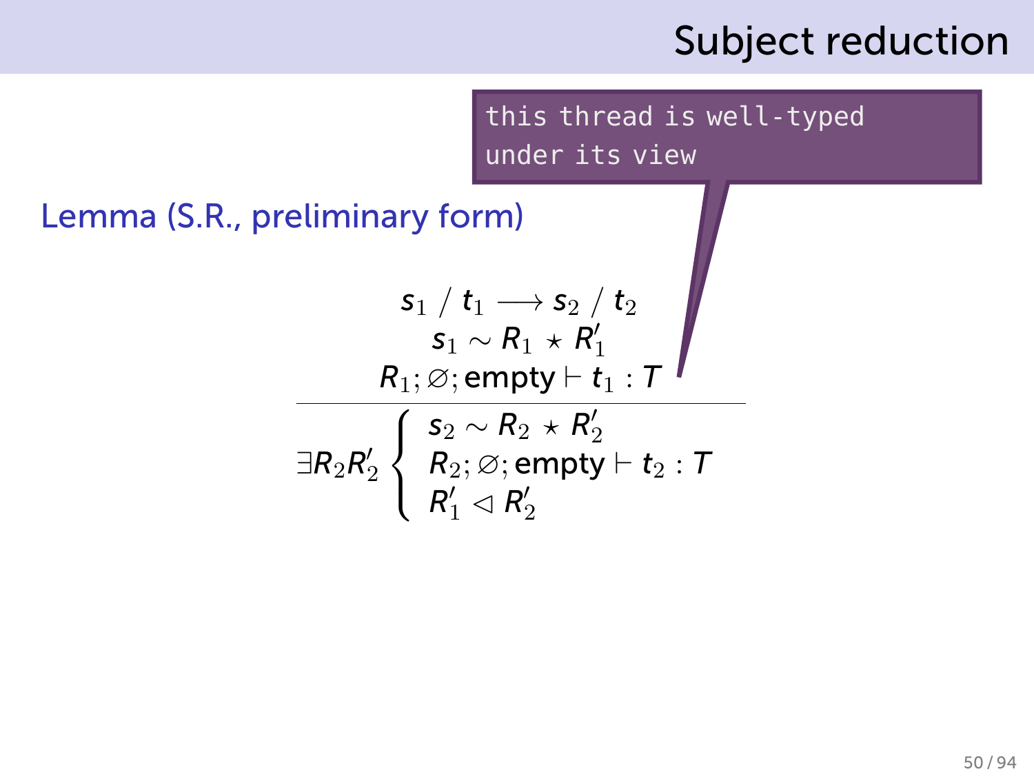# Subject reduction

this thread is well-typed under its view

**Lemma (S.R., preliminary form)**

$$
\frac{\begin{array}{c} s_1 \;/\; t_1 \longrightarrow s_2 \;/\; t_2 \\ s_1 \sim R_1 \,\star\, R'_1 \\ R_1; \varnothing; \mathsf{empty} \vdash t_1 : T \end{array}}{\exists R_2 R'_2 \left\{ \begin{array}{l} s_2 \sim R_2 \,\star\, R'_2 \\ R_2; \varnothing; \mathsf{empty} \vdash t_2 : T \\ R'_1 \lhd R'_2 \end{array} \right.}
$$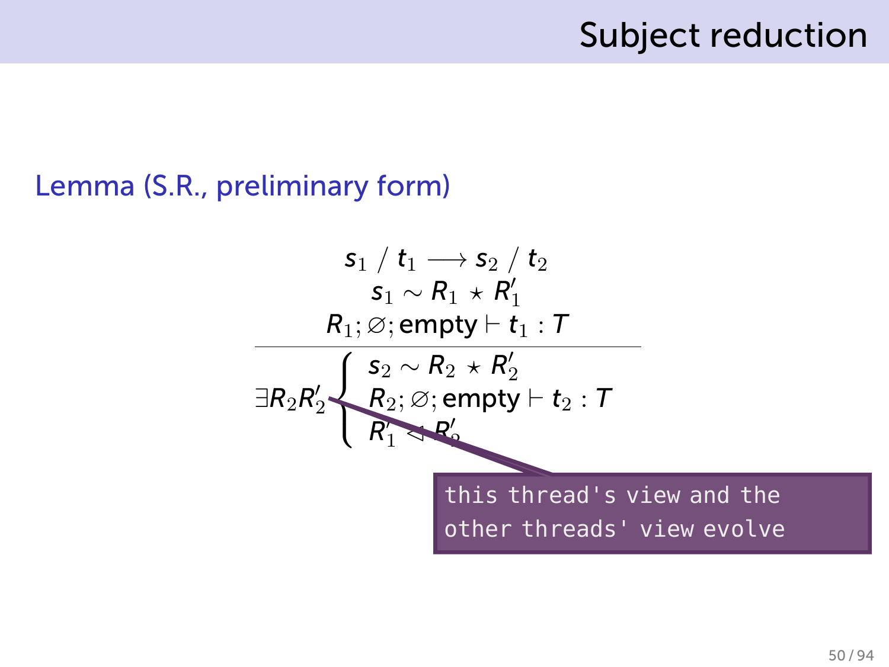# Subject reduction

**Lemma (S.R., preliminary form)**

$$
\frac{
\begin{array}{c}
s_1 \;/\; t_1 \longrightarrow s_2 \;/\; t_2 \\
s_1 \sim R_1 \star R_1' \\
R_1; \varnothing; \mathsf{empty} \vdash t_1 : T
\end{array}
}{
\exists R_2 R_2' \left\{
\begin{array}{l}
s_2 \sim R_2 \star R_2' \\
R_2; \varnothing; \mathsf{empty} \vdash t_2 : T \\
R_1' \lhd R_2'
\end{array}
\right.
}
$$

```
this thread's view and the
other threads' view evolve
```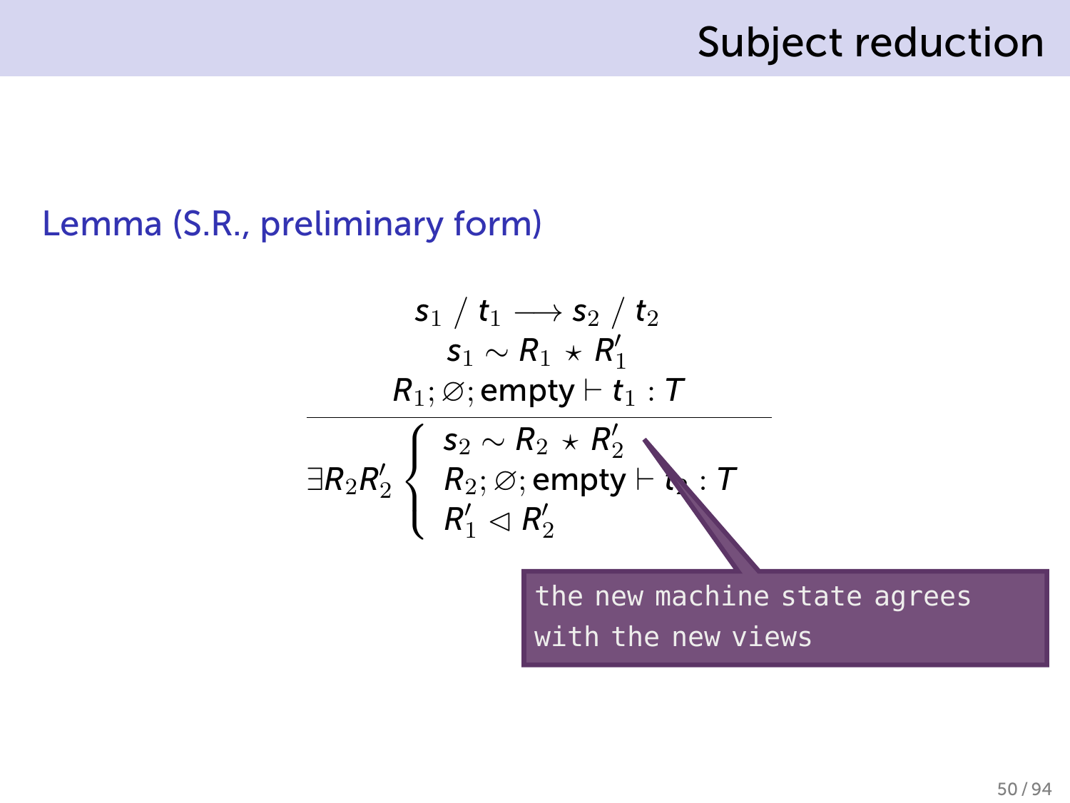# Subject reduction

**Lemma (S.R., preliminary form)**

$$
\frac{
\begin{array}{c}
s_1 \mathrel{/} t_1 \longrightarrow s_2 \mathrel{/} t_2 \\
s_1 \sim R_1 \star R_1' \\
R_1; \varnothing; \text{empty} \vdash t_1 : T
\end{array}
}{
\exists R_2 R_2' \left\{
\begin{array}{l}
s_2 \sim R_2 \star R_2' \\
R_2; \varnothing; \text{empty} \vdash t_2 : T \\
R_1' \lhd R_2'
\end{array}
\right.
}
$$

the new machine state agrees with the new views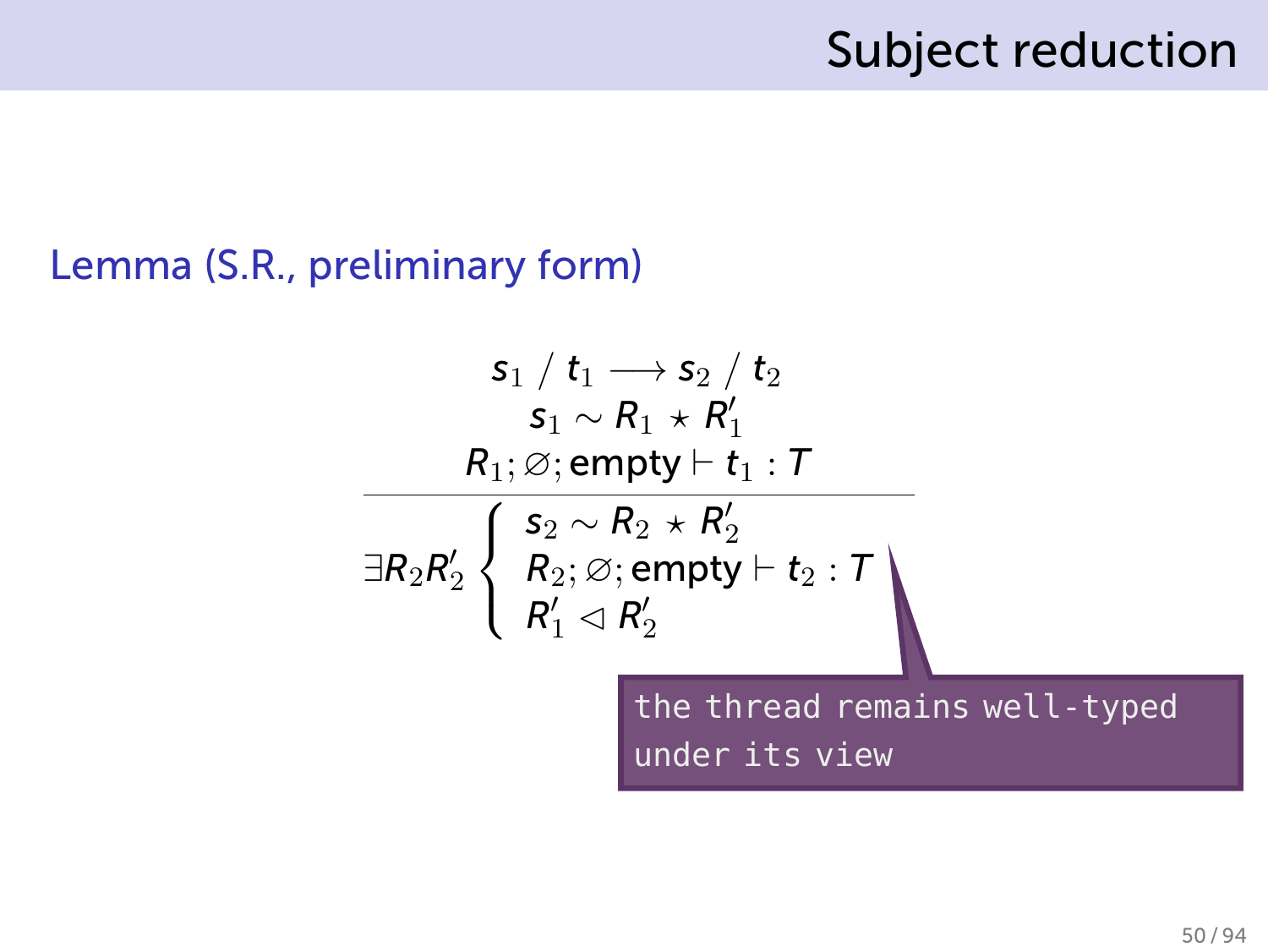# Subject reduction

**Lemma (S.R., preliminary form)**

$$
\frac{\begin{array}{c} s_1 \;/\; t_1 \longrightarrow s_2 \;/\; t_2 \\ s_1 \sim R_1 \star R_1' \\ R_1; \varnothing; \mathsf{empty} \vdash t_1 : T \end{array}}{\exists R_2 R_2' \left\{ \begin{array}{l} s_2 \sim R_2 \star R_2' \\ R_2; \varnothing; \mathsf{empty} \vdash t_2 : T \\ R_1' \lhd R_2' \end{array} \right.}
$$

the thread remains well-typed under its view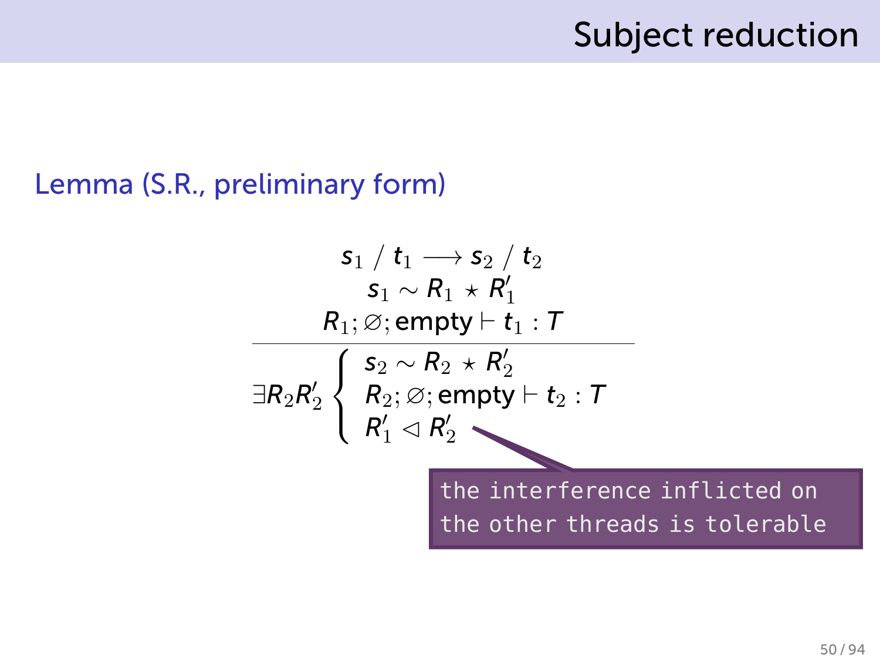# Subject reduction

**Lemma (S.R., preliminary form)**

$$\frac{\begin{array}{c} s_1 \mathbin{/} t_1 \longrightarrow s_2 \mathbin{/} t_2 \\ s_1 \sim R_1 \star R_1' \\ R_1; \varnothing; \mathsf{empty} \vdash t_1 : T \end{array}}{\exists R_2 R_2' \left\{ \begin{array}{l} s_2 \sim R_2 \star R_2' \\ R_2; \varnothing; \mathsf{empty} \vdash t_2 : T \\ R_1' \lhd R_2' \end{array} \right.}$$

the interference inflicted on the other threads is tolerable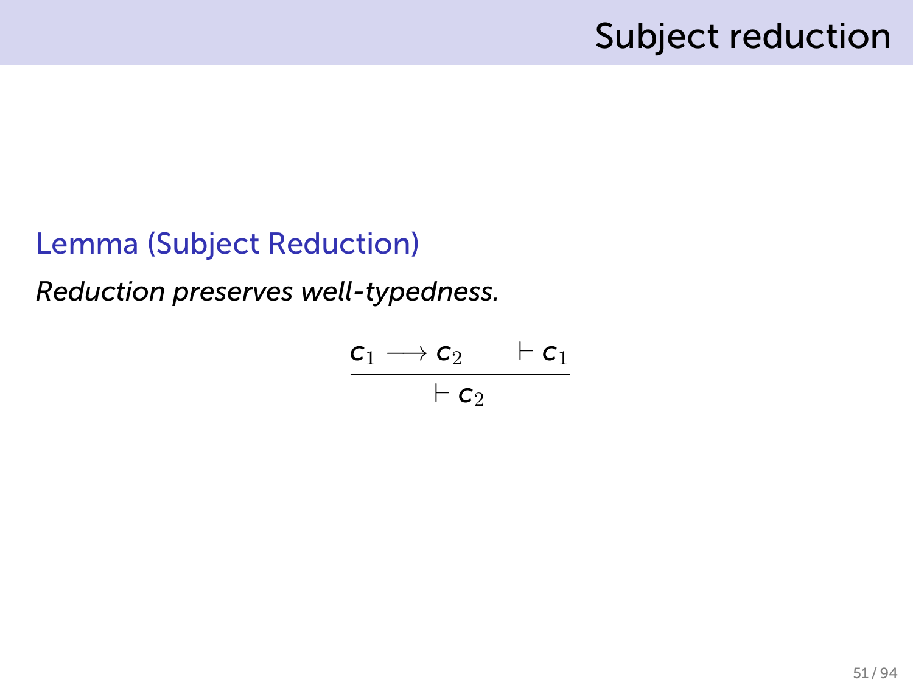# Subject reduction

**Lemma (Subject Reduction)**

*Reduction preserves well-typedness.*

$$\frac{c_1 \longrightarrow c_2 \qquad \vdash c_1}{\vdash c_2}$$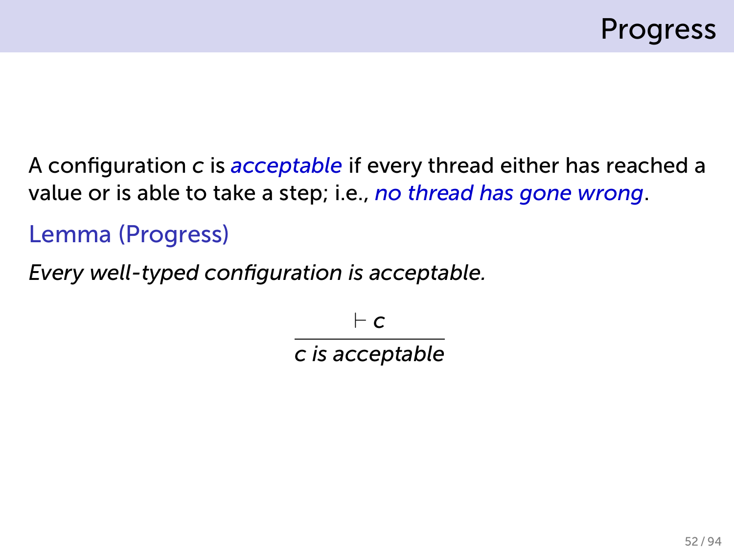# Progress

A configuration $c$ is *acceptable* if every thread either has reached a value or is able to take a step; i.e., *no thread has gone wrong*.

## Lemma (Progress)

*Every well-typed configuration is acceptable.*

$$\frac{\vdash c}{c \textit{ is acceptable}}$$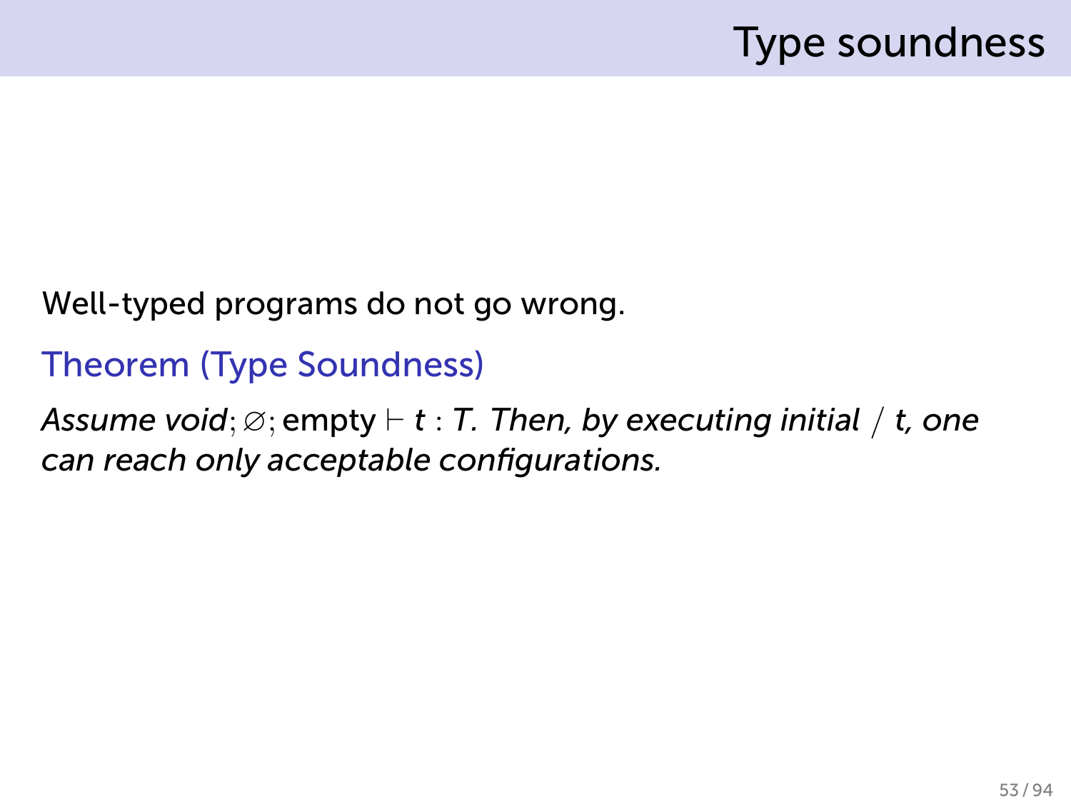# Type soundness

Well-typed programs do not go wrong.

**Theorem (Type Soundness)**

*Assume void*$;\varnothing;\mathrm{empty} \vdash t : T$*. Then, by executing initial* $/$ *t, one can reach only acceptable configurations.*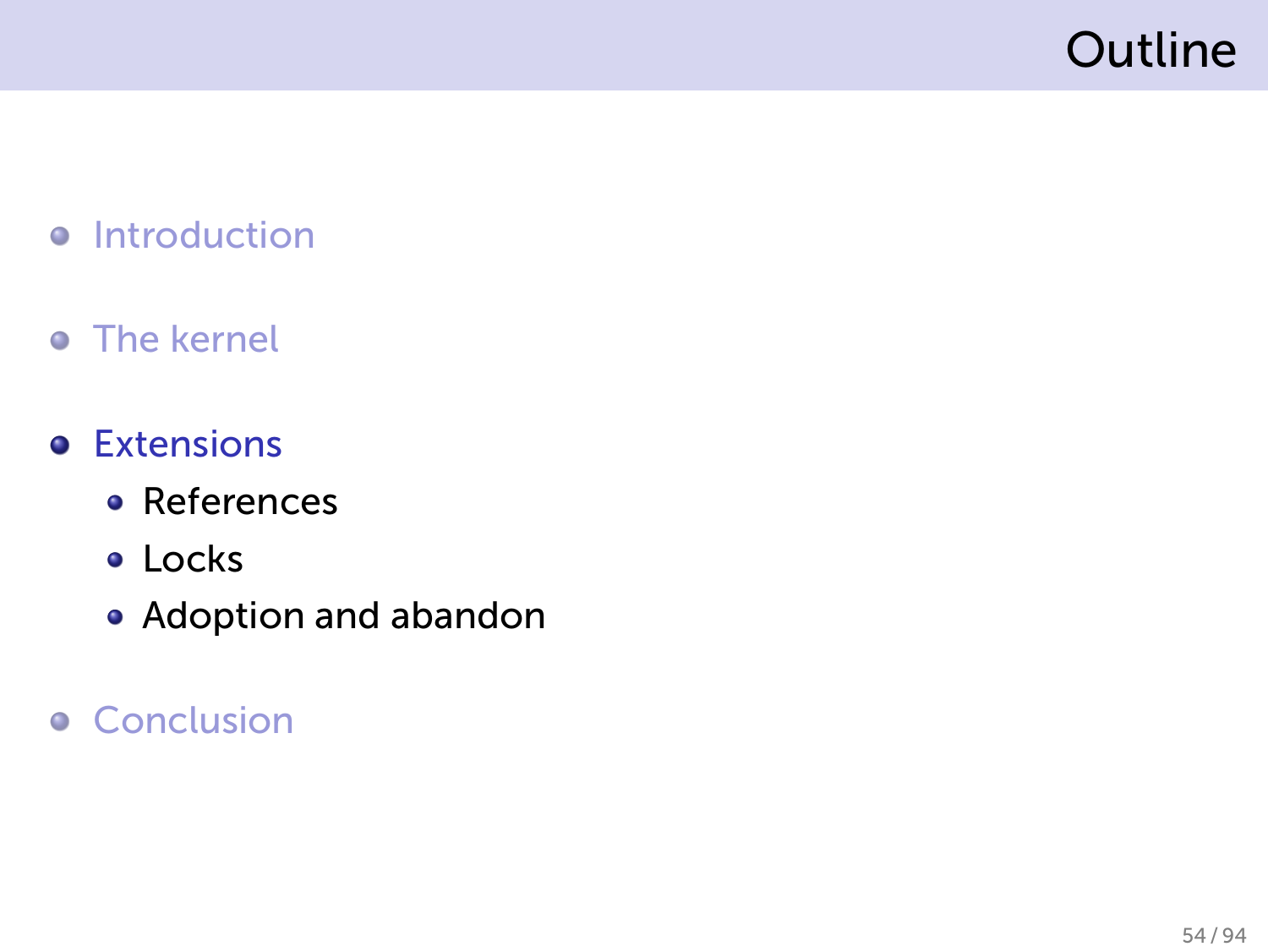# Outline

- Introduction
- The kernel
- Extensions
  - References
  - Locks
  - Adoption and abandon
- Conclusion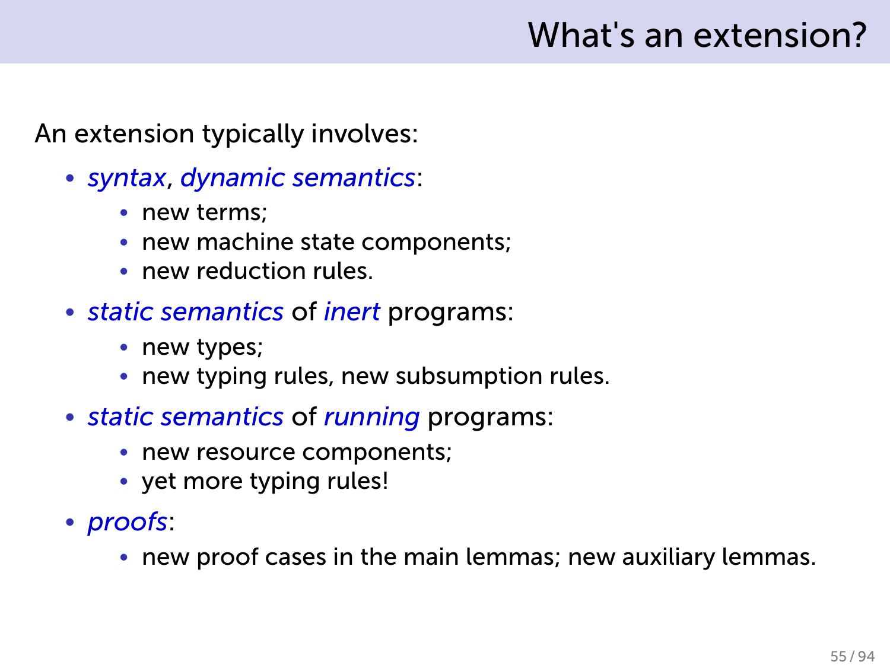# What's an extension?

An extension typically involves:

- *syntax*, *dynamic semantics*:
  - new terms;
  - new machine state components;
  - new reduction rules.
- *static semantics* of *inert* programs:
  - new types;
  - new typing rules, new subsumption rules.
- *static semantics* of *running* programs:
  - new resource components;
  - yet more typing rules!
- *proofs*:
  - new proof cases in the main lemmas; new auxiliary lemmas.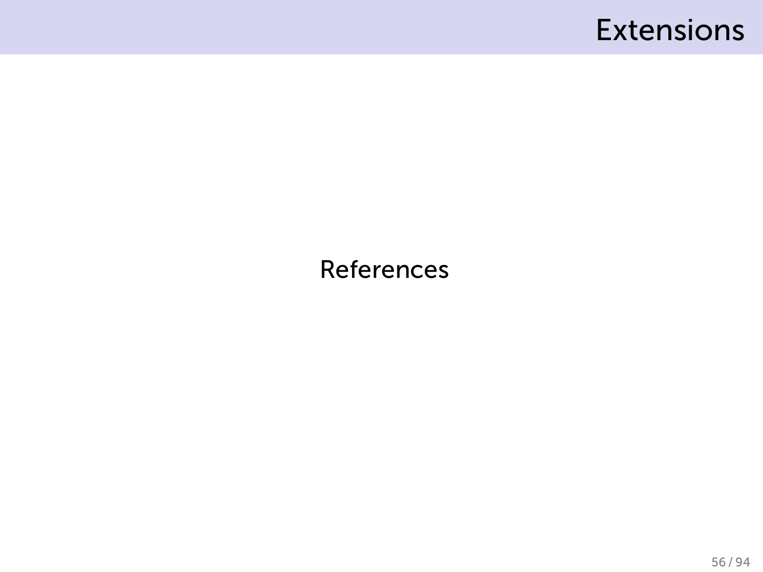# Extensions

References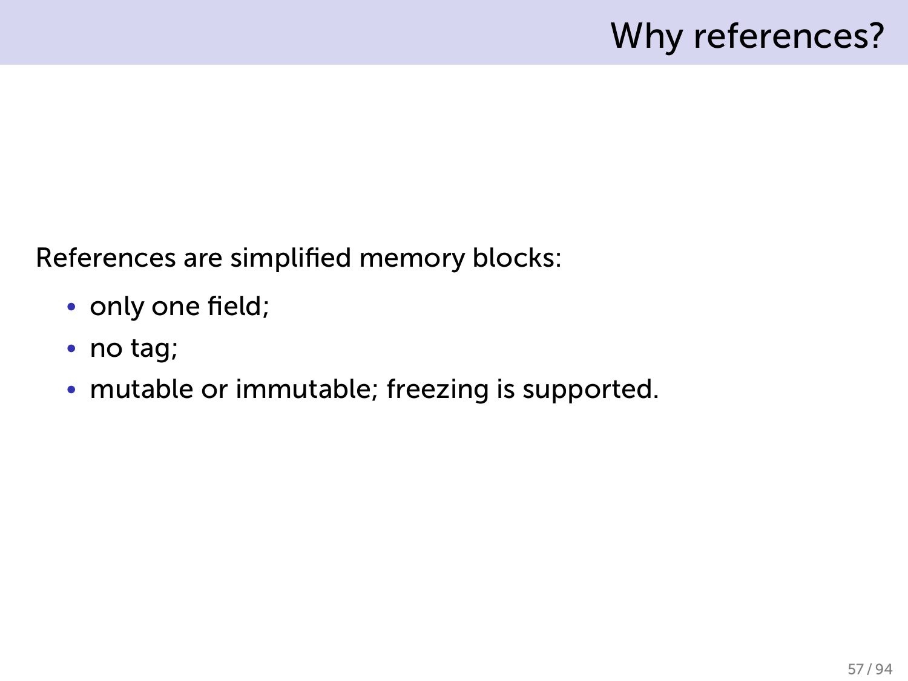# Why references?

References are simplified memory blocks:

- only one field;
- no tag;
- mutable or immutable; freezing is supported.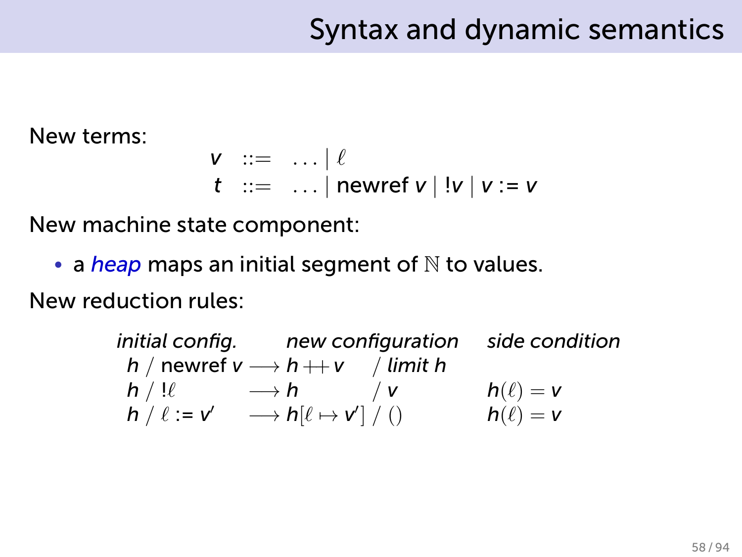# Syntax and dynamic semantics

New terms:

$$
\begin{array}{rcl}
v & ::= & \ldots \mid \ell \\
t & ::= & \ldots \mid \text{newref } v \mid !v \mid v := v
\end{array}
$$

New machine state component:

- a *heap* maps an initial segment of $\mathbb{N}$ to values.

New reduction rules:

| *initial config.* | | *new configuration* | *side condition* |
|---|---|---|---|
| $h$ / newref $v$ | $\longrightarrow$ | $h +\!\!+ v$ / *limit* $h$ | |
| $h$ / $!\ell$ | $\longrightarrow$ | $h$ / $v$ | $h(\ell) = v$ |
| $h$ / $\ell := v'$ | $\longrightarrow$ | $h[\ell \mapsto v']$ / $()$ | $h(\ell) = v$ |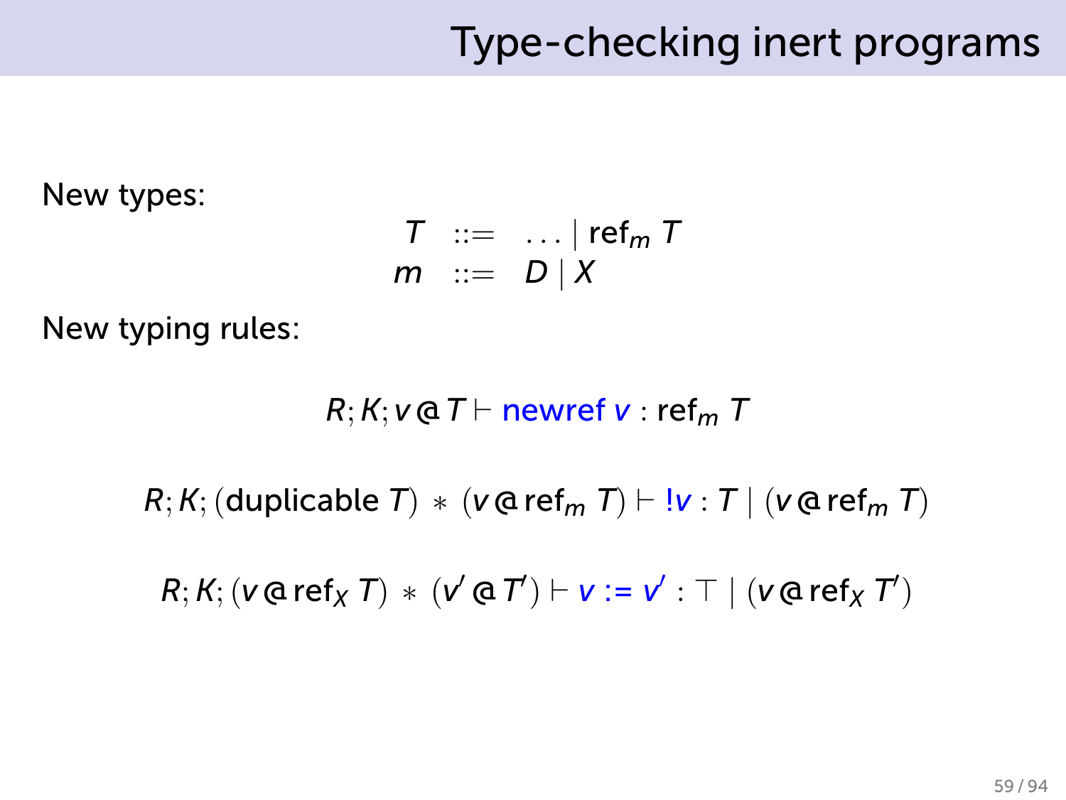# Type-checking inert programs

New types:

$$
\begin{array}{rcl}
T & ::= & \ldots \mid \mathsf{ref}_m\ T \\
m & ::= & D \mid X
\end{array}
$$

New typing rules:

$$R; K; v \mathbin{@} T \vdash \texttt{newref}\ v : \mathsf{ref}_m\ T$$

$$R; K; (\text{duplicable}\ T) * (v \mathbin{@} \mathsf{ref}_m\ T) \vdash \texttt{!}v : T \mid (v \mathbin{@} \mathsf{ref}_m\ T)$$

$$R; K; (v \mathbin{@} \mathsf{ref}_X\ T) * (v' \mathbin{@} T') \vdash v \texttt{ := } v' : \top \mid (v \mathbin{@} \mathsf{ref}_X\ T')$$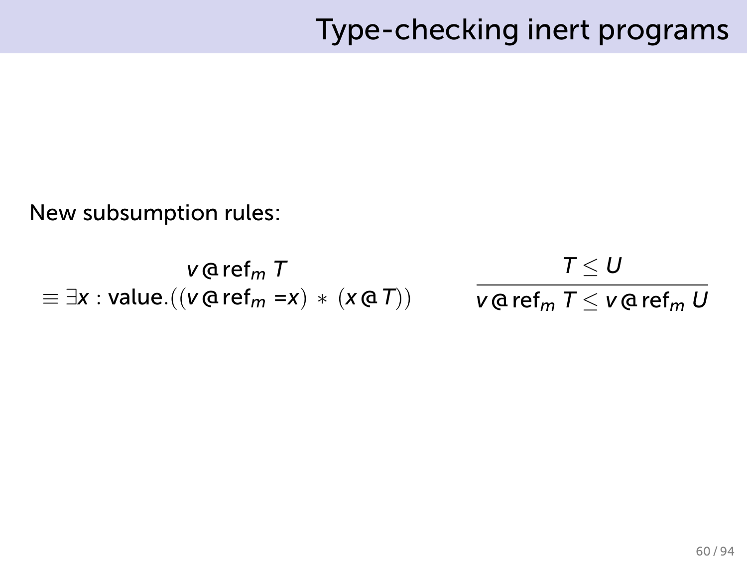# Type-checking inert programs

New subsumption rules:

$$v \mathbin{@} \mathsf{ref}_m\ T \equiv \exists x : \mathsf{value}.((v \mathbin{@} \mathsf{ref}_m = x) * (x \mathbin{@} T))$$

$$\frac{T \leq U}{v \mathbin{@} \mathsf{ref}_m\ T \leq v \mathbin{@} \mathsf{ref}_m\ U}$$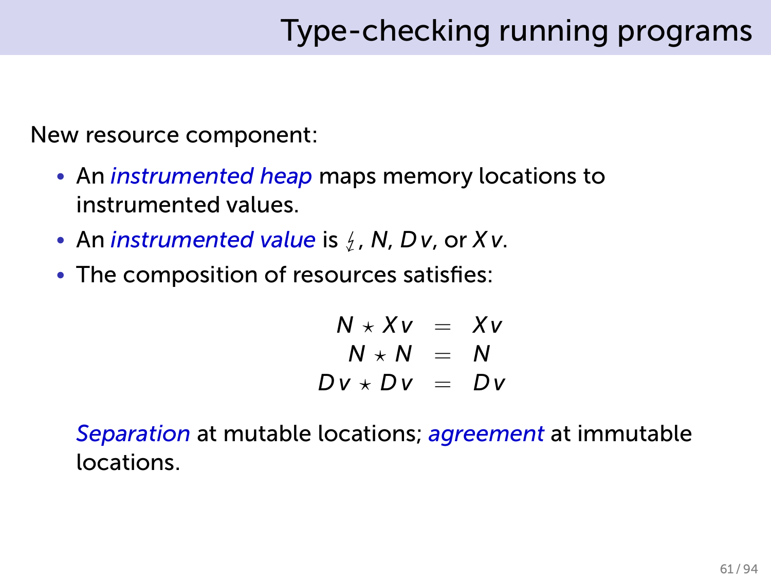# Type-checking running programs

New resource component:

- An *instrumented heap* maps memory locations to instrumented values.
- An *instrumented value* is $\lightning$, $N$, $D\,v$, or $X\,v$.
- The composition of resources satisfies:

$$
\begin{array}{rcl}
N \star X\,v & = & X\,v \\
N \star N & = & N \\
D\,v \star D\,v & = & D\,v
\end{array}
$$

*Separation* at mutable locations; *agreement* at immutable locations.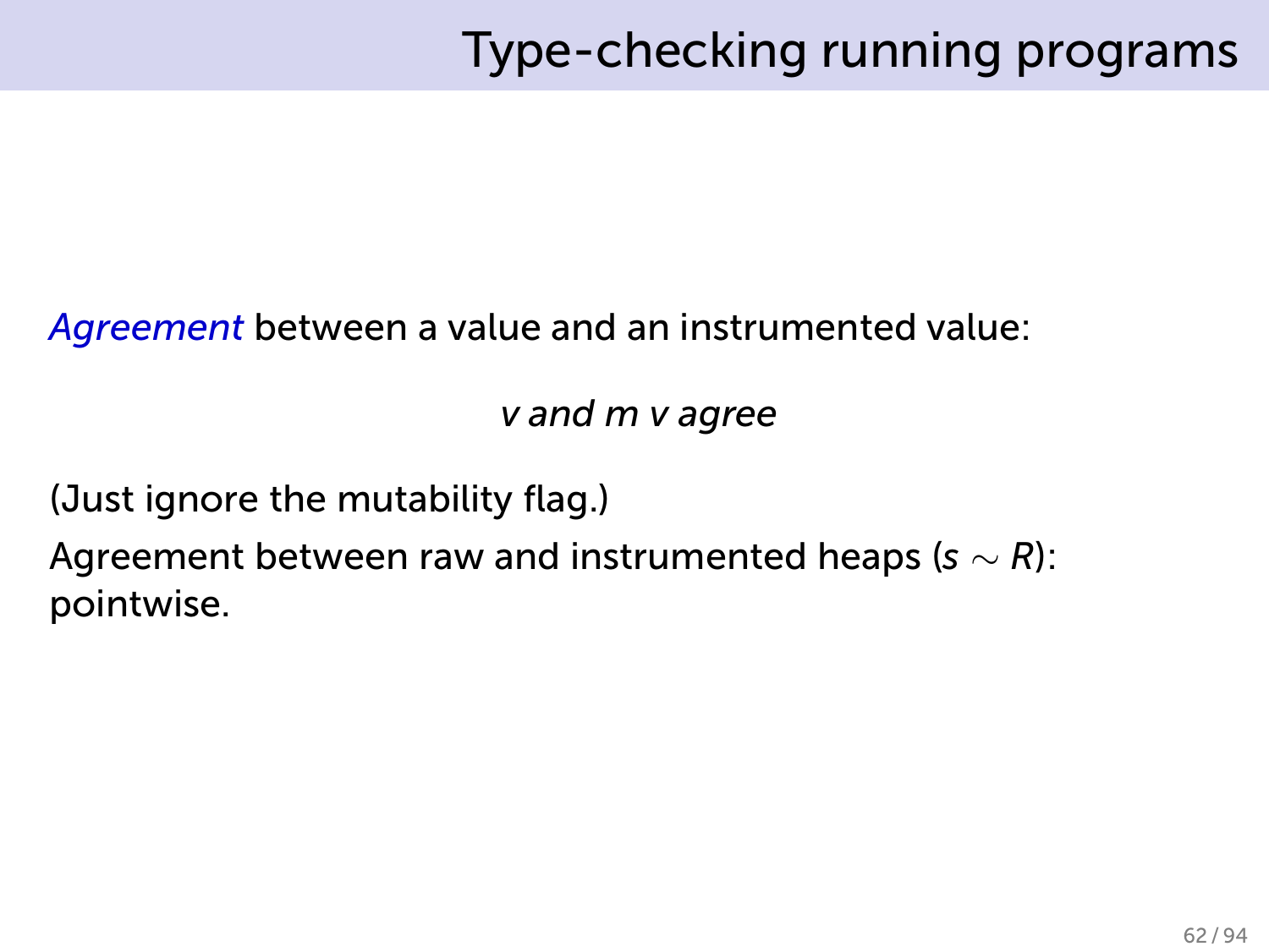# Type-checking running programs

*Agreement* between a value and an instrumented value:

$$v \textit{ and } m\ v \textit{ agree}$$

(Just ignore the mutability flag.)

Agreement between raw and instrumented heaps ($s \sim R$): pointwise.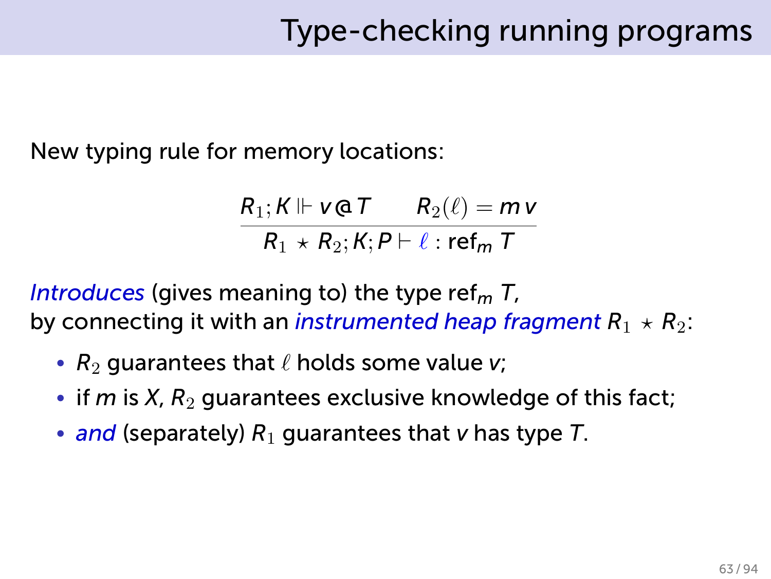# Type-checking running programs

New typing rule for memory locations:

$$\frac{R_1; K \Vdash v \,@\, T \qquad R_2(\ell) = m\, v}{R_1 \star R_2; K; P \vdash \ell : \mathsf{ref}_m\, T}$$

*Introduces* (gives meaning to) the type $\mathsf{ref}_m\, T$, by connecting it with an *instrumented heap fragment* $R_1 \star R_2$:

- $R_2$ guarantees that $\ell$ holds some value $v$;
- if $m$ is $X$, $R_2$ guarantees exclusive knowledge of this fact;
- *and* (separately) $R_1$ guarantees that $v$ has type $T$.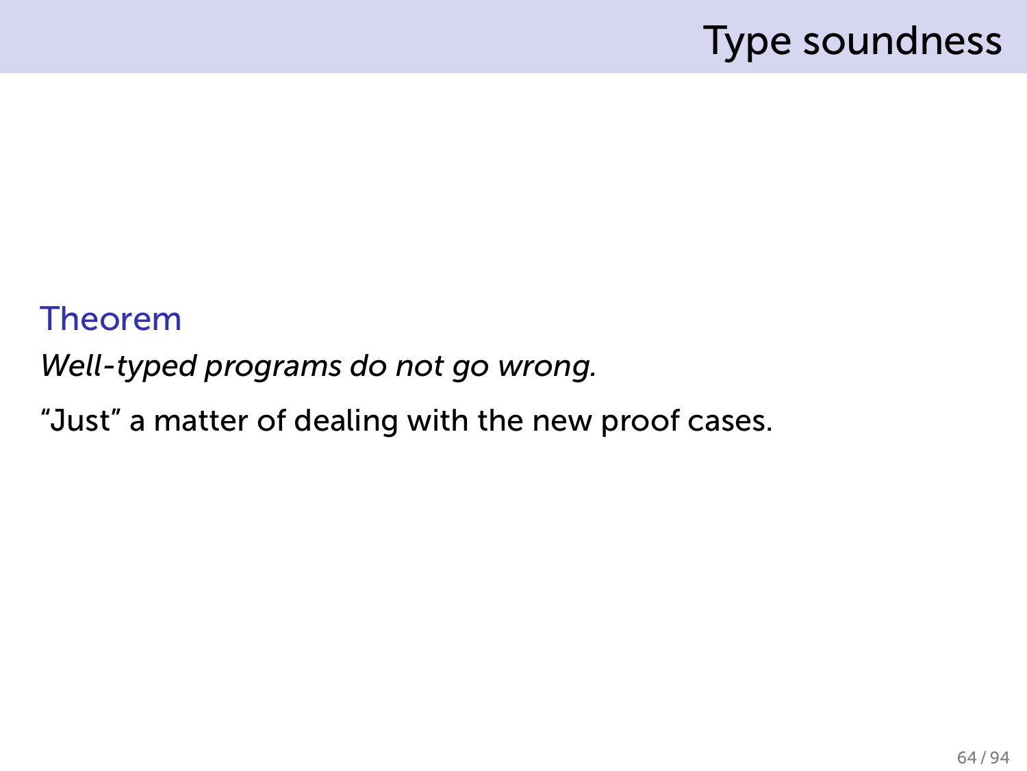# Type soundness

**Theorem**

*Well-typed programs do not go wrong.*

“Just” a matter of dealing with the new proof cases.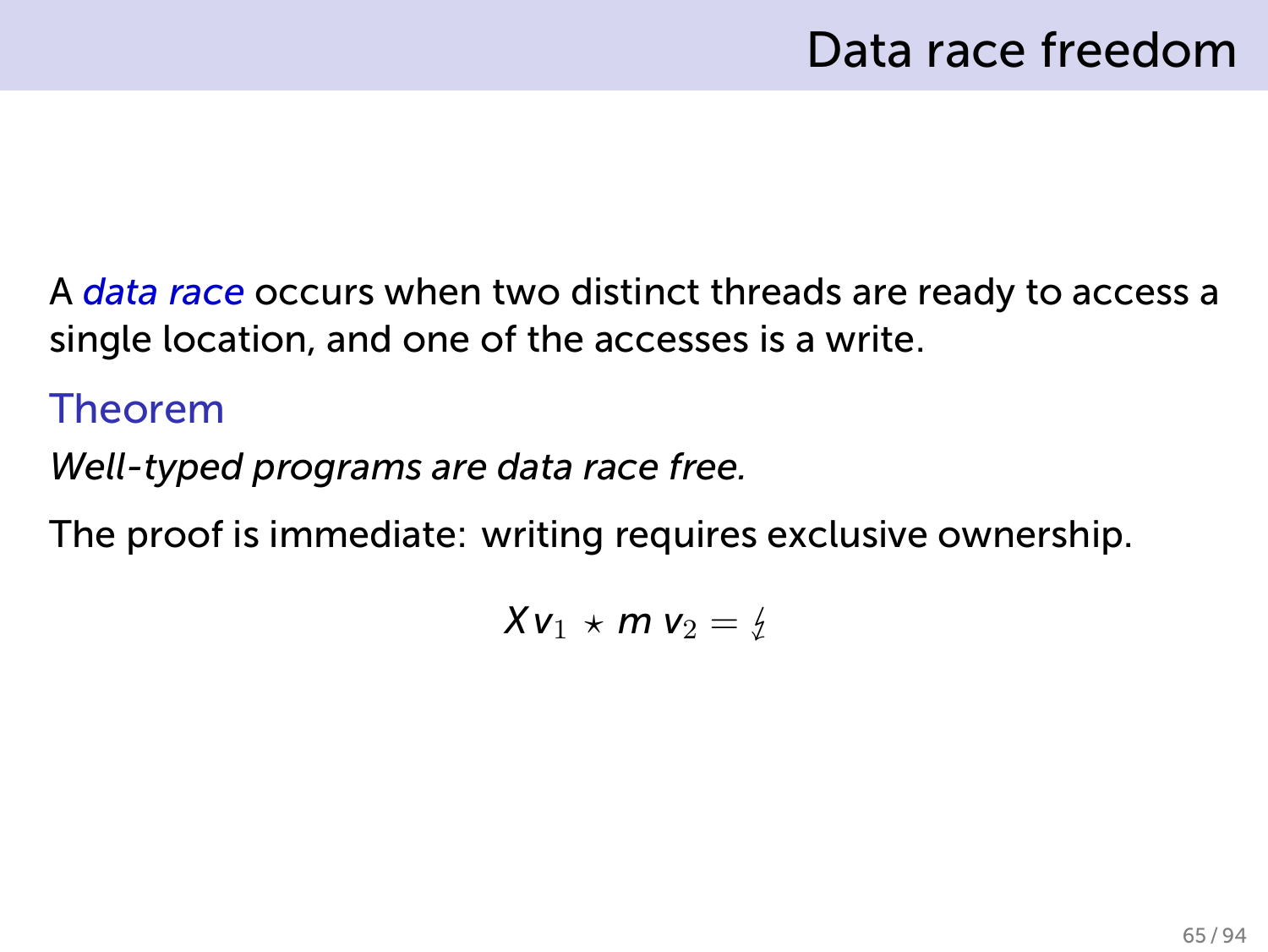# Data race freedom

A *data race* occurs when two distinct threads are ready to access a single location, and one of the accesses is a write.

**Theorem**

*Well-typed programs are data race free.*

The proof is immediate: writing requires exclusive ownership.

$$X\, v_1 \star m\, v_2 = \lightning$$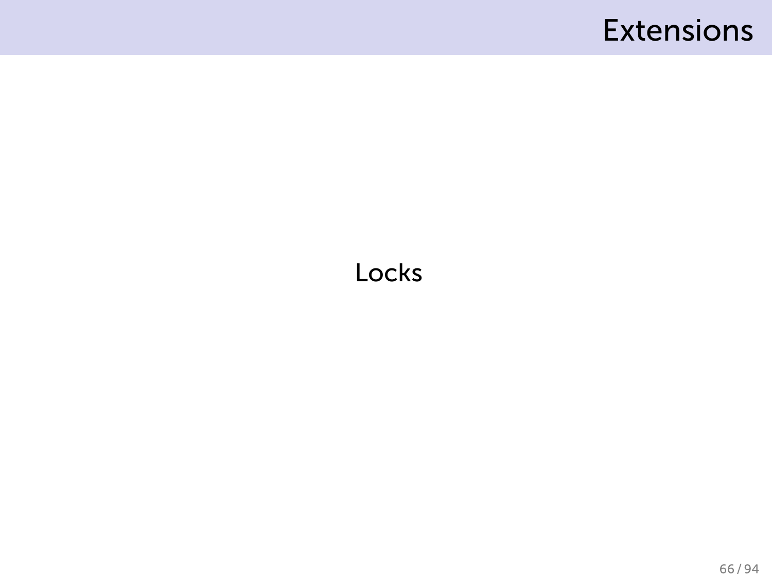# Extensions

Locks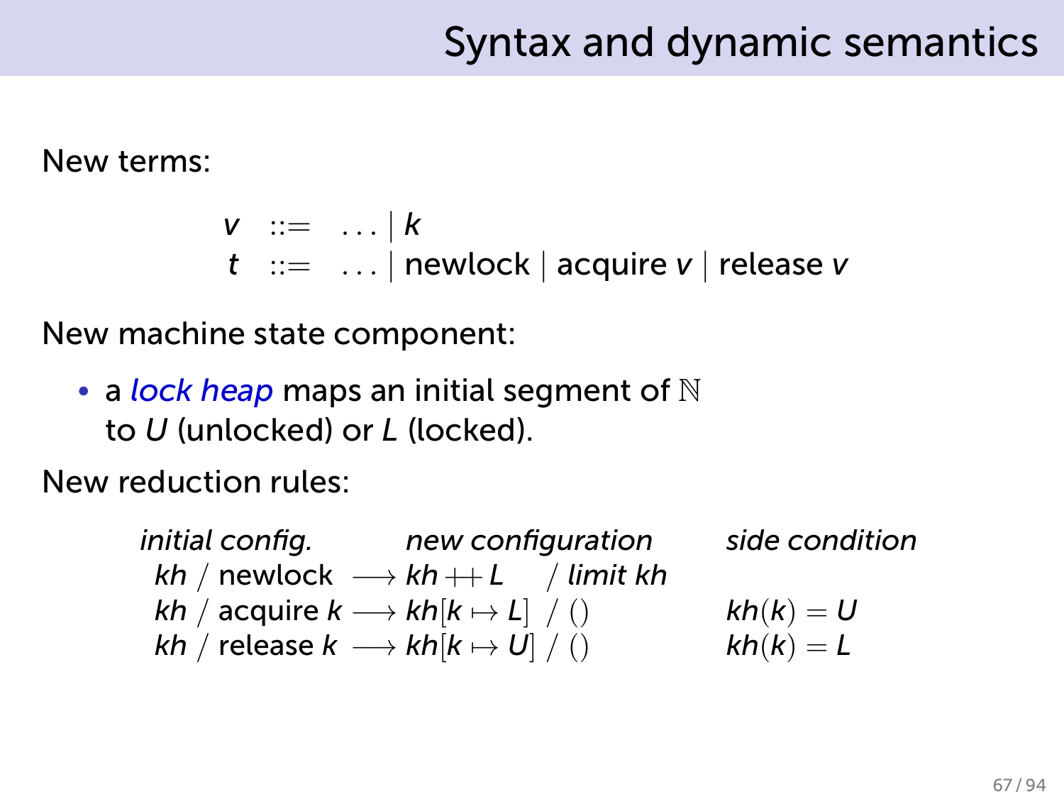# Syntax and dynamic semantics

New terms:

$$
\begin{array}{lcl}
v & ::= & \ldots \mid k \\
t & ::= & \ldots \mid \text{newlock} \mid \text{acquire } v \mid \text{release } v
\end{array}
$$

New machine state component:

- a *lock heap* maps an initial segment of $\mathbb{N}$ to $U$ (unlocked) or $L$ (locked).

New reduction rules:

| *initial config.* | | *new configuration* | *side condition* |
|---|---|---|---|
| $kh$ / newlock | $\longrightarrow$ | $kh +\!\!+ L$ / *limit kh* | |
| $kh$ / acquire $k$ | $\longrightarrow$ | $kh[k \mapsto L]$ / $()$ | $kh(k) = U$ |
| $kh$ / release $k$ | $\longrightarrow$ | $kh[k \mapsto U]$ / $()$ | $kh(k) = L$ |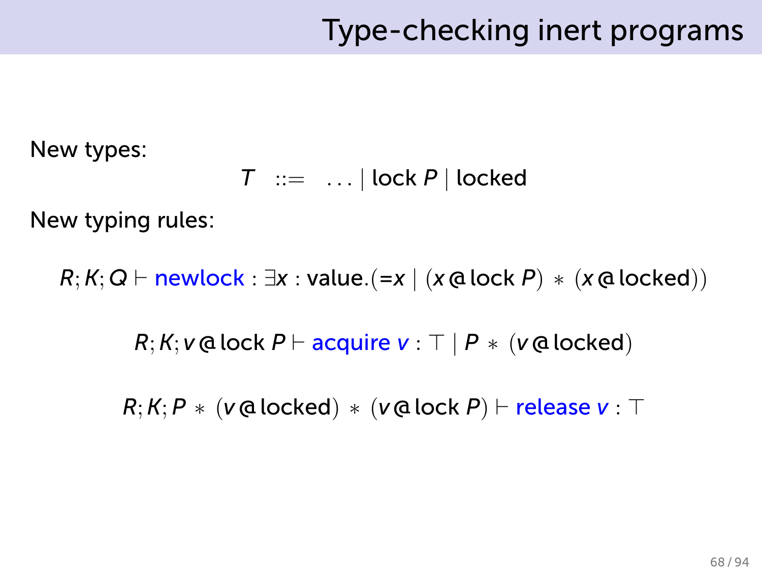# Type-checking inert programs

New types:

$$T \quad ::= \quad \ldots \mid \text{lock}\ P \mid \text{locked}$$

New typing rules:

$$R; K; Q \vdash \textbf{newlock} : \exists x : \text{value}.(=x \mid (x \,@\, \text{lock}\ P) * (x \,@\, \text{locked}))$$

$$R; K; v \,@\, \text{lock}\ P \vdash \textbf{acquire}\ v : \top \mid P * (v \,@\, \text{locked})$$

$$R; K; P * (v \,@\, \text{locked}) * (v \,@\, \text{lock}\ P) \vdash \textbf{release}\ v : \top$$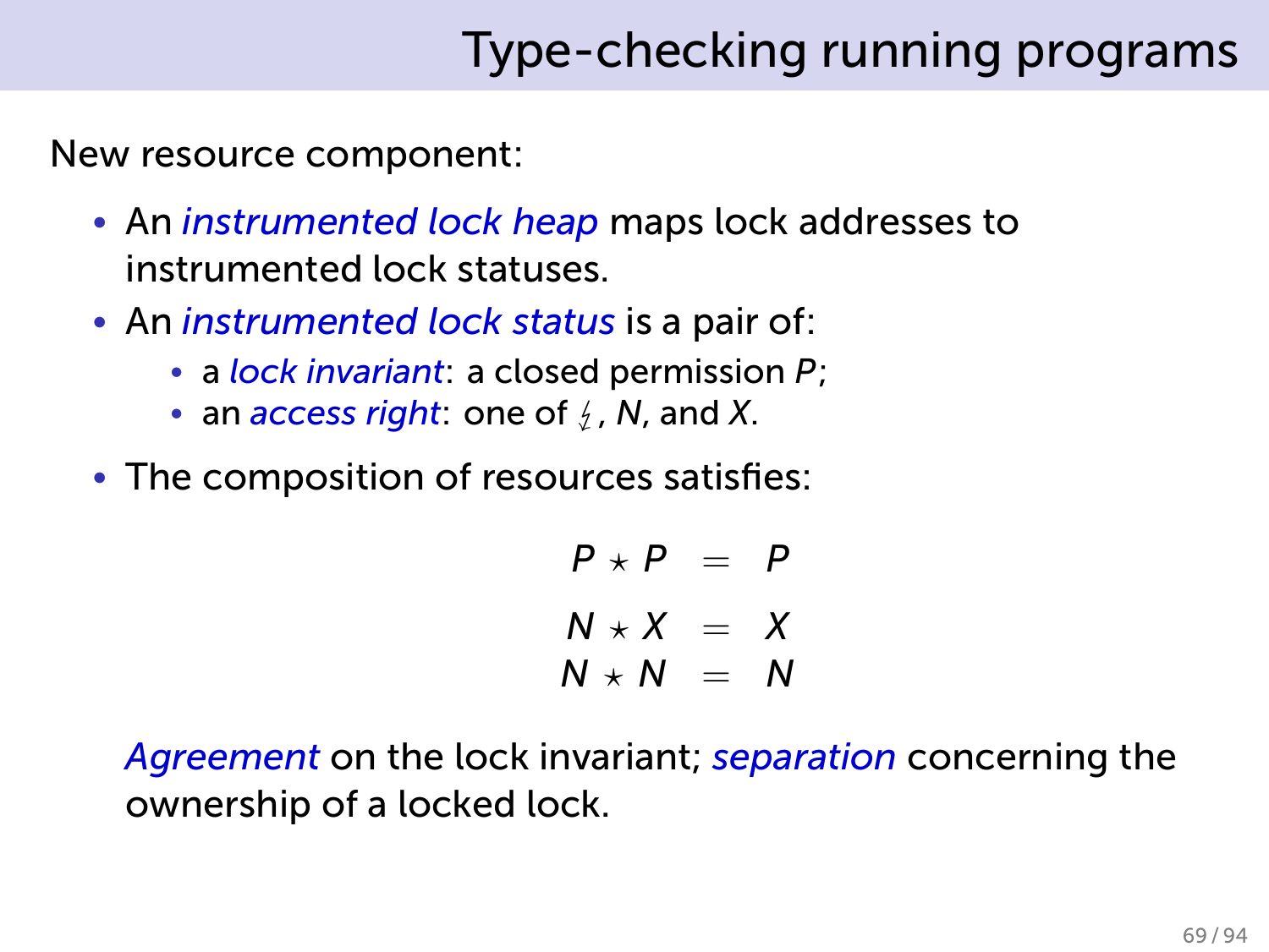# Type-checking running programs

New resource component:

- An *instrumented lock heap* maps lock addresses to instrumented lock statuses.
- An *instrumented lock status* is a pair of:
  - a *lock invariant*: a closed permission $P$;
  - an *access right*: one of $\lightning$, $N$, and $X$.
- The composition of resources satisfies:

$$
\begin{aligned}
P \star P &= P \\
N \star X &= X \\
N \star N &= N
\end{aligned}
$$

*Agreement* on the lock invariant; *separation* concerning the ownership of a locked lock.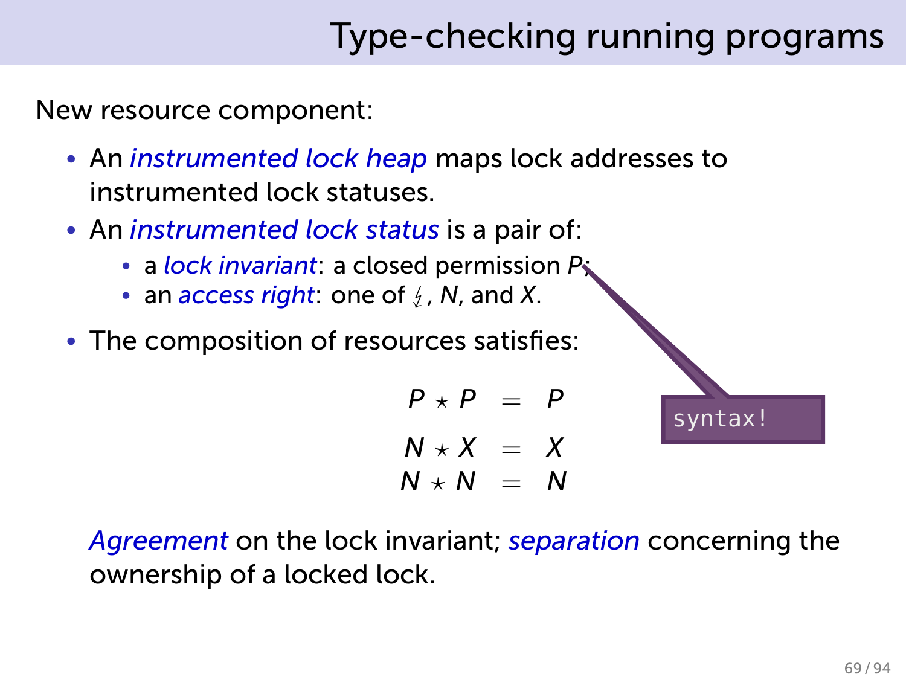# Type-checking running programs

New resource component:

- An *instrumented lock heap* maps lock addresses to instrumented lock statuses.
- An *instrumented lock status* is a pair of:
  - a *lock invariant*: a closed permission $P$;
  - an *access right*: one of $\lightning$, $N$, and $X$.
- The composition of resources satisfies:

$$
\begin{aligned}
P \star P &= P \\
N \star X &= X \\
N \star N &= N
\end{aligned}
$$

syntax!

*Agreement* on the lock invariant; *separation* concerning the ownership of a locked lock.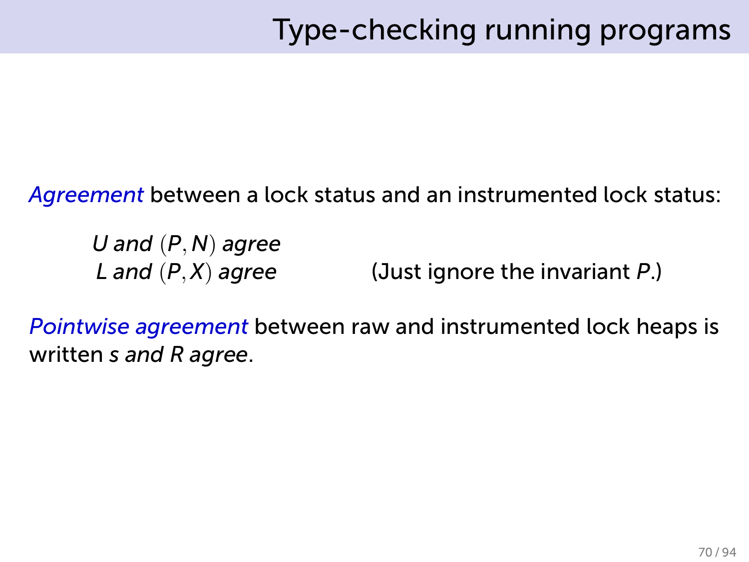# Type-checking running programs

*Agreement* between a lock status and an instrumented lock status:

$U$ *and* $(P, N)$ *agree*

$L$ *and* $(P, X)$ *agree* (Just ignore the invariant $P$.)

*Pointwise agreement* between raw and instrumented lock heaps is written $s$ *and* $R$ *agree*.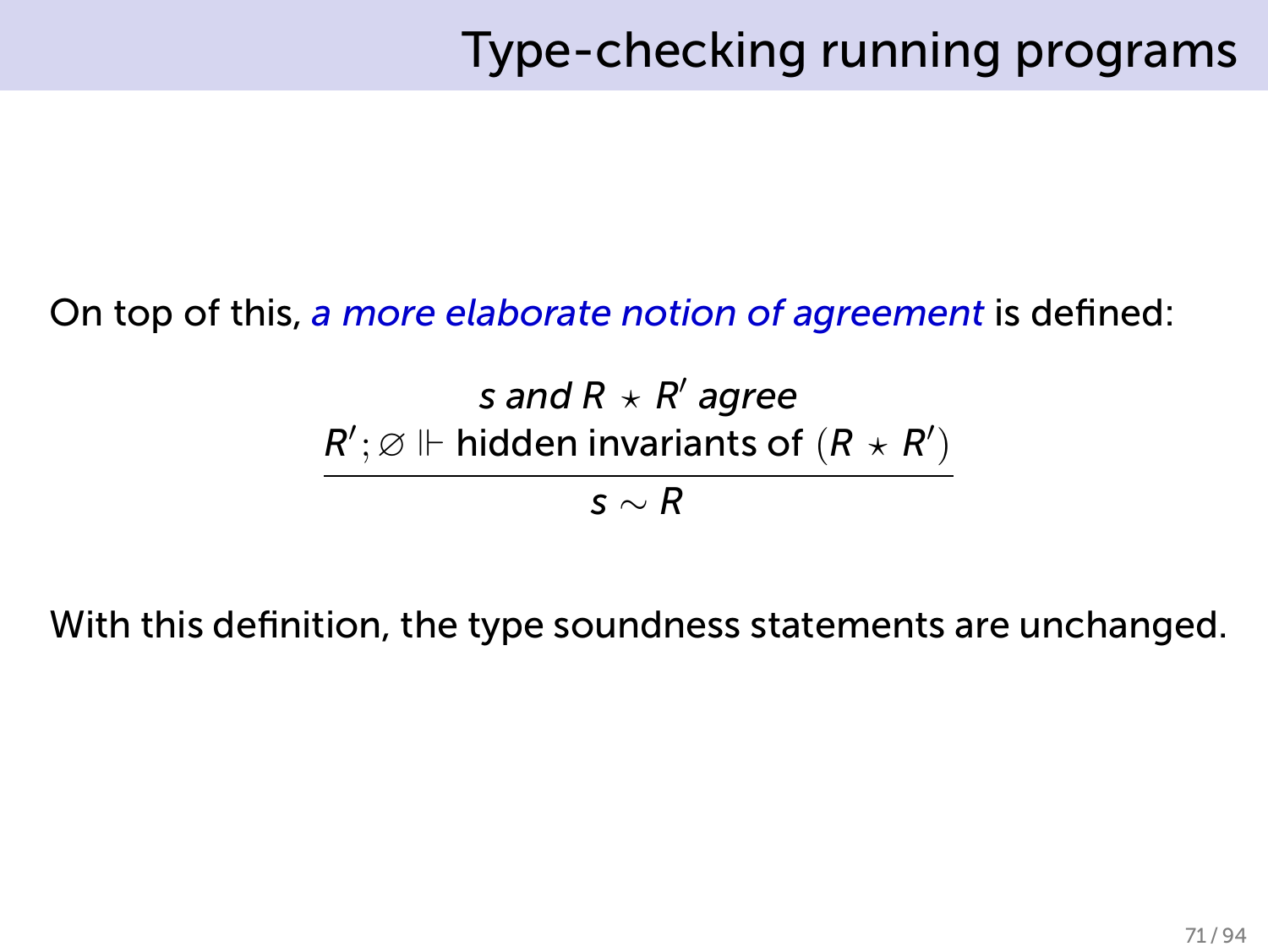# Type-checking running programs

On top of this, *a more elaborate notion of agreement* is defined:

$$\frac{\textit{s and } R \star R' \textit{ agree} \qquad R' ; \varnothing \Vdash \text{hidden invariants of } (R \star R')}{s \sim R}$$

With this definition, the type soundness statements are unchanged.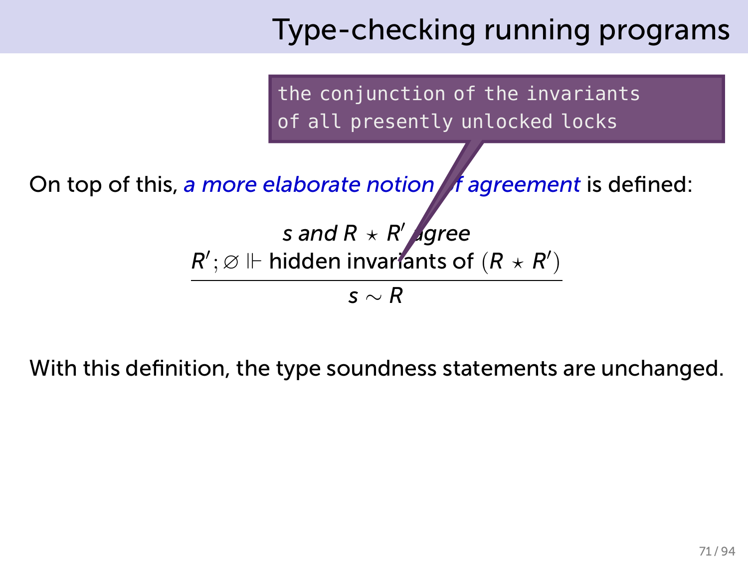# Type-checking running programs

On top of this, *a more elaborate notion of agreement* is defined:

the conjunction of the invariants of all presently unlocked locks

$$\frac{\begin{array}{c} s \textit{ and } R \star R' \textit{ agree} \\ R' ; \varnothing \Vdash \text{hidden invariants of } (R \star R') \end{array}}{s \sim R}$$

With this definition, the type soundness statements are unchanged.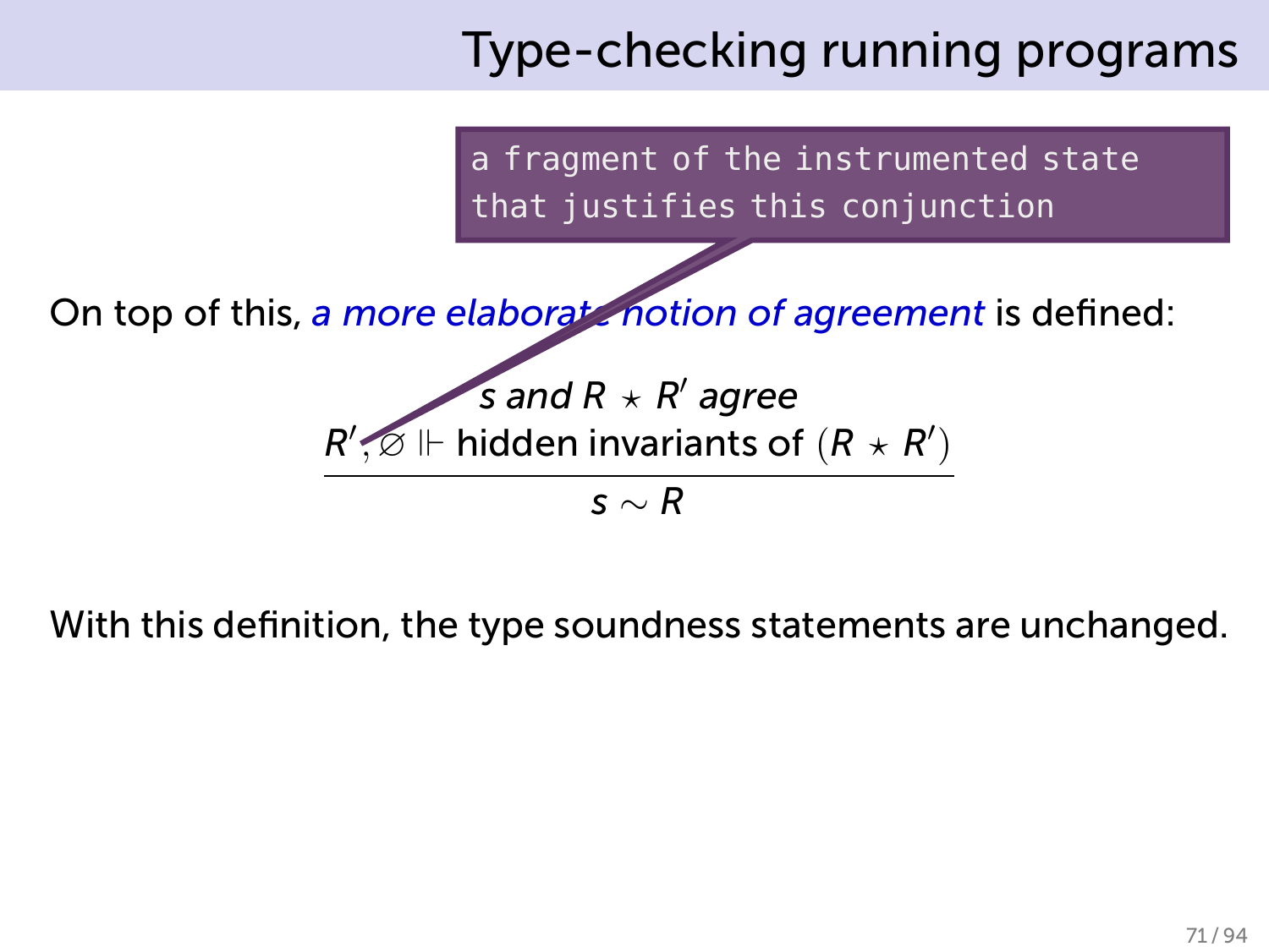# Type-checking running programs

a fragment of the instrumented state that justifies this conjunction

On top of this, *a more elaborate notion of agreement* is defined:

$$\frac{\textit{s and } R \star R' \textit{ agree} \qquad R', \varnothing \Vdash \text{hidden invariants of } (R \star R')}{s \sim R}$$

With this definition, the type soundness statements are unchanged.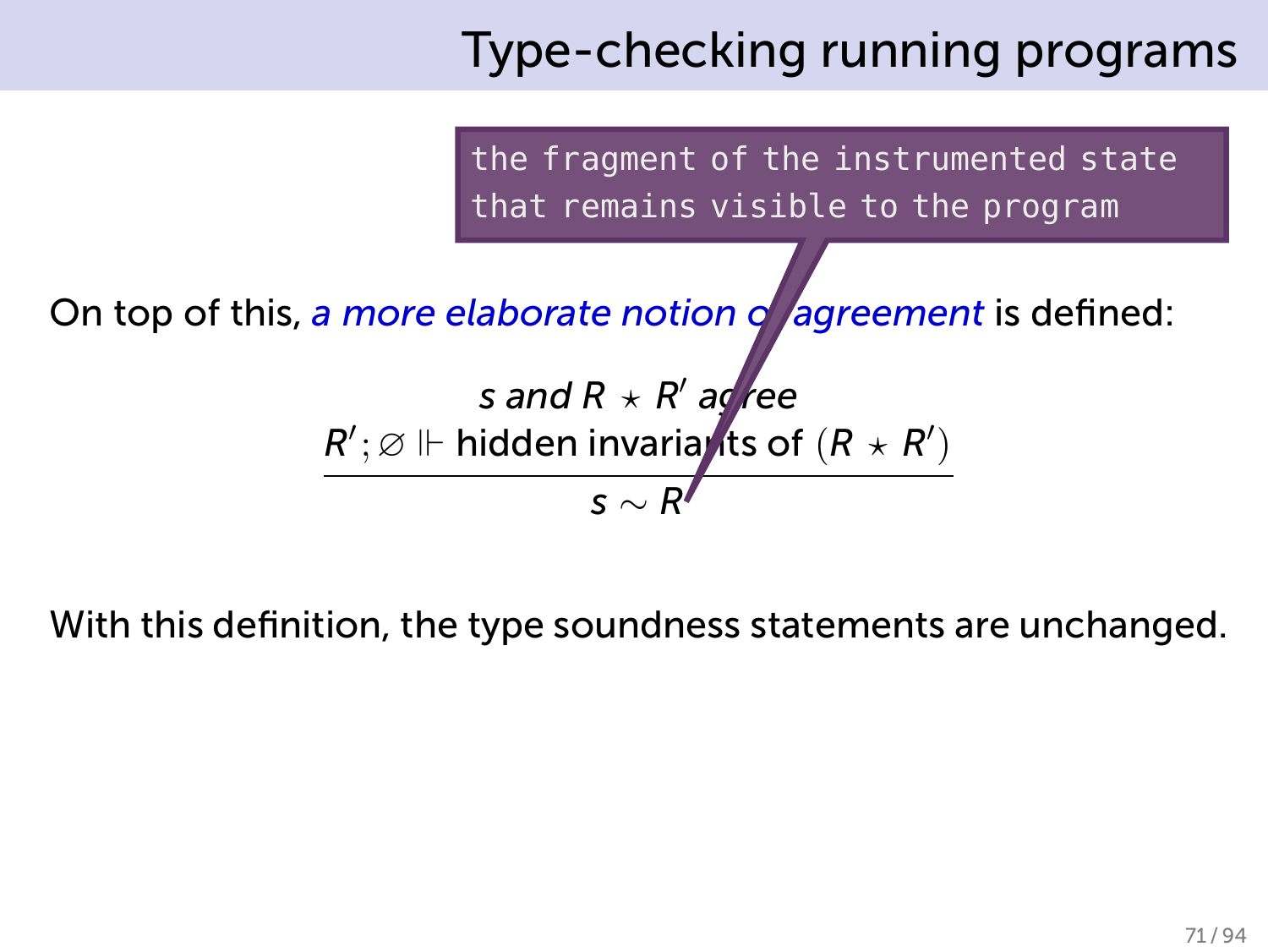# Type-checking running programs

the fragment of the instrumented state that remains visible to the program

On top of this, *a more elaborate notion of agreement* is defined:

$$\frac{\begin{array}{c} s \text{ and } R \star R' \text{ agree} \\ R' ; \varnothing \Vdash \text{hidden invariants of } (R \star R') \end{array}}{s \sim R}$$

With this definition, the type soundness statements are unchanged.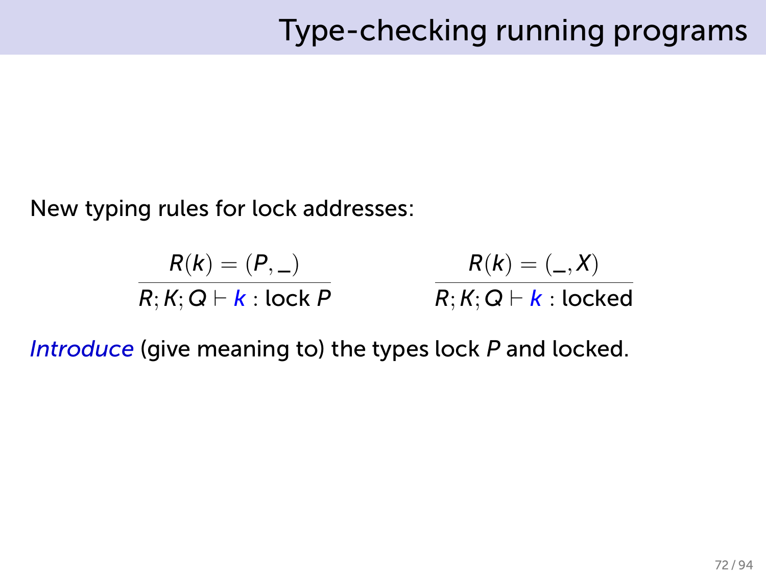# Type-checking running programs

New typing rules for lock addresses:

$$\frac{R(k) = (P, \_)}{R; K; Q \vdash k : \text{lock } P} \qquad \frac{R(k) = (\_, X)}{R; K; Q \vdash k : \text{locked}}$$

*Introduce* (give meaning to) the types lock $P$ and locked.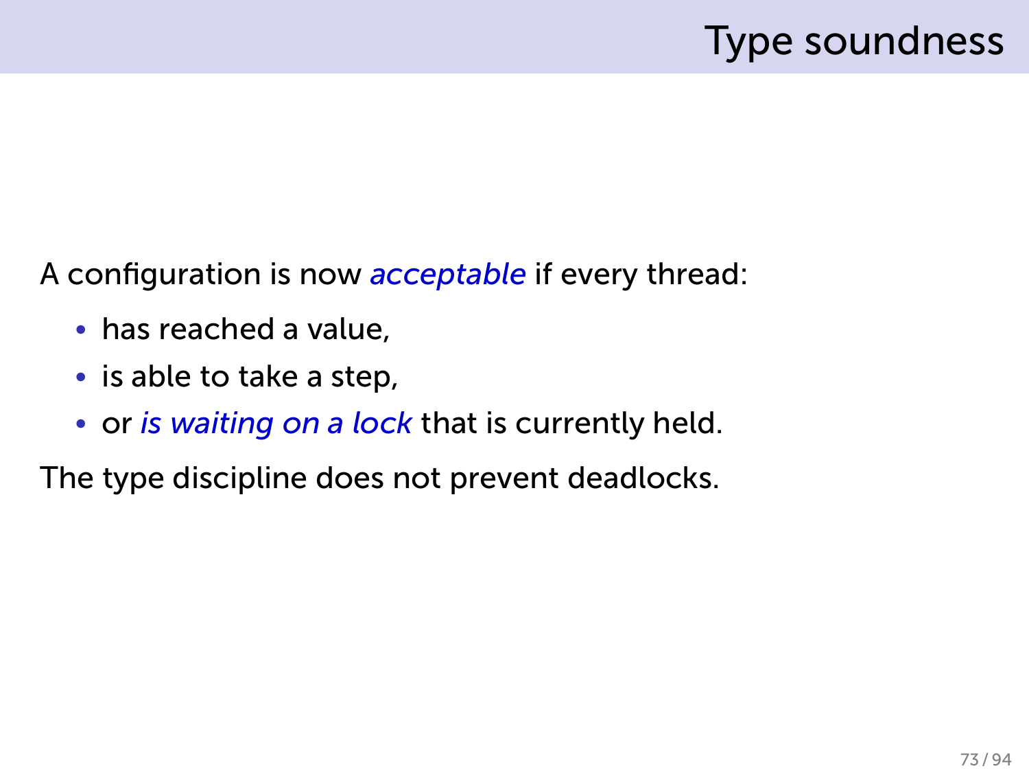# Type soundness

A configuration is now *acceptable* if every thread:

- has reached a value,
- is able to take a step,
- or *is waiting on a lock* that is currently held.

The type discipline does not prevent deadlocks.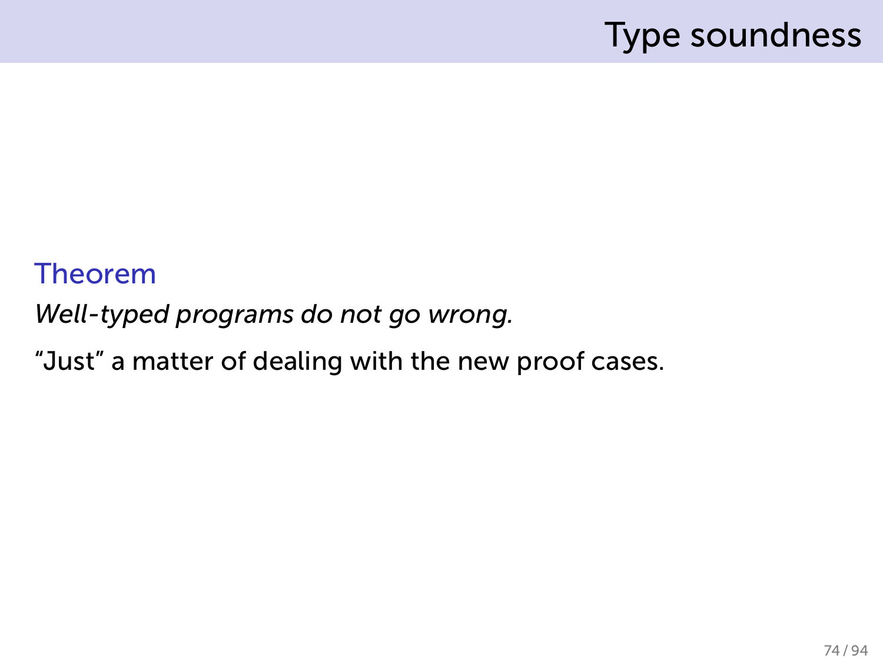# Type soundness

**Theorem**

*Well-typed programs do not go wrong.*

"Just" a matter of dealing with the new proof cases.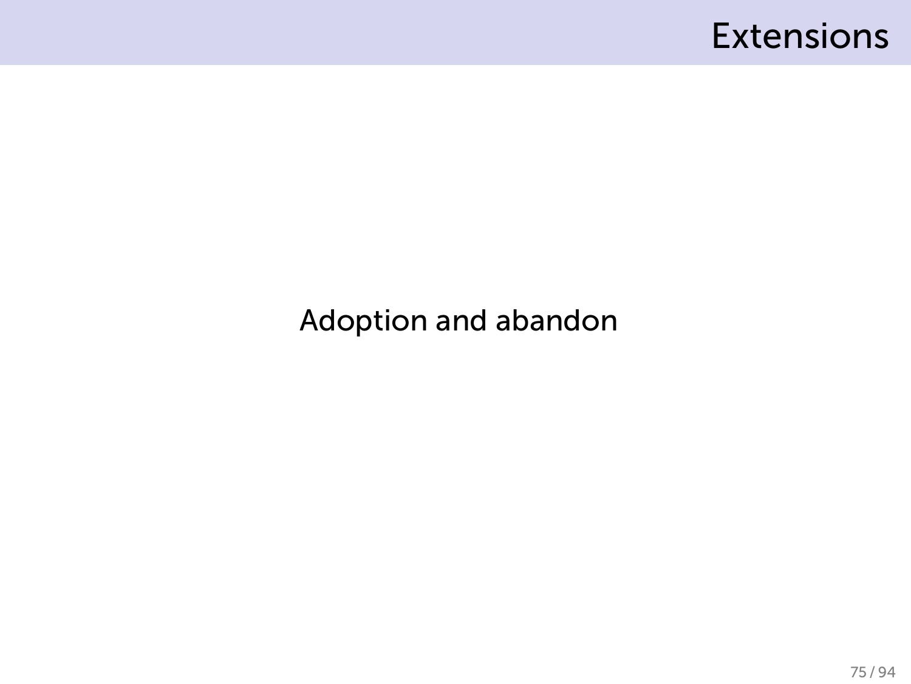# Extensions

Adoption and abandon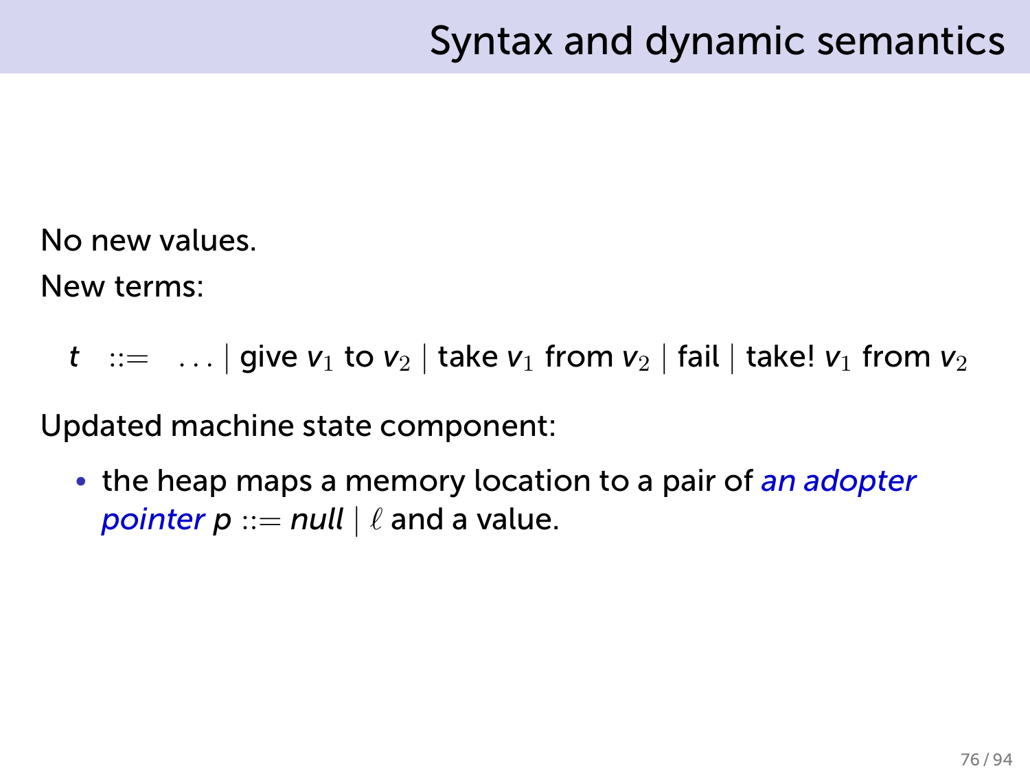# Syntax and dynamic semantics

No new values.

New terms:

$$t \ ::= \ \ldots \mid \text{give } v_1 \text{ to } v_2 \mid \text{take } v_1 \text{ from } v_2 \mid \text{fail} \mid \text{take! } v_1 \text{ from } v_2$$

Updated machine state component:

- the heap maps a memory location to a pair of *an adopter pointer* $p ::= \mathit{null} \mid \ell$ and a value.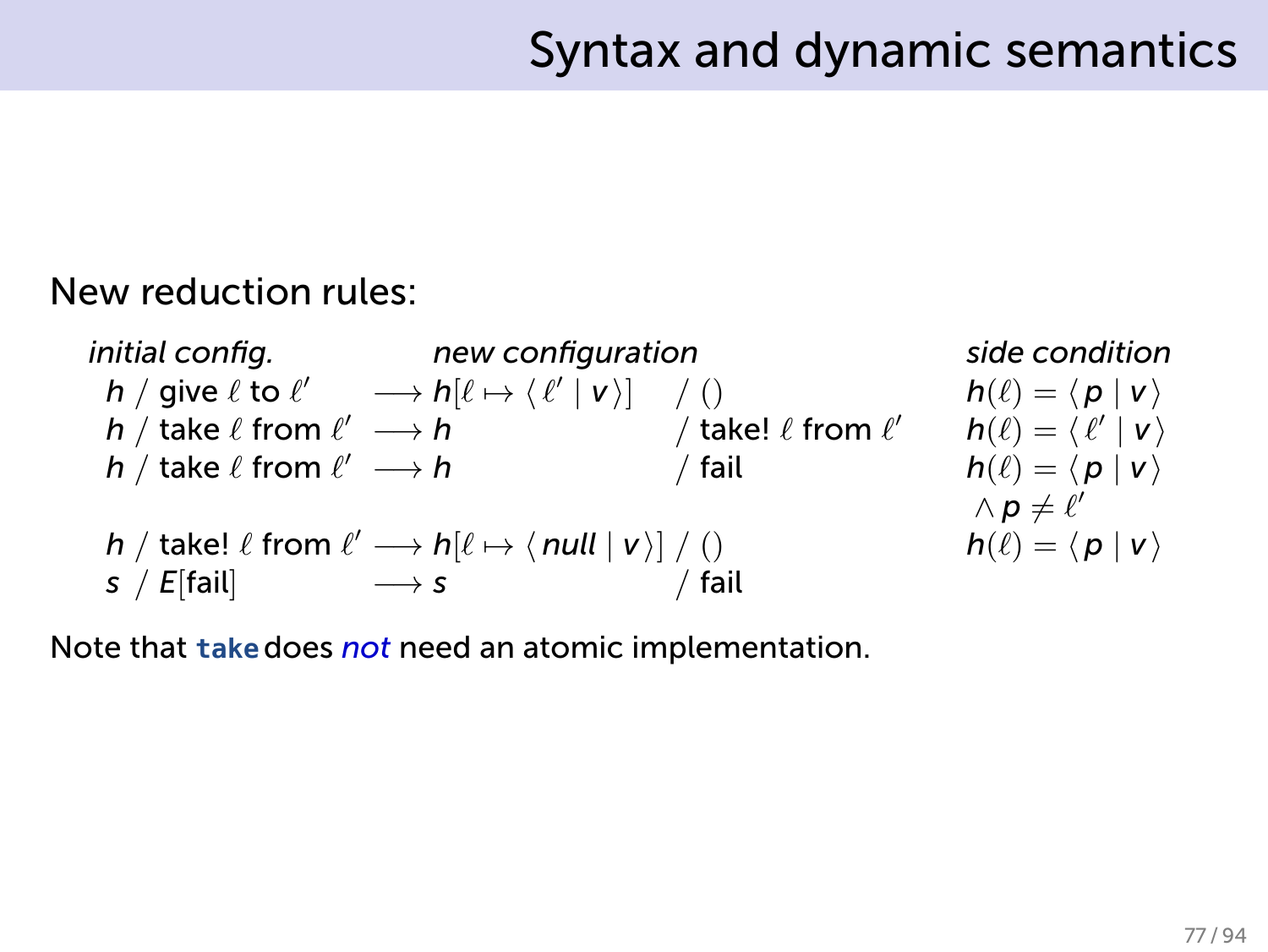# Syntax and dynamic semantics

New reduction rules:

| *initial config.* | | *new configuration* | | *side condition* |
|---|---|---|---|---|
| $h$ / give $\ell$ to $\ell'$ | $\longrightarrow$ | $h[\ell \mapsto \langle\, \ell' \mid v \,\rangle]$ | / () | $h(\ell) = \langle\, p \mid v \,\rangle$ |
| $h$ / take $\ell$ from $\ell'$ | $\longrightarrow$ | $h$ | / take! $\ell$ from $\ell'$ | $h(\ell) = \langle\, \ell' \mid v \,\rangle$ |
| $h$ / take $\ell$ from $\ell'$ | $\longrightarrow$ | $h$ | / fail | $h(\ell) = \langle\, p \mid v \,\rangle \wedge p \neq \ell'$ |
| $h$ / take! $\ell$ from $\ell'$ | $\longrightarrow$ | $h[\ell \mapsto \langle\, \mathit{null} \mid v \,\rangle]$ | / () | $h(\ell) = \langle\, p \mid v \,\rangle$ |
| $s$ / $E[\text{fail}]$ | $\longrightarrow$ | $s$ | / fail | |

Note that `take` does *not* need an atomic implementation.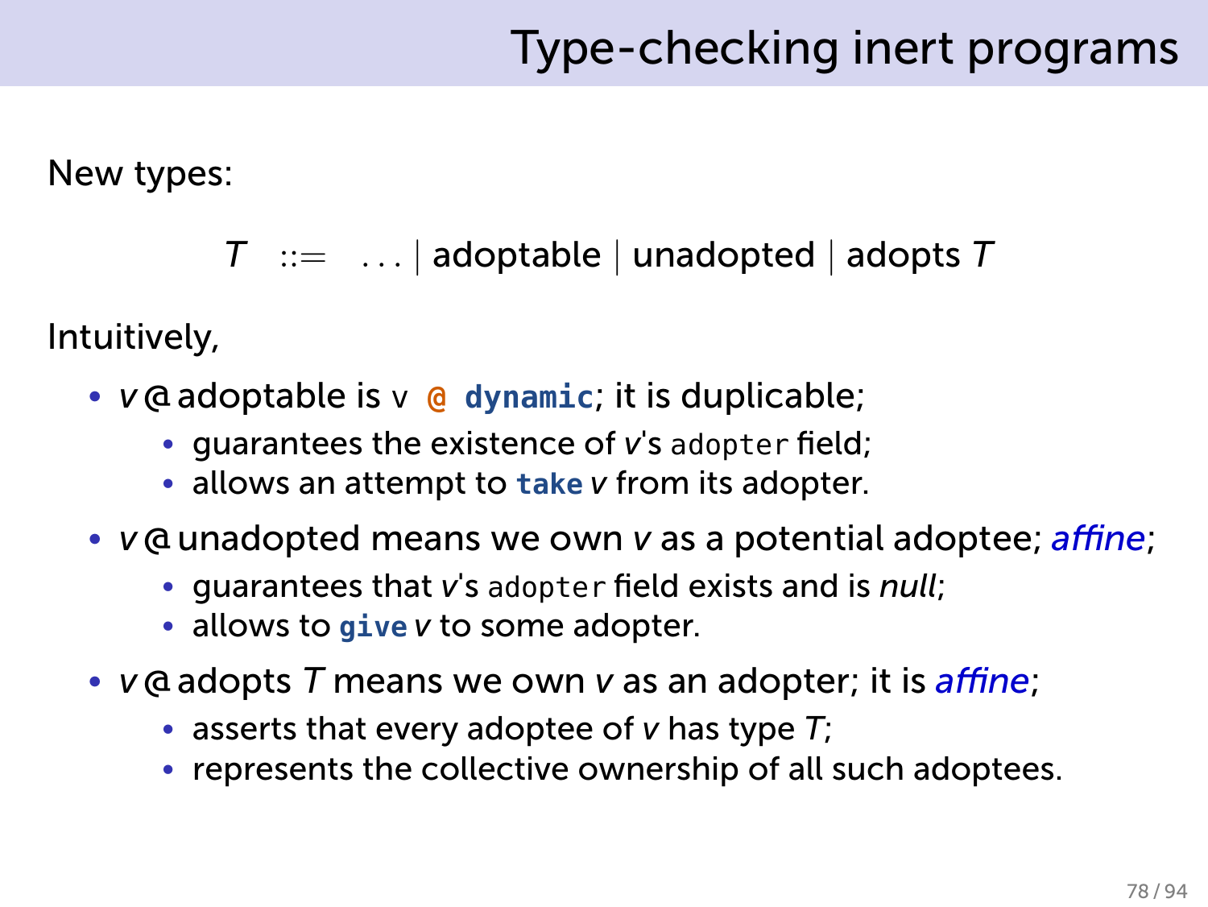# Type-checking inert programs

New types:

$$T \quad ::= \quad \ldots \mid \text{adoptable} \mid \text{unadopted} \mid \text{adopts } T$$

Intuitively,

- *v* @ adoptable is `v @ dynamic`; it is duplicable;
  - guarantees the existence of *v*'s `adopter` field;
  - allows an attempt to **`take`** *v* from its adopter.
- *v* @ unadopted means we own *v* as a potential adoptee; *affine*;
  - guarantees that *v*'s `adopter` field exists and is *null*;
  - allows to **`give`** *v* to some adopter.
- *v* @ adopts *T* means we own *v* as an adopter; it is *affine*;
  - asserts that every adoptee of *v* has type *T*;
  - represents the collective ownership of all such adoptees.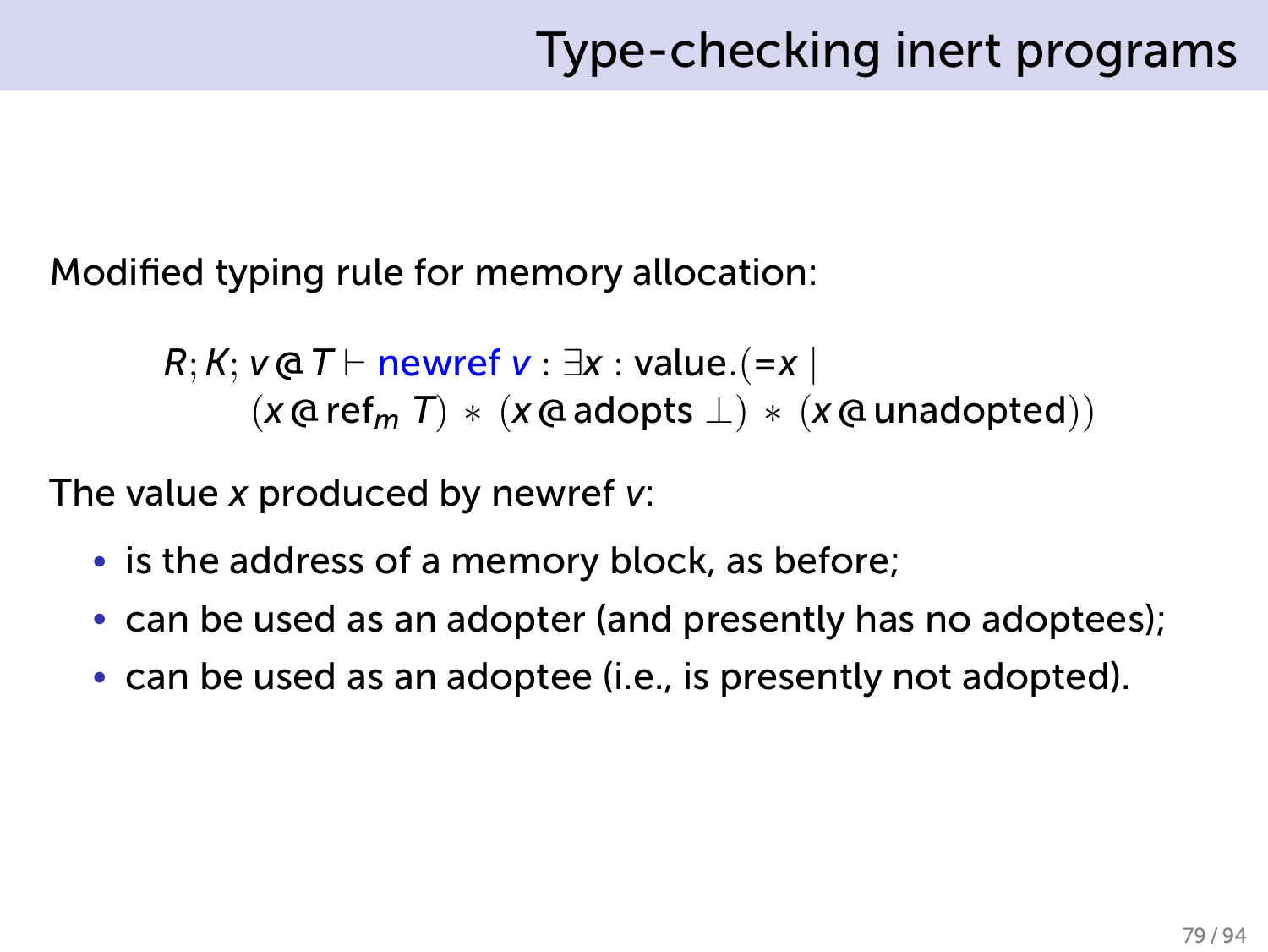# Type-checking inert programs

Modified typing rule for memory allocation:

$$R; K; v \mathbin{@} T \vdash \textbf{newref}\ v : \exists x : \text{value}.(=x \mid (x \mathbin{@} \text{ref}_m\ T) * (x \mathbin{@} \text{adopts}\ \bot) * (x \mathbin{@} \text{unadopted}))$$

The value $x$ produced by newref $v$:

- is the address of a memory block, as before;
- can be used as an adopter (and presently has no adoptees);
- can be used as an adoptee (i.e., is presently not adopted).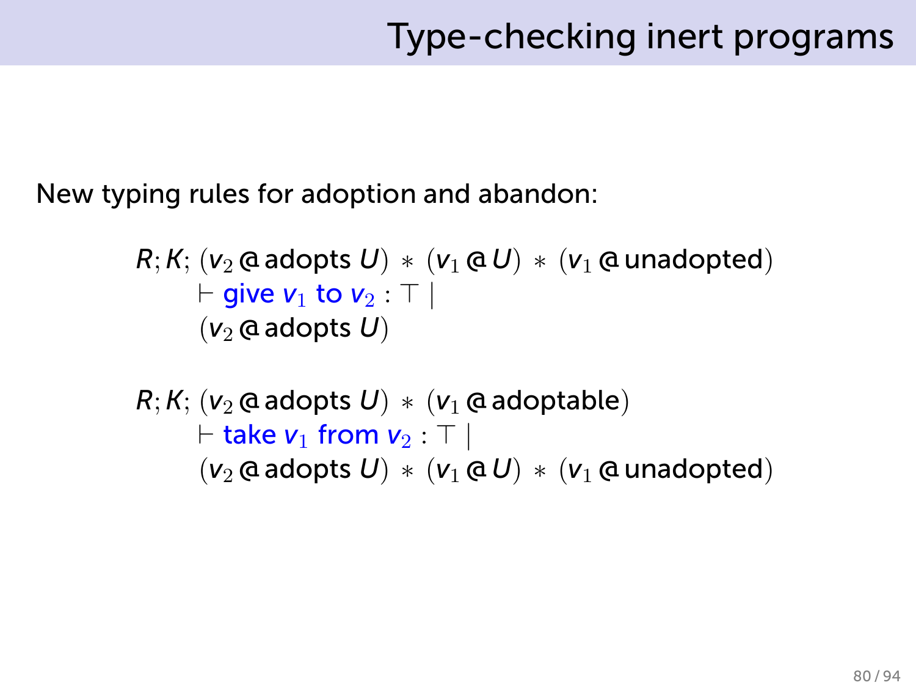# Type-checking inert programs

New typing rules for adoption and abandon:

$$
\begin{array}{l}
R; K; (v_2 \mathbin{@} \text{adopts } U) \ast (v_1 \mathbin{@} U) \ast (v_1 \mathbin{@} \text{unadopted}) \\
\quad \vdash \textbf{give } v_1 \textbf{ to } v_2 : \top \mid \\
\quad (v_2 \mathbin{@} \text{adopts } U)
\end{array}
$$

$$
\begin{array}{l}
R; K; (v_2 \mathbin{@} \text{adopts } U) \ast (v_1 \mathbin{@} \text{adoptable}) \\
\quad \vdash \textbf{take } v_1 \textbf{ from } v_2 : \top \mid \\
\quad (v_2 \mathbin{@} \text{adopts } U) \ast (v_1 \mathbin{@} U) \ast (v_1 \mathbin{@} \text{unadopted})
\end{array}
$$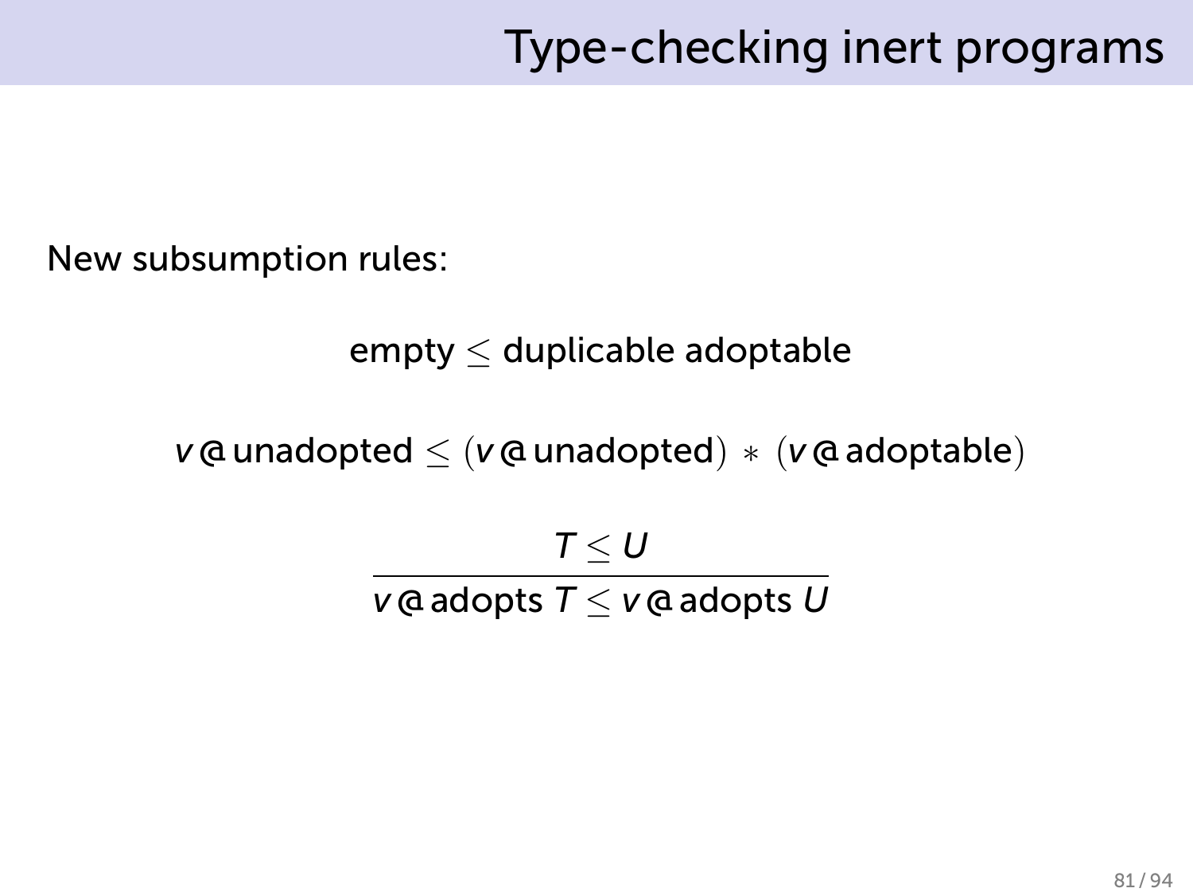# Type-checking inert programs

New subsumption rules:

$$\text{empty} \leq \text{duplicable adoptable}$$

$$v \mathbin{@} \text{unadopted} \leq (v \mathbin{@} \text{unadopted}) * (v \mathbin{@} \text{adoptable})$$

$$\frac{T \leq U}{v \mathbin{@} \text{adopts } T \leq v \mathbin{@} \text{adopts } U}$$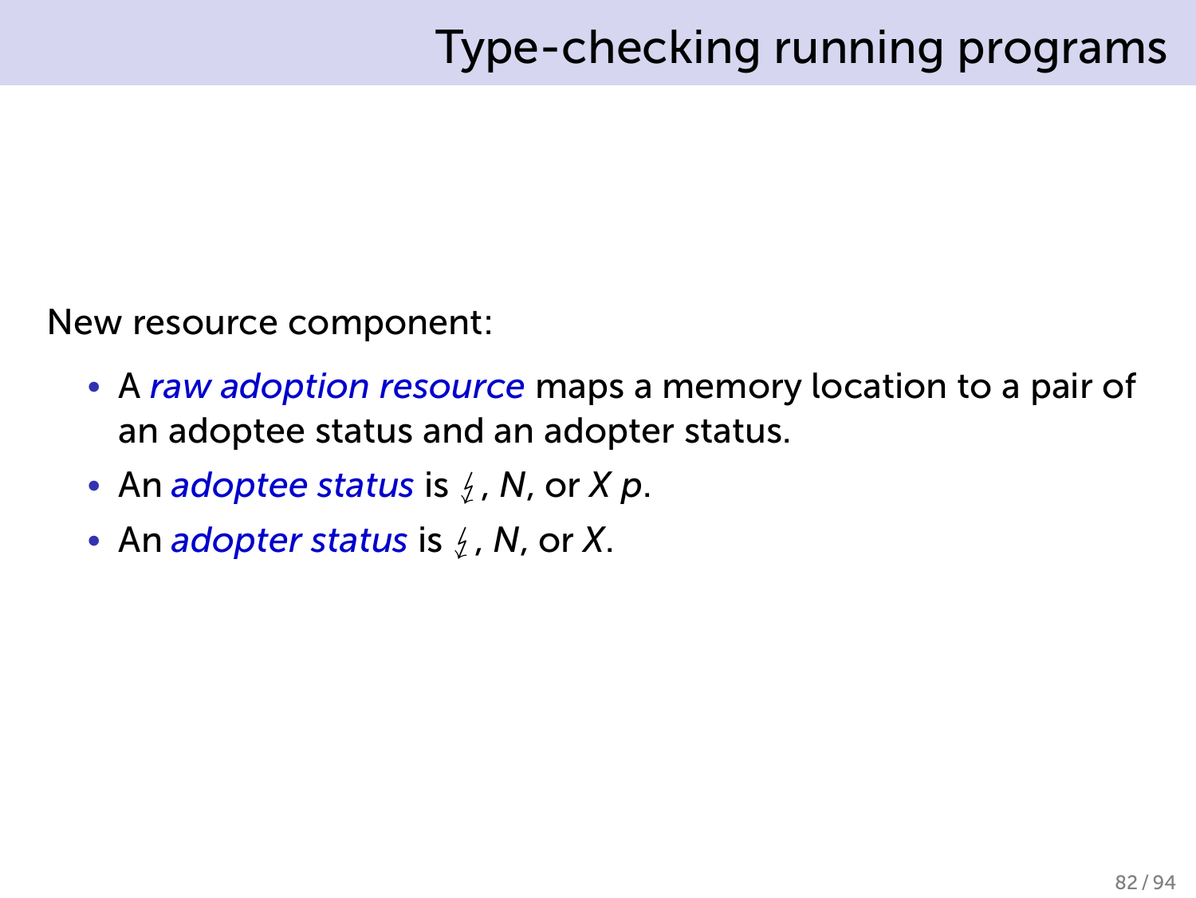# Type-checking running programs

New resource component:

- A *raw adoption resource* maps a memory location to a pair of an adoptee status and an adopter status.
- An *adoptee status* is $\lightning$, $N$, or $X\ p$.
- An *adopter status* is $\lightning$, $N$, or $X$.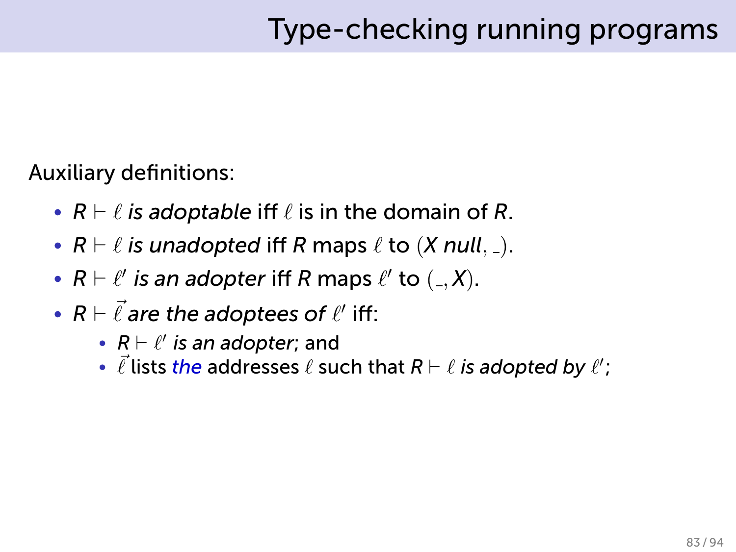# Type-checking running programs

Auxiliary definitions:

- $R \vdash \ell$ *is adoptable* iff $\ell$ is in the domain of $R$.
- $R \vdash \ell$ *is unadopted* iff $R$ maps $\ell$ to $(X\ null, \_)$.
- $R \vdash \ell'$ *is an adopter* iff $R$ maps $\ell'$ to $(\_, X)$.
- $R \vdash \vec{\ell}$ *are the adoptees of* $\ell'$ iff:
  - $R \vdash \ell'$ *is an adopter*; and
  - $\vec{\ell}$ lists *the* addresses $\ell$ such that $R \vdash \ell$ *is adopted by* $\ell'$;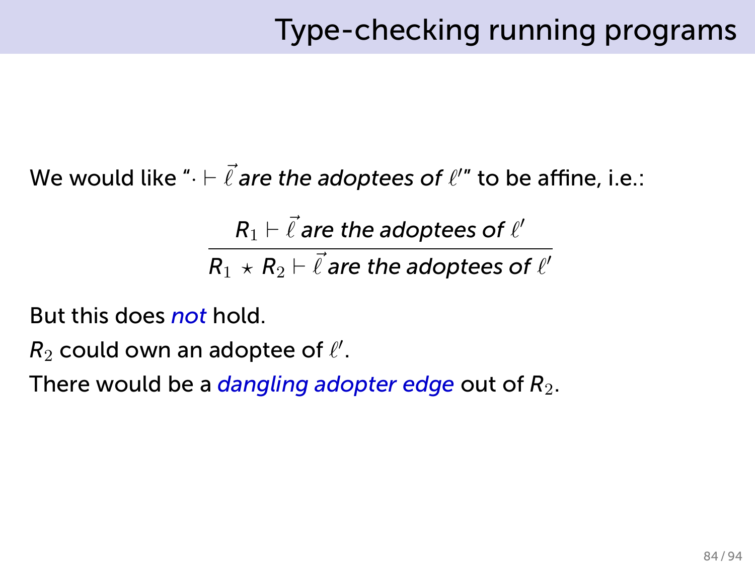# Type-checking running programs

We would like "$\cdot \vdash \vec{\ell}$ *are the adoptees of* $\ell'$" to be affine, i.e.:

$$\frac{R_1 \vdash \vec{\ell} \textit{ are the adoptees of } \ell'}{R_1 \star R_2 \vdash \vec{\ell} \textit{ are the adoptees of } \ell'}$$

But this does *not* hold.

$R_2$ could own an adoptee of $\ell'$.

There would be a *dangling adopter edge* out of $R_2$.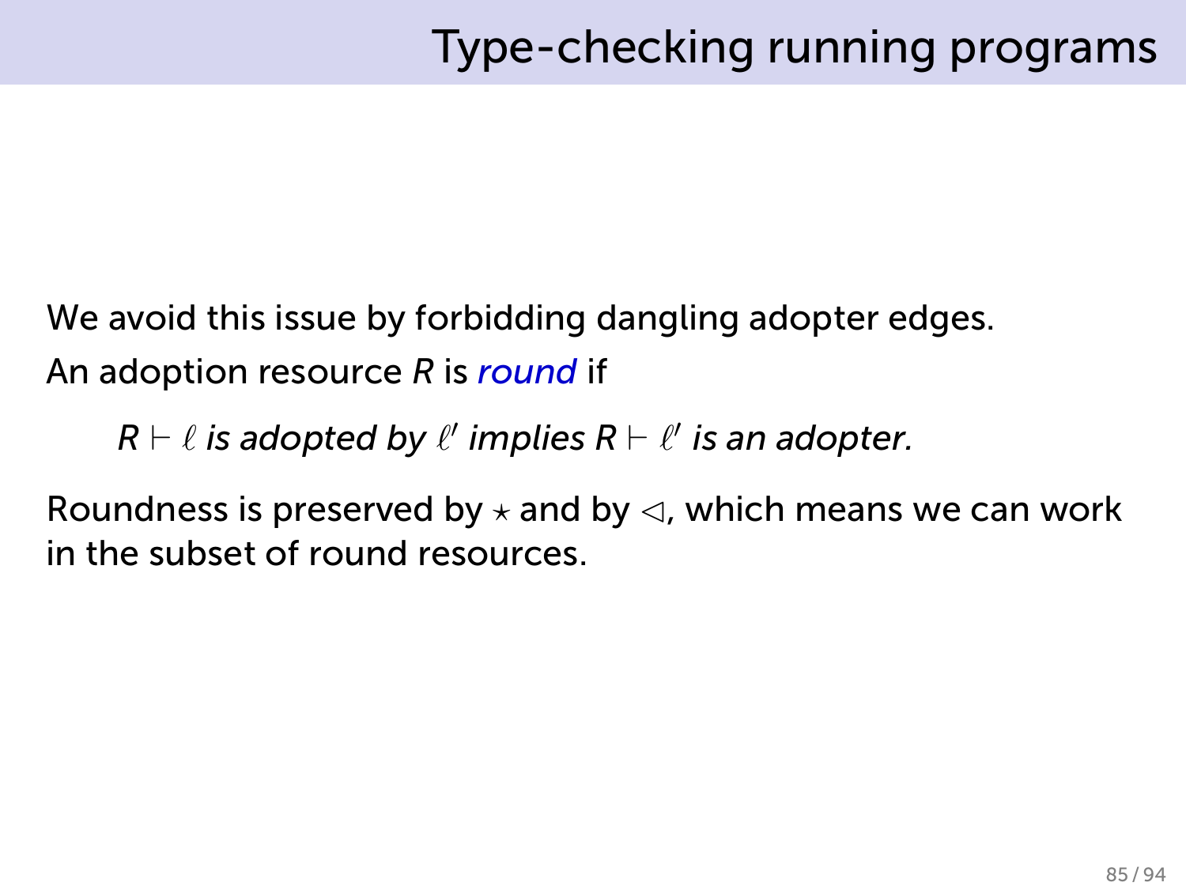# Type-checking running programs

We avoid this issue by forbidding dangling adopter edges.

An adoption resource $R$ is *round* if

> *$R \vdash \ell$ is adopted by $\ell'$ implies $R \vdash \ell'$ is an adopter.*

Roundness is preserved by $\star$ and by $\lhd$, which means we can work in the subset of round resources.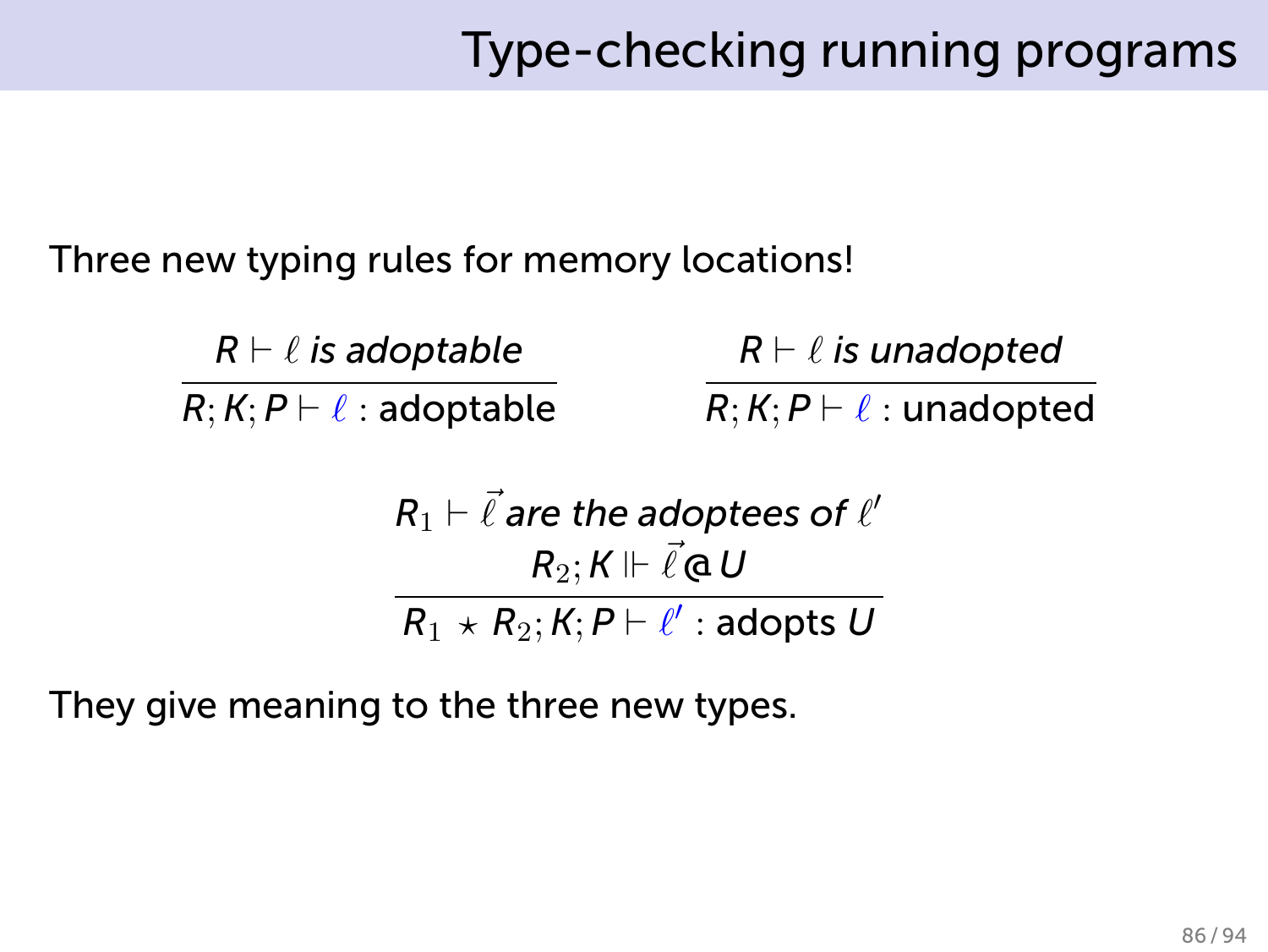# Type-checking running programs

Three new typing rules for memory locations!

$$\frac{R \vdash \ell \textit{ is adoptable}}{R; K; P \vdash \ell : \text{adoptable}} \qquad \frac{R \vdash \ell \textit{ is unadopted}}{R; K; P \vdash \ell : \text{unadopted}}$$

$$\frac{\begin{array}{c} R_1 \vdash \vec{\ell} \textit{ are the adoptees of } \ell' \\ R_2; K \Vdash \vec{\ell} \,@\, U \end{array}}{R_1 \star R_2; K; P \vdash \ell' : \text{adopts } U}$$

They give meaning to the three new types.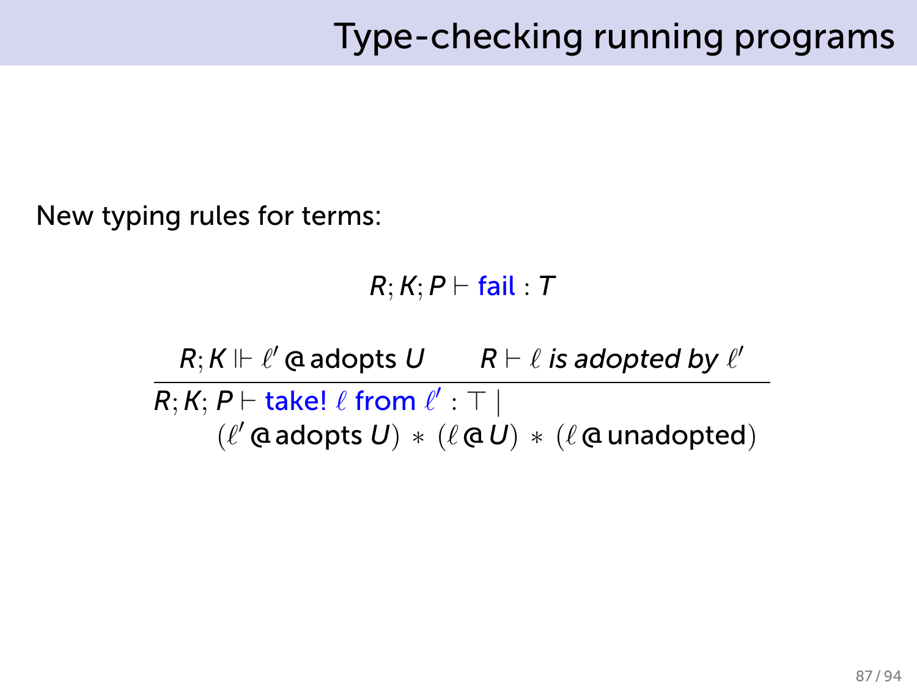# Type-checking running programs

New typing rules for terms:

$$R; K; P \vdash \textsf{fail} : T$$

$$\frac{R; K \Vdash \ell' \,@\, \text{adopts } U \qquad R \vdash \ell \textit{ is adopted by } \ell'}{\begin{array}{l} R; K; P \vdash \textsf{take! } \ell \textsf{ from } \ell' : \top \mid \\ \qquad (\ell' \,@\, \text{adopts } U) * (\ell \,@\, U) * (\ell \,@\, \text{unadopted}) \end{array}}$$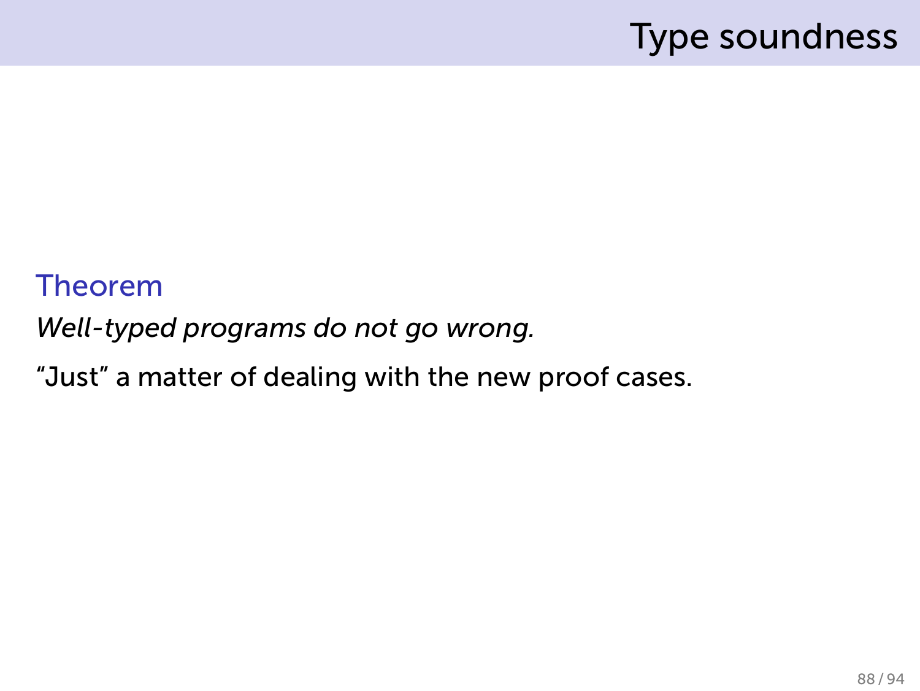# Type soundness

**Theorem**

*Well-typed programs do not go wrong.*

“Just” a matter of dealing with the new proof cases.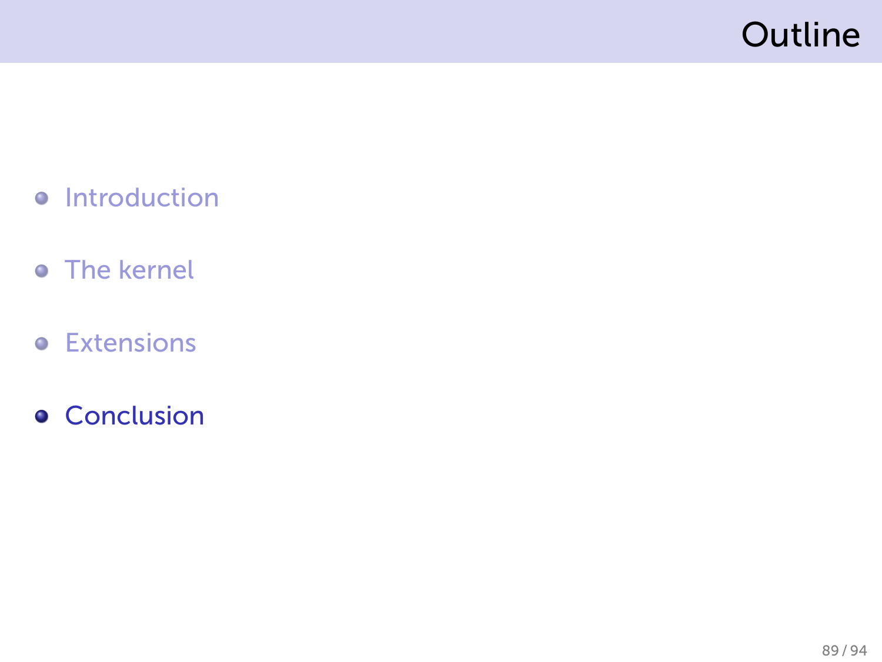# Outline

- Introduction
- The kernel
- Extensions
- Conclusion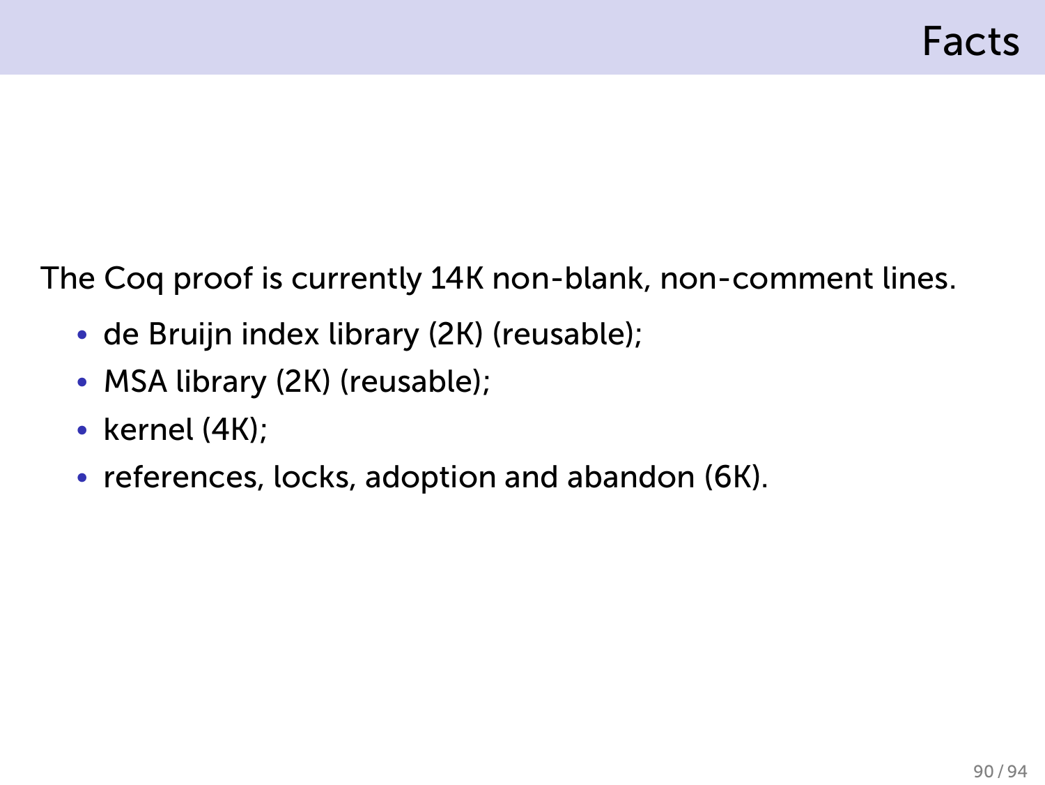# Facts

The Coq proof is currently 14K non-blank, non-comment lines.

- de Bruijn index library (2K) (reusable);
- MSA library (2K) (reusable);
- kernel (4K);
- references, locks, adoption and abandon (6K).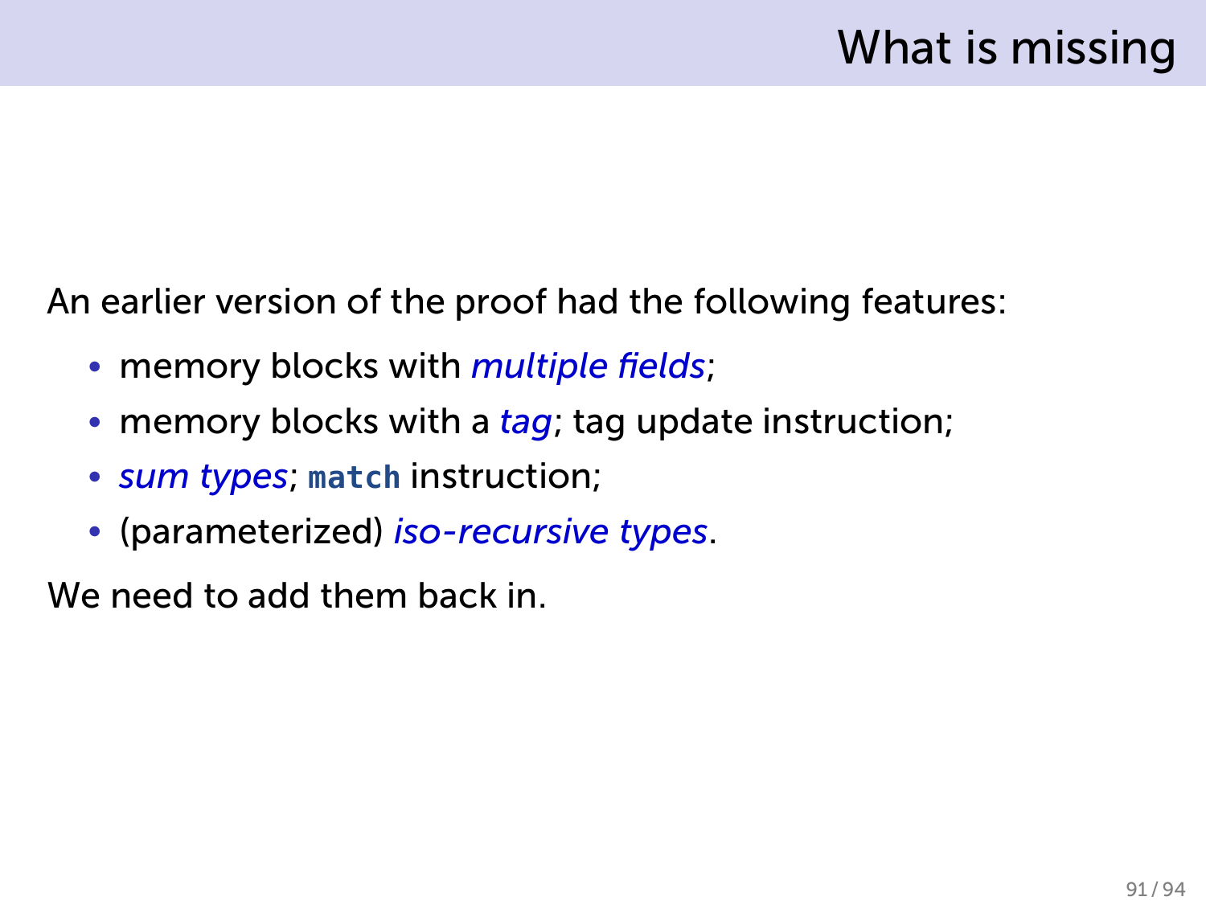# What is missing

An earlier version of the proof had the following features:

- memory blocks with *multiple fields*;
- memory blocks with a *tag*; tag update instruction;
- *sum types*; `match` instruction;
- (parameterized) *iso-recursive types*.

We need to add them back in.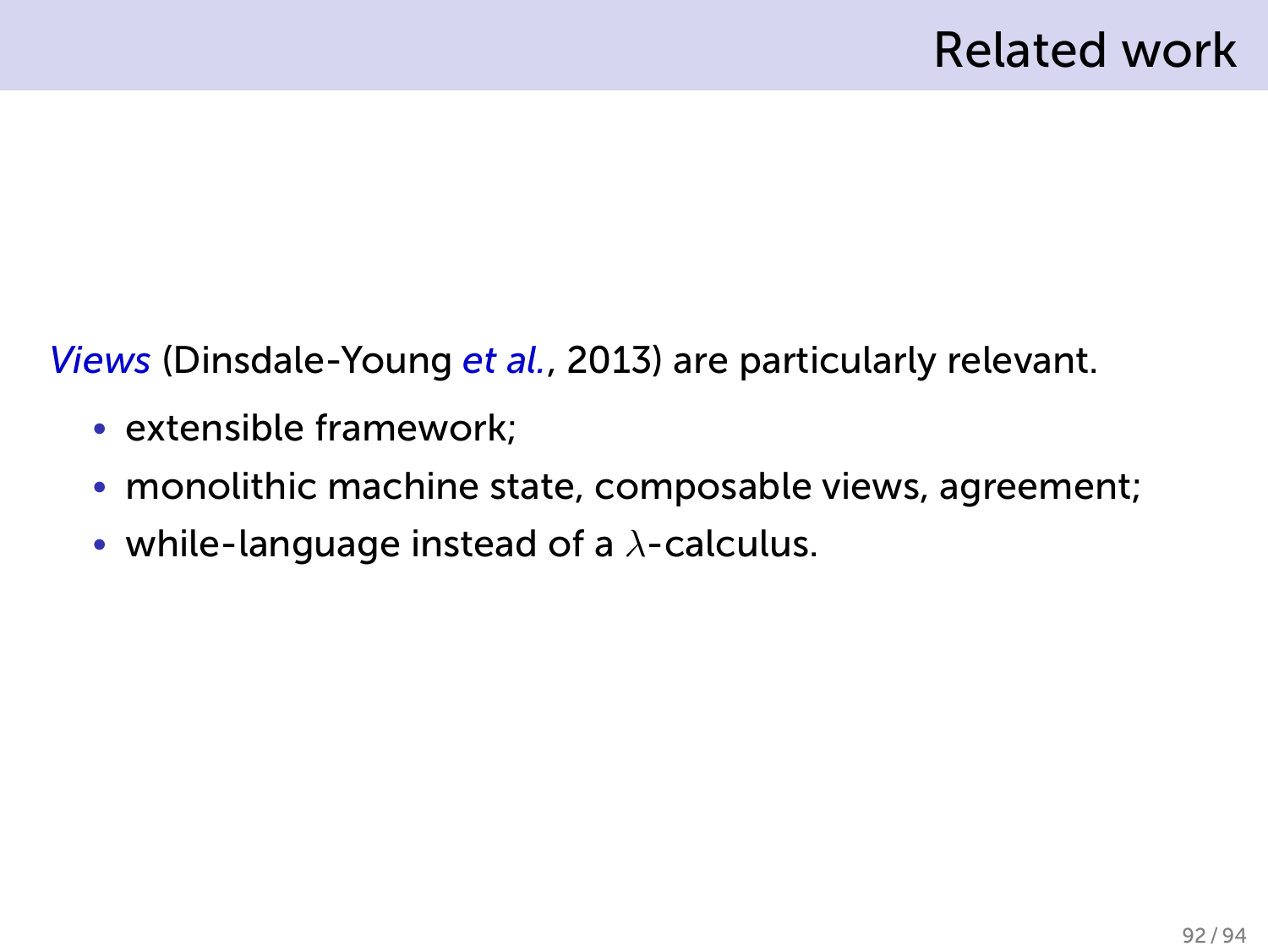# Related work

*Views* (Dinsdale-Young *et al.*, 2013) are particularly relevant.

- extensible framework;
- monolithic machine state, composable views, agreement;
- while-language instead of a $\lambda$-calculus.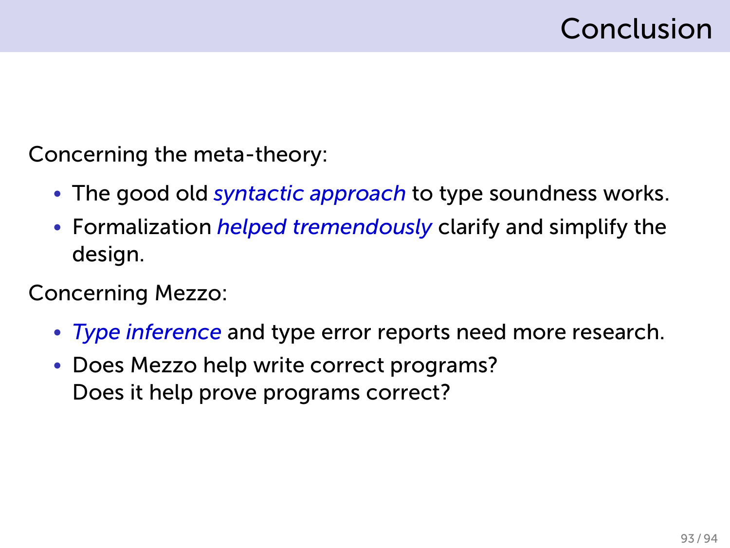# Conclusion

Concerning the meta-theory:

- The good old *syntactic approach* to type soundness works.
- Formalization *helped tremendously* clarify and simplify the design.

Concerning Mezzo:

- *Type inference* and type error reports need more research.
- Does Mezzo help write correct programs?
  Does it help prove programs correct?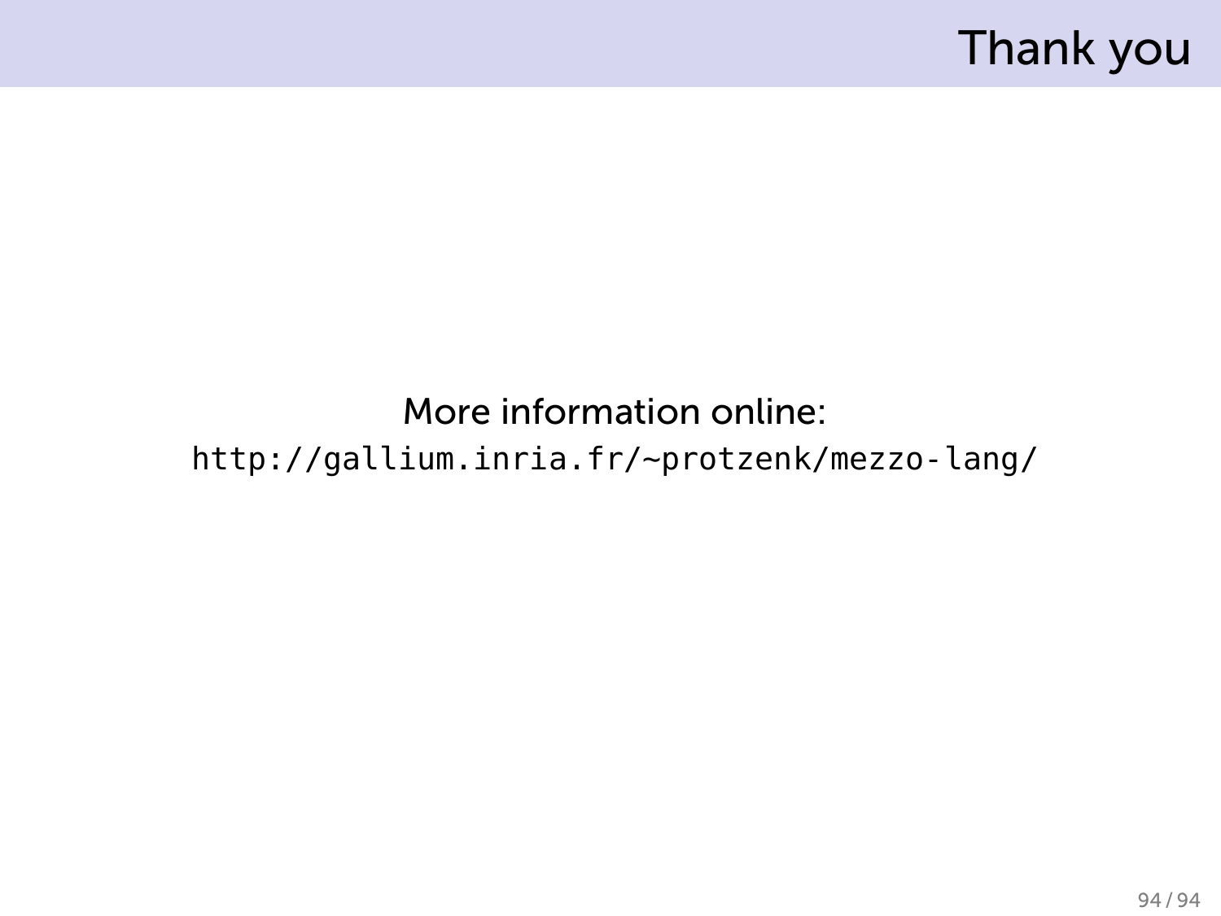# Thank you

More information online:

`http://gallium.inria.fr/~protzenk/mezzo-lang/`